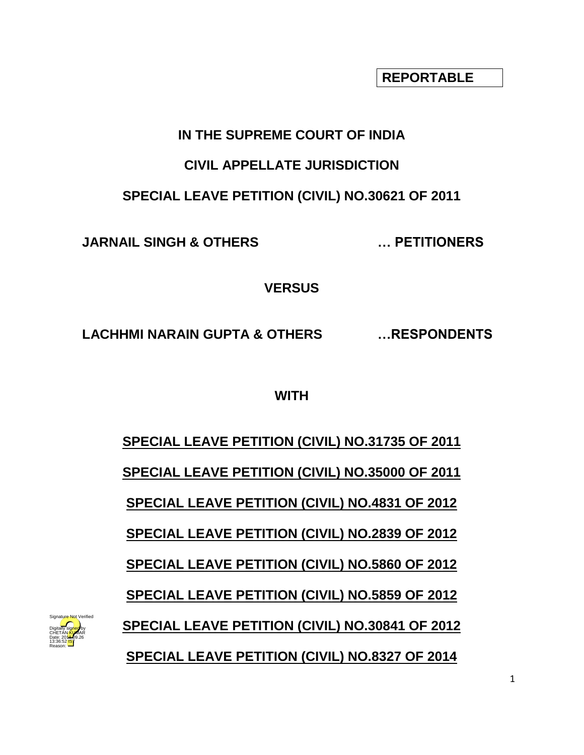**REPORTABLE**

**IN THE SUPREME COURT OF INDIA**

**CIVIL APPELLATE JURISDICTION**

**SPECIAL LEAVE PETITION (CIVIL) NO.30621 OF 2011**

**JARNAIL SINGH & OTHERS … PETITIONERS**

**VERSUS**

**LACHHMI NARAIN GUPTA & OTHERS …RESPONDENTS**

**WITH**

**SPECIAL LEAVE PETITION (CIVIL) NO.31735 OF 2011**

**SPECIAL LEAVE PETITION (CIVIL) NO.35000 OF 2011**

**SPECIAL LEAVE PETITION (CIVIL) NO.4831 OF 2012**

**SPECIAL LEAVE PETITION (CIVIL) NO.2839 OF 2012**

**SPECIAL LEAVE PETITION (CIVIL) NO.5860 OF 2012**

**SPECIAL LEAVE PETITION (CIVIL) NO.5859 OF 2012**

**SPECIAL LEAVE PETITION (CIVIL) NO.30841 OF 2012**

**SPECIAL LEAVE PETITION (CIVIL) NO.8327 OF 2014**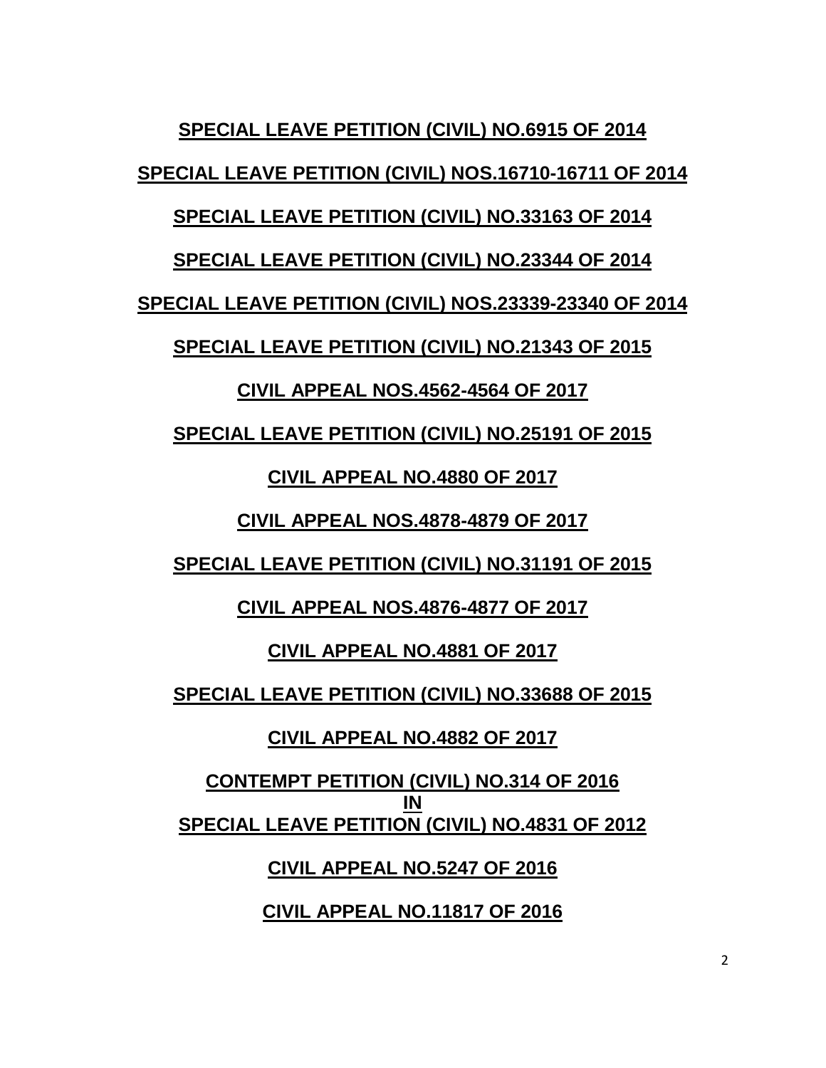**SPECIAL LEAVE PETITION (CIVIL) NO.6915 OF 2014**

**SPECIAL LEAVE PETITION (CIVIL) NOS.16710-16711 OF 2014**

**SPECIAL LEAVE PETITION (CIVIL) NO.33163 OF 2014**

**SPECIAL LEAVE PETITION (CIVIL) NO.23344 OF 2014**

**SPECIAL LEAVE PETITION (CIVIL) NOS.23339-23340 OF 2014**

**SPECIAL LEAVE PETITION (CIVIL) NO.21343 OF 2015**

**CIVIL APPEAL NOS.4562-4564 OF 2017**

**SPECIAL LEAVE PETITION (CIVIL) NO.25191 OF 2015**

**CIVIL APPEAL NO.4880 OF 2017**

**CIVIL APPEAL NOS.4878-4879 OF 2017**

**SPECIAL LEAVE PETITION (CIVIL) NO.31191 OF 2015**

**CIVIL APPEAL NOS.4876-4877 OF 2017**

**CIVIL APPEAL NO.4881 OF 2017**

**SPECIAL LEAVE PETITION (CIVIL) NO.33688 OF 2015**

**CIVIL APPEAL NO.4882 OF 2017**

**CONTEMPT PETITION (CIVIL) NO.314 OF 2016**
**IN**
**SPECIAL LEAVE PETITION (CIVIL) NO.4831 OF 2012**

**CIVIL APPEAL NO.5247 OF 2016**

**CIVIL APPEAL NO.11817 OF 2016**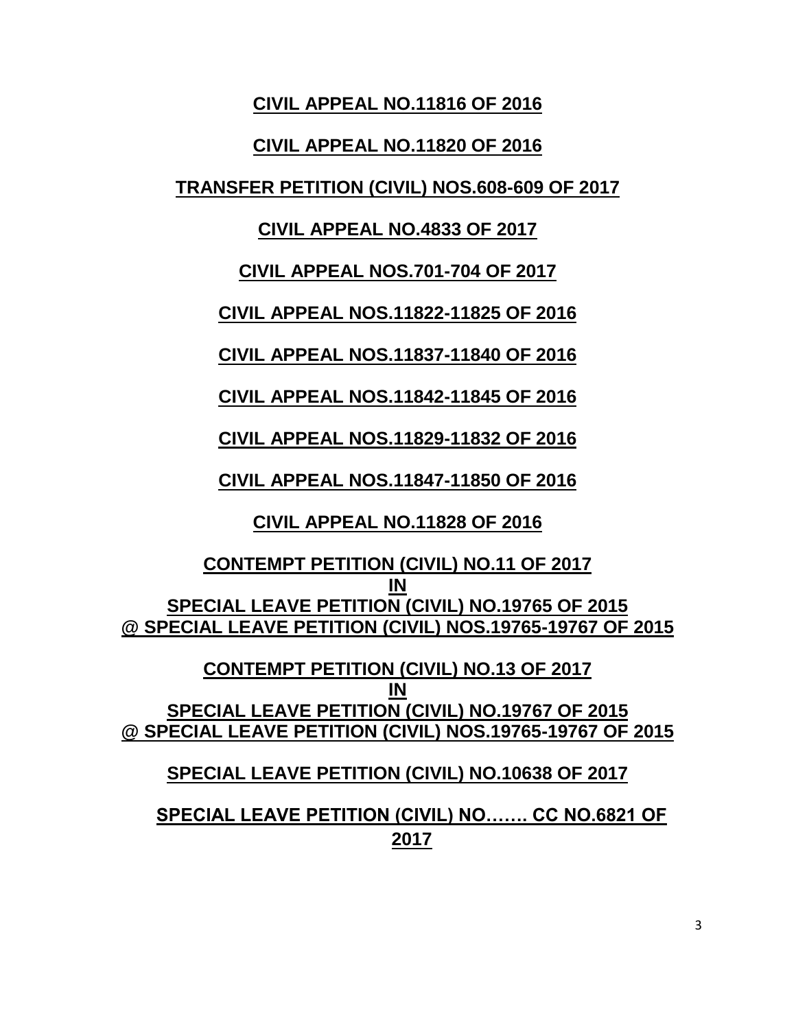**CIVIL APPEAL NO.11816 OF 2016**

**CIVIL APPEAL NO.11820 OF 2016**

**TRANSFER PETITION (CIVIL) NOS.608-609 OF 2017**

**CIVIL APPEAL NO.4833 OF 2017**

**CIVIL APPEAL NOS.701-704 OF 2017**

**CIVIL APPEAL NOS.11822-11825 OF 2016**

**CIVIL APPEAL NOS.11837-11840 OF 2016**

**CIVIL APPEAL NOS.11842-11845 OF 2016**

**CIVIL APPEAL NOS.11829-11832 OF 2016**

**CIVIL APPEAL NOS.11847-11850 OF 2016**

**CIVIL APPEAL NO.11828 OF 2016**

**CONTEMPT PETITION (CIVIL) NO.11 OF 2017**
**IN**
**SPECIAL LEAVE PETITION (CIVIL) NO.19765 OF 2015**
**@ SPECIAL LEAVE PETITION (CIVIL) NOS.19765-19767 OF 2015**

**CONTEMPT PETITION (CIVIL) NO.13 OF 2017**
**IN**
**SPECIAL LEAVE PETITION (CIVIL) NO.19767 OF 2015**
**@ SPECIAL LEAVE PETITION (CIVIL) NOS.19765-19767 OF 2015**

**SPECIAL LEAVE PETITION (CIVIL) NO.10638 OF 2017**

**SPECIAL LEAVE PETITION (CIVIL) NO……. CC NO.6821 OF 2017**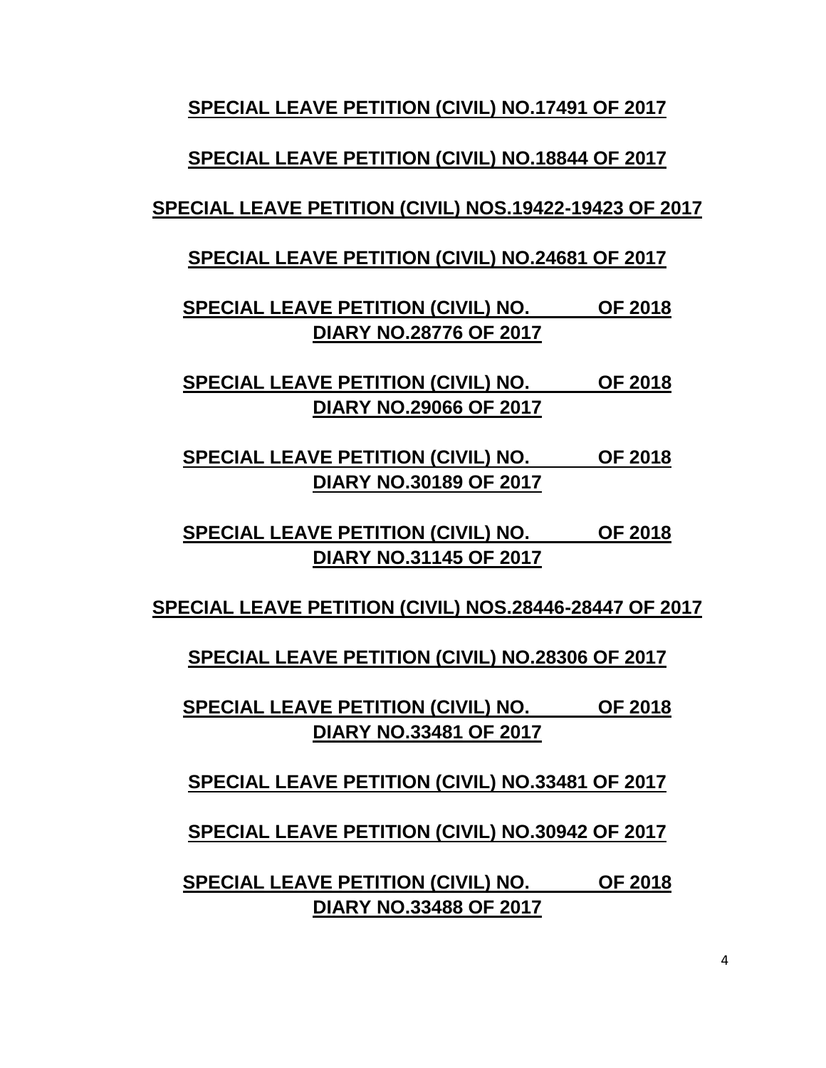**SPECIAL LEAVE PETITION (CIVIL) NO.17491 OF 2017**

**SPECIAL LEAVE PETITION (CIVIL) NO.18844 OF 2017**

**SPECIAL LEAVE PETITION (CIVIL) NOS.19422-19423 OF 2017**

**SPECIAL LEAVE PETITION (CIVIL) NO.24681 OF 2017**

**SPECIAL LEAVE PETITION (CIVIL) NO. OF 2018**
**DIARY NO.28776 OF 2017**

**SPECIAL LEAVE PETITION (CIVIL) NO. OF 2018**
**DIARY NO.29066 OF 2017**

**SPECIAL LEAVE PETITION (CIVIL) NO. OF 2018**
**DIARY NO.30189 OF 2017**

**SPECIAL LEAVE PETITION (CIVIL) NO. OF 2018**
**DIARY NO.31145 OF 2017**

**SPECIAL LEAVE PETITION (CIVIL) NOS.28446-28447 OF 2017**

**SPECIAL LEAVE PETITION (CIVIL) NO.28306 OF 2017**

**SPECIAL LEAVE PETITION (CIVIL) NO. OF 2018**
**DIARY NO.33481 OF 2017**

**SPECIAL LEAVE PETITION (CIVIL) NO.33481 OF 2017**

**SPECIAL LEAVE PETITION (CIVIL) NO.30942 OF 2017**

**SPECIAL LEAVE PETITION (CIVIL) NO. OF 2018**
**DIARY NO.33488 OF 2017**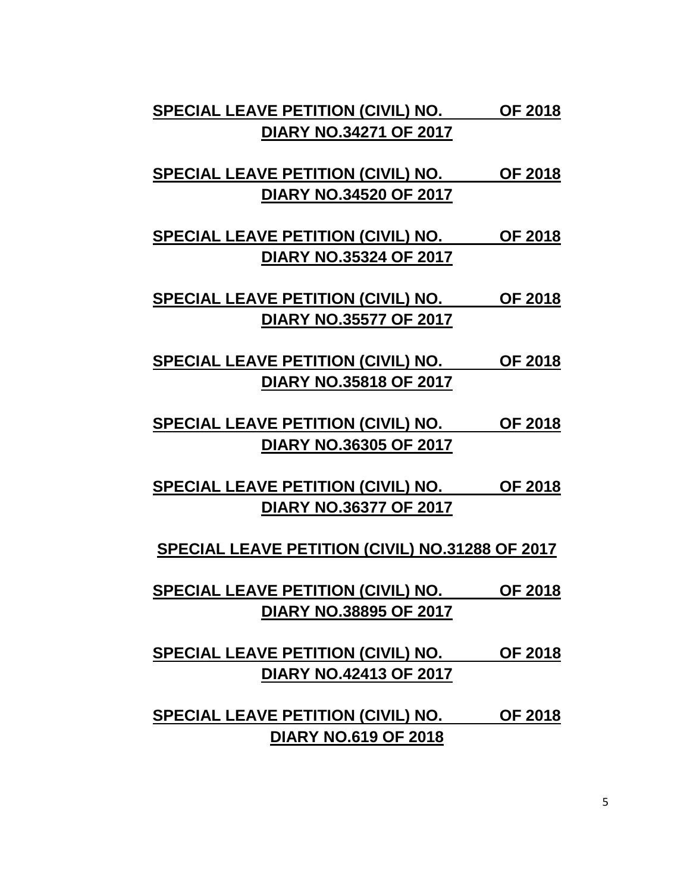**SPECIAL LEAVE PETITION (CIVIL) NO.          OF 2018**
**DIARY NO.34271 OF 2017**

**SPECIAL LEAVE PETITION (CIVIL) NO.          OF 2018**
**DIARY NO.34520 OF 2017**

**SPECIAL LEAVE PETITION (CIVIL) NO.          OF 2018**
**DIARY NO.35324 OF 2017**

**SPECIAL LEAVE PETITION (CIVIL) NO.          OF 2018**
**DIARY NO.35577 OF 2017**

**SPECIAL LEAVE PETITION (CIVIL) NO.          OF 2018**
**DIARY NO.35818 OF 2017**

**SPECIAL LEAVE PETITION (CIVIL) NO.          OF 2018**
**DIARY NO.36305 OF 2017**

**SPECIAL LEAVE PETITION (CIVIL) NO.          OF 2018**
**DIARY NO.36377 OF 2017**

**SPECIAL LEAVE PETITION (CIVIL) NO.31288 OF 2017**

**SPECIAL LEAVE PETITION (CIVIL) NO.          OF 2018**
**DIARY NO.38895 OF 2017**

**SPECIAL LEAVE PETITION (CIVIL) NO.          OF 2018**
**DIARY NO.42413 OF 2017**

**SPECIAL LEAVE PETITION (CIVIL) NO.          OF 2018**
**DIARY NO.619 OF 2018**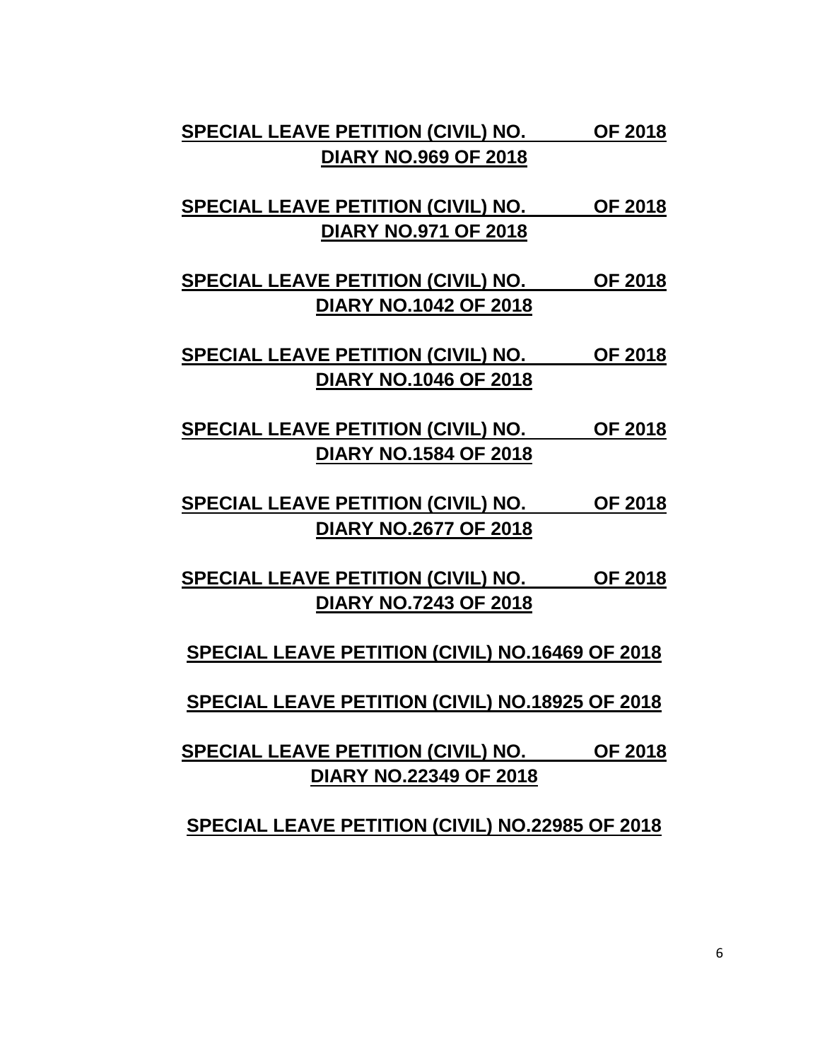**SPECIAL LEAVE PETITION (CIVIL) NO.            OF 2018**
**DIARY NO.969 OF 2018**

**SPECIAL LEAVE PETITION (CIVIL) NO.            OF 2018**
**DIARY NO.971 OF 2018**

**SPECIAL LEAVE PETITION (CIVIL) NO.            OF 2018**
**DIARY NO.1042 OF 2018**

**SPECIAL LEAVE PETITION (CIVIL) NO.            OF 2018**
**DIARY NO.1046 OF 2018**

**SPECIAL LEAVE PETITION (CIVIL) NO.            OF 2018**
**DIARY NO.1584 OF 2018**

**SPECIAL LEAVE PETITION (CIVIL) NO.            OF 2018**
**DIARY NO.2677 OF 2018**

**SPECIAL LEAVE PETITION (CIVIL) NO.            OF 2018**
**DIARY NO.7243 OF 2018**

**SPECIAL LEAVE PETITION (CIVIL) NO.16469 OF 2018**

**SPECIAL LEAVE PETITION (CIVIL) NO.18925 OF 2018**

**SPECIAL LEAVE PETITION (CIVIL) NO.            OF 2018**
**DIARY NO.22349 OF 2018**

**SPECIAL LEAVE PETITION (CIVIL) NO.22985 OF 2018**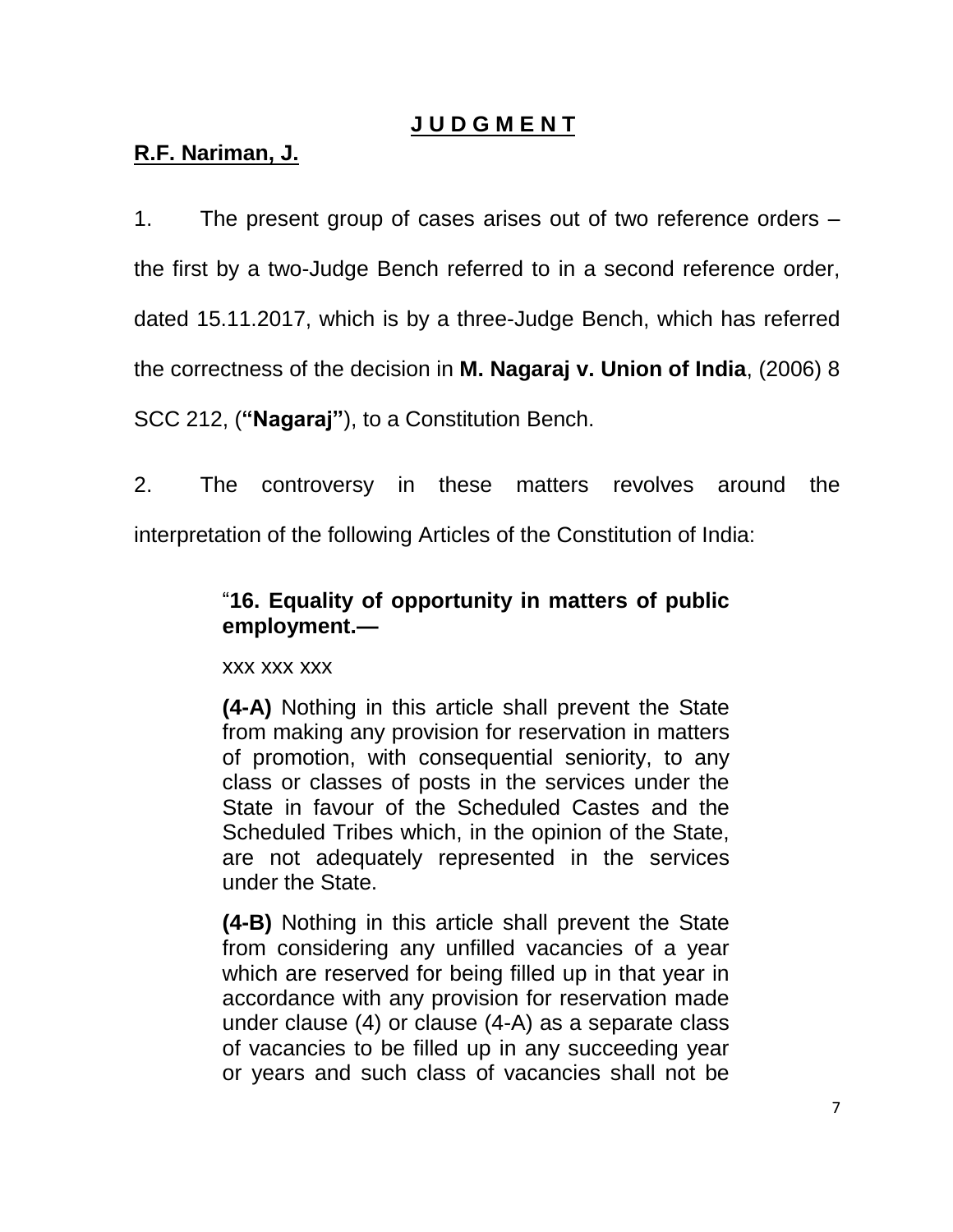## J U D G M E N T

**R.F. Nariman, J.**

1. The present group of cases arises out of two reference orders – the first by a two-Judge Bench referred to in a second reference order, dated 15.11.2017, which is by a three-Judge Bench, which has referred the correctness of the decision in **M. Nagaraj v. Union of India**, (2006) 8 SCC 212, (**"Nagaraj"**), to a Constitution Bench.

2. The controversy in these matters revolves around the interpretation of the following Articles of the Constitution of India:

> "**16. Equality of opportunity in matters of public employment.—**
>
> xxx xxx xxx
>
> **(4-A)** Nothing in this article shall prevent the State from making any provision for reservation in matters of promotion, with consequential seniority, to any class or classes of posts in the services under the State in favour of the Scheduled Castes and the Scheduled Tribes which, in the opinion of the State, are not adequately represented in the services under the State.
>
> **(4-B)** Nothing in this article shall prevent the State from considering any unfilled vacancies of a year which are reserved for being filled up in that year in accordance with any provision for reservation made under clause (4) or clause (4-A) as a separate class of vacancies to be filled up in any succeeding year or years and such class of vacancies shall not be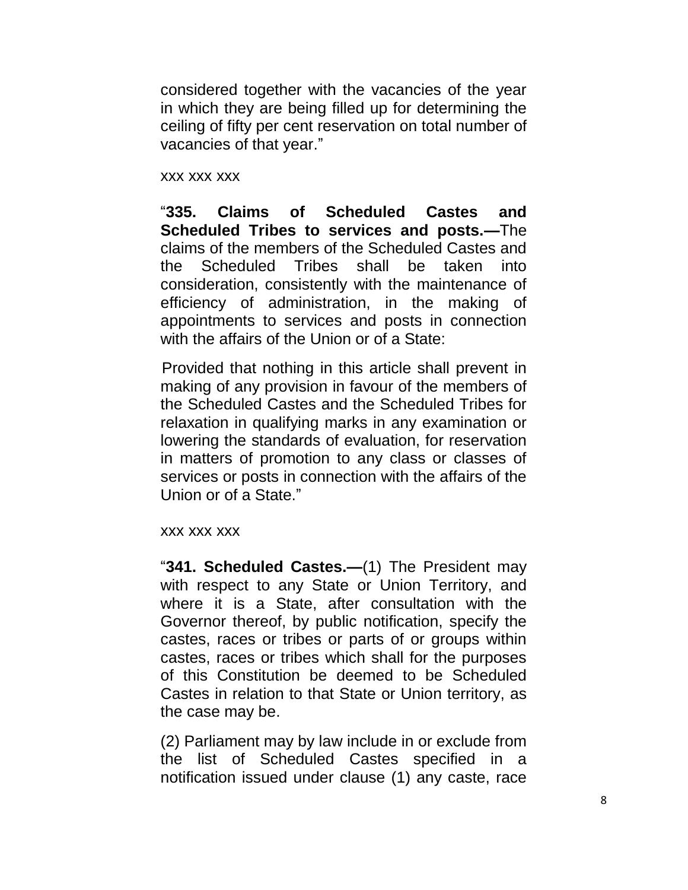considered together with the vacancies of the year in which they are being filled up for determining the ceiling of fifty per cent reservation on total number of vacancies of that year."

xxx xxx xxx

"**335. Claims of Scheduled Castes and Scheduled Tribes to services and posts.—**The claims of the members of the Scheduled Castes and the Scheduled Tribes shall be taken into consideration, consistently with the maintenance of efficiency of administration, in the making of appointments to services and posts in connection with the affairs of the Union or of a State:

Provided that nothing in this article shall prevent in making of any provision in favour of the members of the Scheduled Castes and the Scheduled Tribes for relaxation in qualifying marks in any examination or lowering the standards of evaluation, for reservation in matters of promotion to any class or classes of services or posts in connection with the affairs of the Union or of a State."

xxx xxx xxx

"**341. Scheduled Castes.—**(1) The President may with respect to any State or Union Territory, and where it is a State, after consultation with the Governor thereof, by public notification, specify the castes, races or tribes or parts of or groups within castes, races or tribes which shall for the purposes of this Constitution be deemed to be Scheduled Castes in relation to that State or Union territory, as the case may be.

(2) Parliament may by law include in or exclude from the list of Scheduled Castes specified in a notification issued under clause (1) any caste, race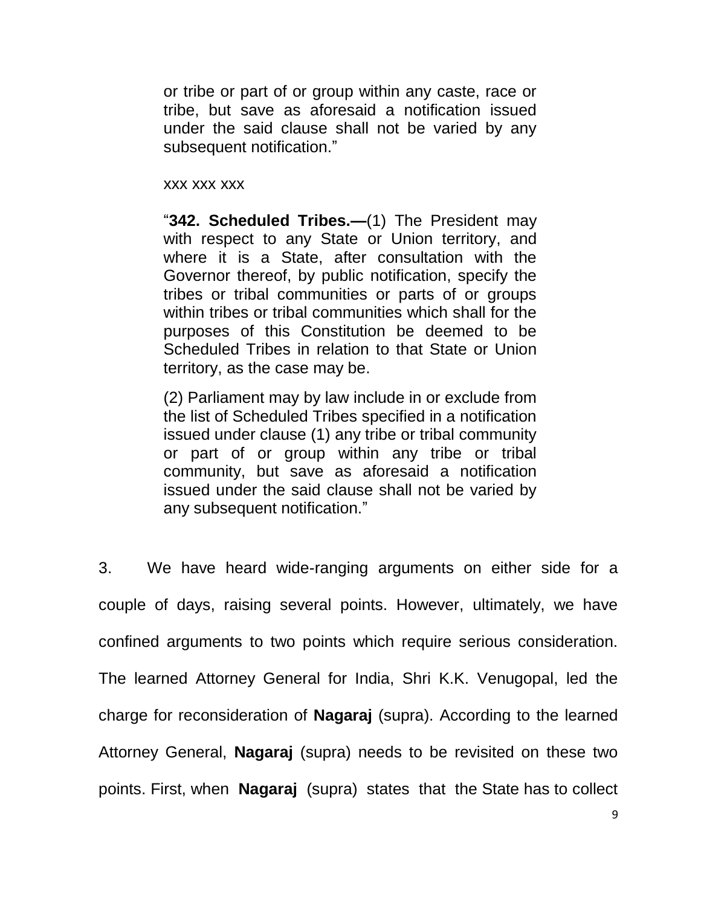> or tribe or part of or group within any caste, race or tribe, but save as aforesaid a notification issued under the said clause shall not be varied by any subsequent notification."
>
> xxx xxx xxx
>
> "**342. Scheduled Tribes.—**(1) The President may with respect to any State or Union territory, and where it is a State, after consultation with the Governor thereof, by public notification, specify the tribes or tribal communities or parts of or groups within tribes or tribal communities which shall for the purposes of this Constitution be deemed to be Scheduled Tribes in relation to that State or Union territory, as the case may be.
>
> (2) Parliament may by law include in or exclude from the list of Scheduled Tribes specified in a notification issued under clause (1) any tribe or tribal community or part of or group within any tribe or tribal community, but save as aforesaid a notification issued under the said clause shall not be varied by any subsequent notification."

3. We have heard wide-ranging arguments on either side for a couple of days, raising several points. However, ultimately, we have confined arguments to two points which require serious consideration. The learned Attorney General for India, Shri K.K. Venugopal, led the charge for reconsideration of **Nagaraj** (supra). According to the learned Attorney General, **Nagaraj** (supra) needs to be revisited on these two points. First, when **Nagaraj** (supra) states that the State has to collect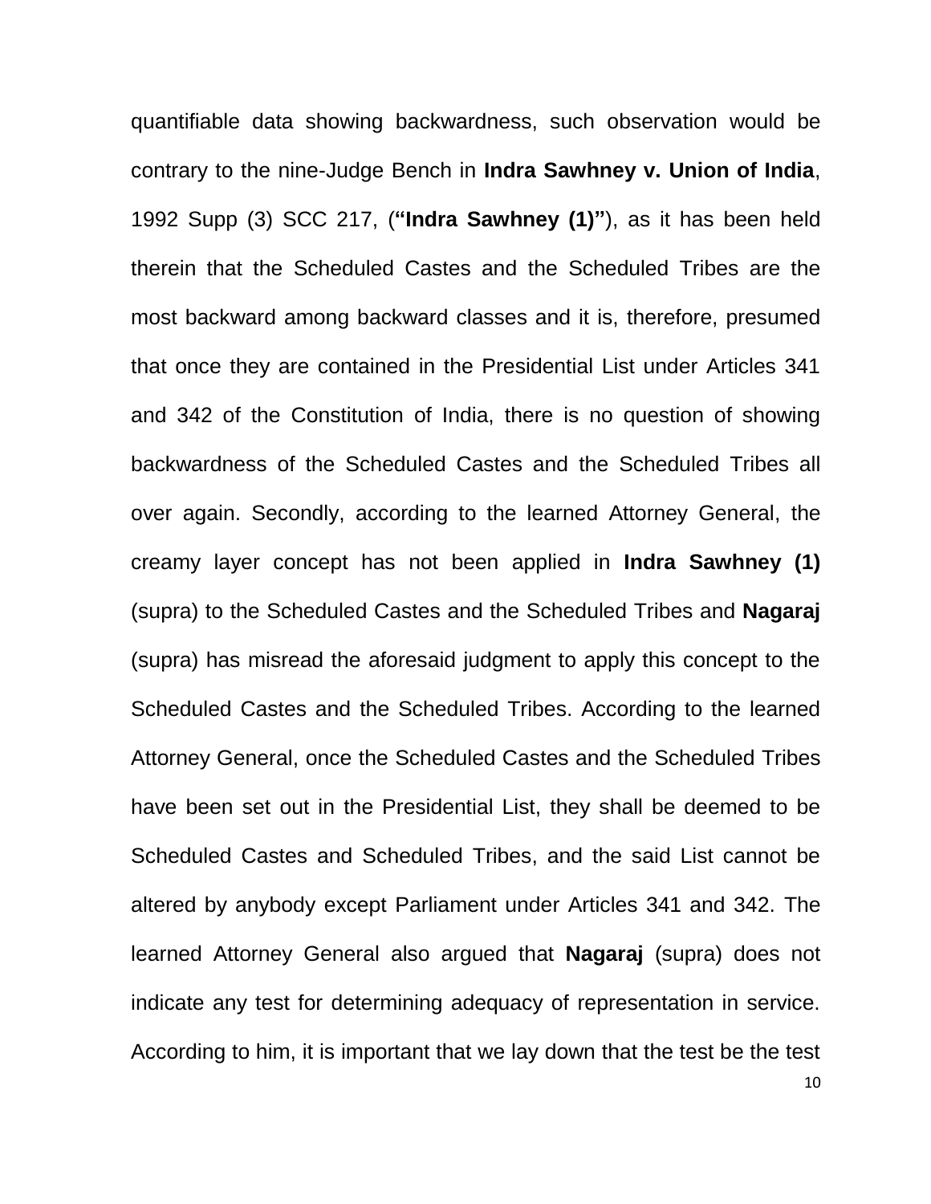quantifiable data showing backwardness, such observation would be contrary to the nine-Judge Bench in **Indra Sawhney v. Union of India**, 1992 Supp (3) SCC 217, (**"Indra Sawhney (1)"**), as it has been held therein that the Scheduled Castes and the Scheduled Tribes are the most backward among backward classes and it is, therefore, presumed that once they are contained in the Presidential List under Articles 341 and 342 of the Constitution of India, there is no question of showing backwardness of the Scheduled Castes and the Scheduled Tribes all over again. Secondly, according to the learned Attorney General, the creamy layer concept has not been applied in **Indra Sawhney (1)** (supra) to the Scheduled Castes and the Scheduled Tribes and **Nagaraj** (supra) has misread the aforesaid judgment to apply this concept to the Scheduled Castes and the Scheduled Tribes. According to the learned Attorney General, once the Scheduled Castes and the Scheduled Tribes have been set out in the Presidential List, they shall be deemed to be Scheduled Castes and Scheduled Tribes, and the said List cannot be altered by anybody except Parliament under Articles 341 and 342. The learned Attorney General also argued that **Nagaraj** (supra) does not indicate any test for determining adequacy of representation in service. According to him, it is important that we lay down that the test be the test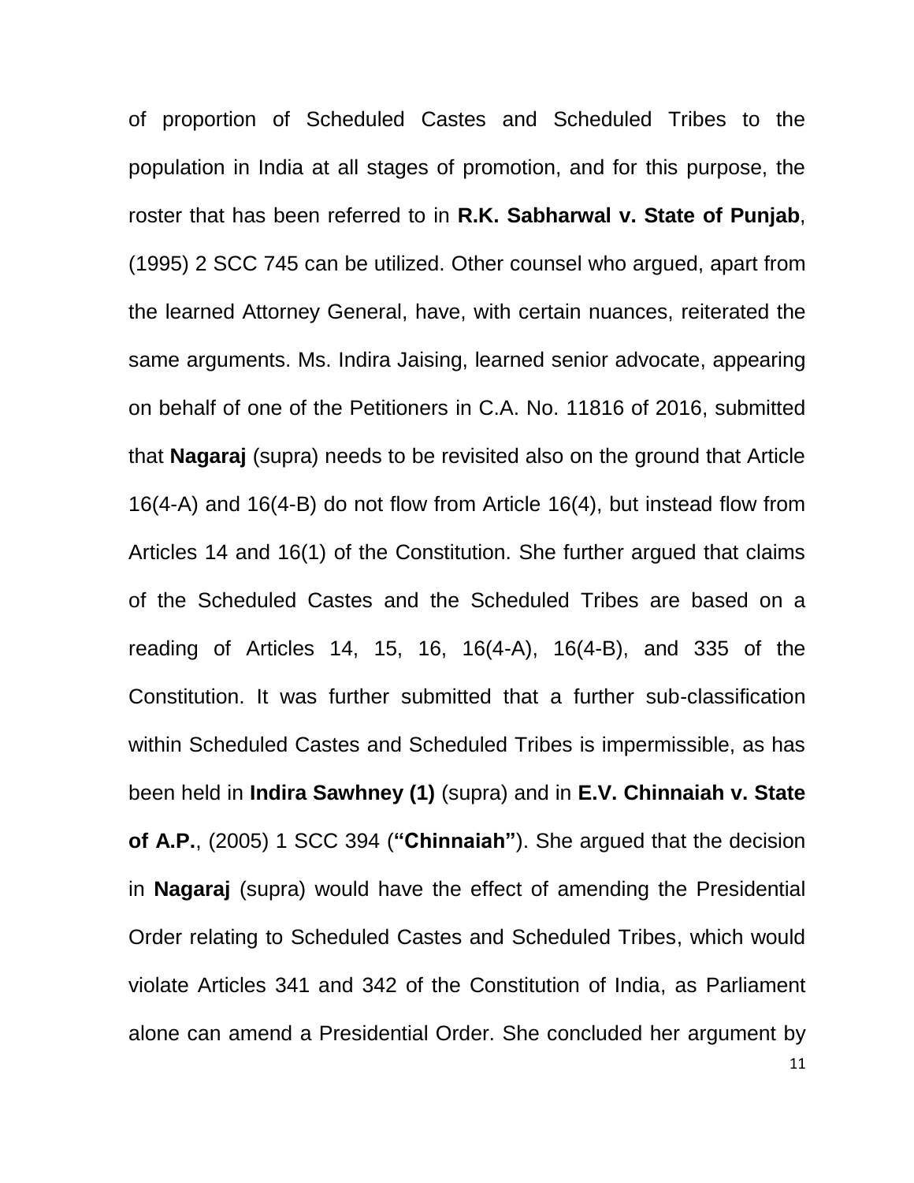of proportion of Scheduled Castes and Scheduled Tribes to the population in India at all stages of promotion, and for this purpose, the roster that has been referred to in **R.K. Sabharwal v. State of Punjab**, (1995) 2 SCC 745 can be utilized. Other counsel who argued, apart from the learned Attorney General, have, with certain nuances, reiterated the same arguments. Ms. Indira Jaising, learned senior advocate, appearing on behalf of one of the Petitioners in C.A. No. 11816 of 2016, submitted that **Nagaraj** (supra) needs to be revisited also on the ground that Article 16(4-A) and 16(4-B) do not flow from Article 16(4), but instead flow from Articles 14 and 16(1) of the Constitution. She further argued that claims of the Scheduled Castes and the Scheduled Tribes are based on a reading of Articles 14, 15, 16, 16(4-A), 16(4-B), and 335 of the Constitution. It was further submitted that a further sub-classification within Scheduled Castes and Scheduled Tribes is impermissible, as has been held in **Indira Sawhney (1)** (supra) and in **E.V. Chinnaiah v. State of A.P.**, (2005) 1 SCC 394 (**"Chinnaiah"**). She argued that the decision in **Nagaraj** (supra) would have the effect of amending the Presidential Order relating to Scheduled Castes and Scheduled Tribes, which would violate Articles 341 and 342 of the Constitution of India, as Parliament alone can amend a Presidential Order. She concluded her argument by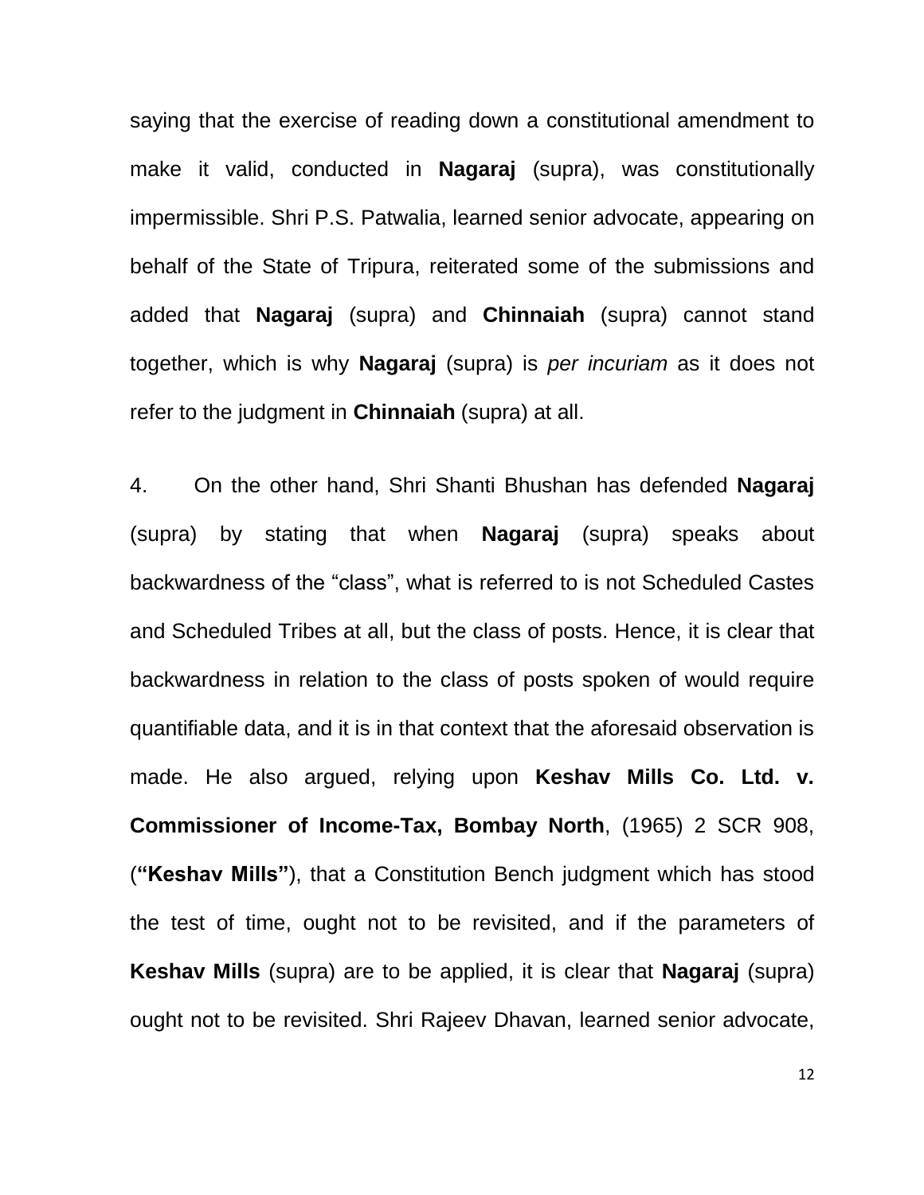saying that the exercise of reading down a constitutional amendment to make it valid, conducted in **Nagaraj** (supra), was constitutionally impermissible. Shri P.S. Patwalia, learned senior advocate, appearing on behalf of the State of Tripura, reiterated some of the submissions and added that **Nagaraj** (supra) and **Chinnaiah** (supra) cannot stand together, which is why **Nagaraj** (supra) is *per incuriam* as it does not refer to the judgment in **Chinnaiah** (supra) at all.

4. On the other hand, Shri Shanti Bhushan has defended **Nagaraj** (supra) by stating that when **Nagaraj** (supra) speaks about backwardness of the "class", what is referred to is not Scheduled Castes and Scheduled Tribes at all, but the class of posts. Hence, it is clear that backwardness in relation to the class of posts spoken of would require quantifiable data, and it is in that context that the aforesaid observation is made. He also argued, relying upon **Keshav Mills Co. Ltd. v. Commissioner of Income-Tax, Bombay North**, (1965) 2 SCR 908, (**"Keshav Mills"**), that a Constitution Bench judgment which has stood the test of time, ought not to be revisited, and if the parameters of **Keshav Mills** (supra) are to be applied, it is clear that **Nagaraj** (supra) ought not to be revisited. Shri Rajeev Dhavan, learned senior advocate,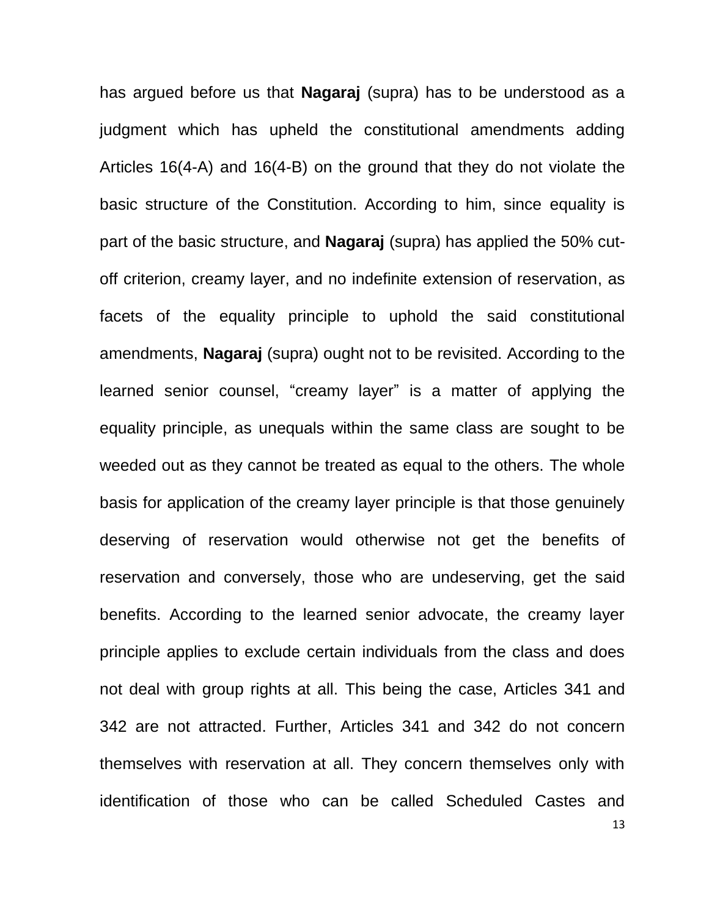has argued before us that **Nagaraj** (supra) has to be understood as a judgment which has upheld the constitutional amendments adding Articles 16(4-A) and 16(4-B) on the ground that they do not violate the basic structure of the Constitution. According to him, since equality is part of the basic structure, and **Nagaraj** (supra) has applied the 50% cut-off criterion, creamy layer, and no indefinite extension of reservation, as facets of the equality principle to uphold the said constitutional amendments, **Nagaraj** (supra) ought not to be revisited. According to the learned senior counsel, "creamy layer" is a matter of applying the equality principle, as unequals within the same class are sought to be weeded out as they cannot be treated as equal to the others. The whole basis for application of the creamy layer principle is that those genuinely deserving of reservation would otherwise not get the benefits of reservation and conversely, those who are undeserving, get the said benefits. According to the learned senior advocate, the creamy layer principle applies to exclude certain individuals from the class and does not deal with group rights at all. This being the case, Articles 341 and 342 are not attracted. Further, Articles 341 and 342 do not concern themselves with reservation at all. They concern themselves only with identification of those who can be called Scheduled Castes and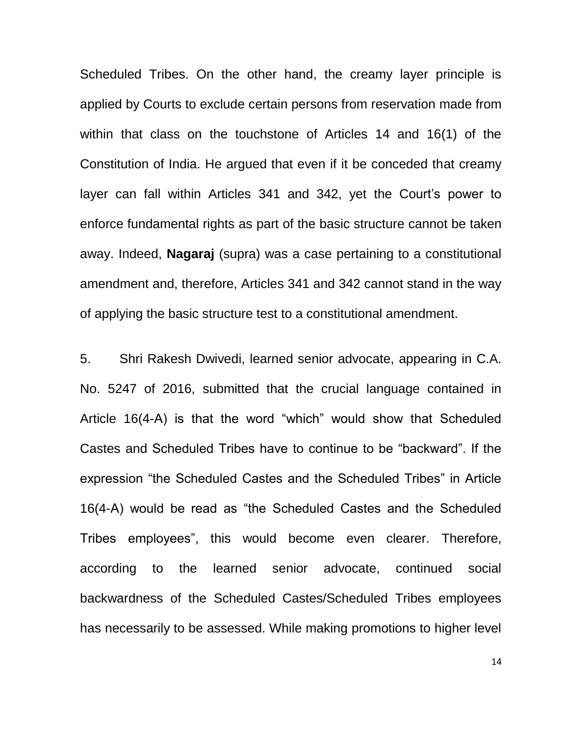Scheduled Tribes. On the other hand, the creamy layer principle is applied by Courts to exclude certain persons from reservation made from within that class on the touchstone of Articles 14 and 16(1) of the Constitution of India. He argued that even if it be conceded that creamy layer can fall within Articles 341 and 342, yet the Court's power to enforce fundamental rights as part of the basic structure cannot be taken away. Indeed, **Nagaraj** (supra) was a case pertaining to a constitutional amendment and, therefore, Articles 341 and 342 cannot stand in the way of applying the basic structure test to a constitutional amendment.

5. Shri Rakesh Dwivedi, learned senior advocate, appearing in C.A. No. 5247 of 2016, submitted that the crucial language contained in Article 16(4-A) is that the word "which" would show that Scheduled Castes and Scheduled Tribes have to continue to be "backward". If the expression "the Scheduled Castes and the Scheduled Tribes" in Article 16(4-A) would be read as "the Scheduled Castes and the Scheduled Tribes employees", this would become even clearer. Therefore, according to the learned senior advocate, continued social backwardness of the Scheduled Castes/Scheduled Tribes employees has necessarily to be assessed. While making promotions to higher level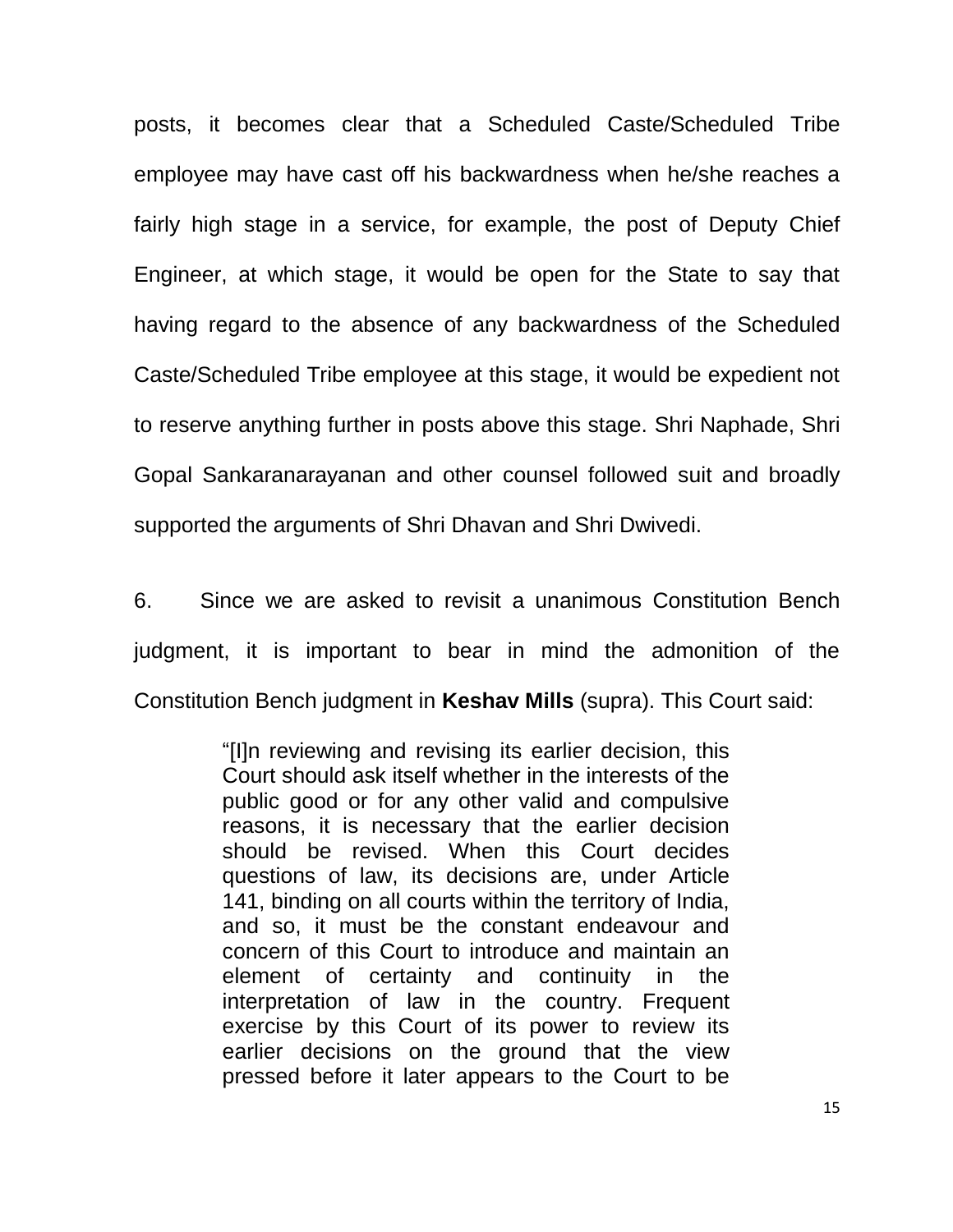posts, it becomes clear that a Scheduled Caste/Scheduled Tribe employee may have cast off his backwardness when he/she reaches a fairly high stage in a service, for example, the post of Deputy Chief Engineer, at which stage, it would be open for the State to say that having regard to the absence of any backwardness of the Scheduled Caste/Scheduled Tribe employee at this stage, it would be expedient not to reserve anything further in posts above this stage. Shri Naphade, Shri Gopal Sankaranarayanan and other counsel followed suit and broadly supported the arguments of Shri Dhavan and Shri Dwivedi.

6. Since we are asked to revisit a unanimous Constitution Bench judgment, it is important to bear in mind the admonition of the Constitution Bench judgment in **Keshav Mills** (supra). This Court said:

> "[I]n reviewing and revising its earlier decision, this Court should ask itself whether in the interests of the public good or for any other valid and compulsive reasons, it is necessary that the earlier decision should be revised. When this Court decides questions of law, its decisions are, under Article 141, binding on all courts within the territory of India, and so, it must be the constant endeavour and concern of this Court to introduce and maintain an element of certainty and continuity in the interpretation of law in the country. Frequent exercise by this Court of its power to review its earlier decisions on the ground that the view pressed before it later appears to the Court to be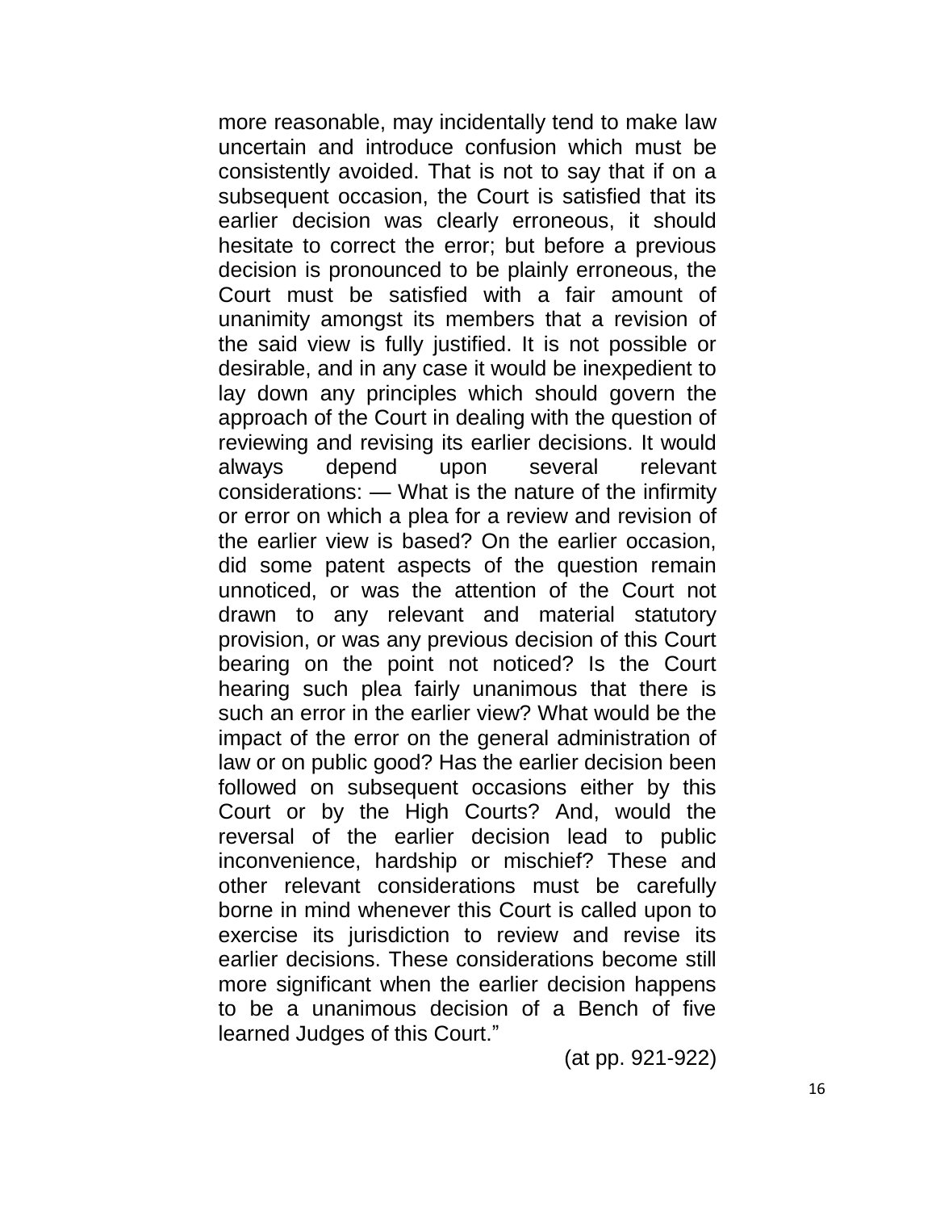more reasonable, may incidentally tend to make law uncertain and introduce confusion which must be consistently avoided. That is not to say that if on a subsequent occasion, the Court is satisfied that its earlier decision was clearly erroneous, it should hesitate to correct the error; but before a previous decision is pronounced to be plainly erroneous, the Court must be satisfied with a fair amount of unanimity amongst its members that a revision of the said view is fully justified. It is not possible or desirable, and in any case it would be inexpedient to lay down any principles which should govern the approach of the Court in dealing with the question of reviewing and revising its earlier decisions. It would always depend upon several relevant considerations: — What is the nature of the infirmity or error on which a plea for a review and revision of the earlier view is based? On the earlier occasion, did some patent aspects of the question remain unnoticed, or was the attention of the Court not drawn to any relevant and material statutory provision, or was any previous decision of this Court bearing on the point not noticed? Is the Court hearing such plea fairly unanimous that there is such an error in the earlier view? What would be the impact of the error on the general administration of law or on public good? Has the earlier decision been followed on subsequent occasions either by this Court or by the High Courts? And, would the reversal of the earlier decision lead to public inconvenience, hardship or mischief? These and other relevant considerations must be carefully borne in mind whenever this Court is called upon to exercise its jurisdiction to review and revise its earlier decisions. These considerations become still more significant when the earlier decision happens to be a unanimous decision of a Bench of five learned Judges of this Court."

(at pp. 921-922)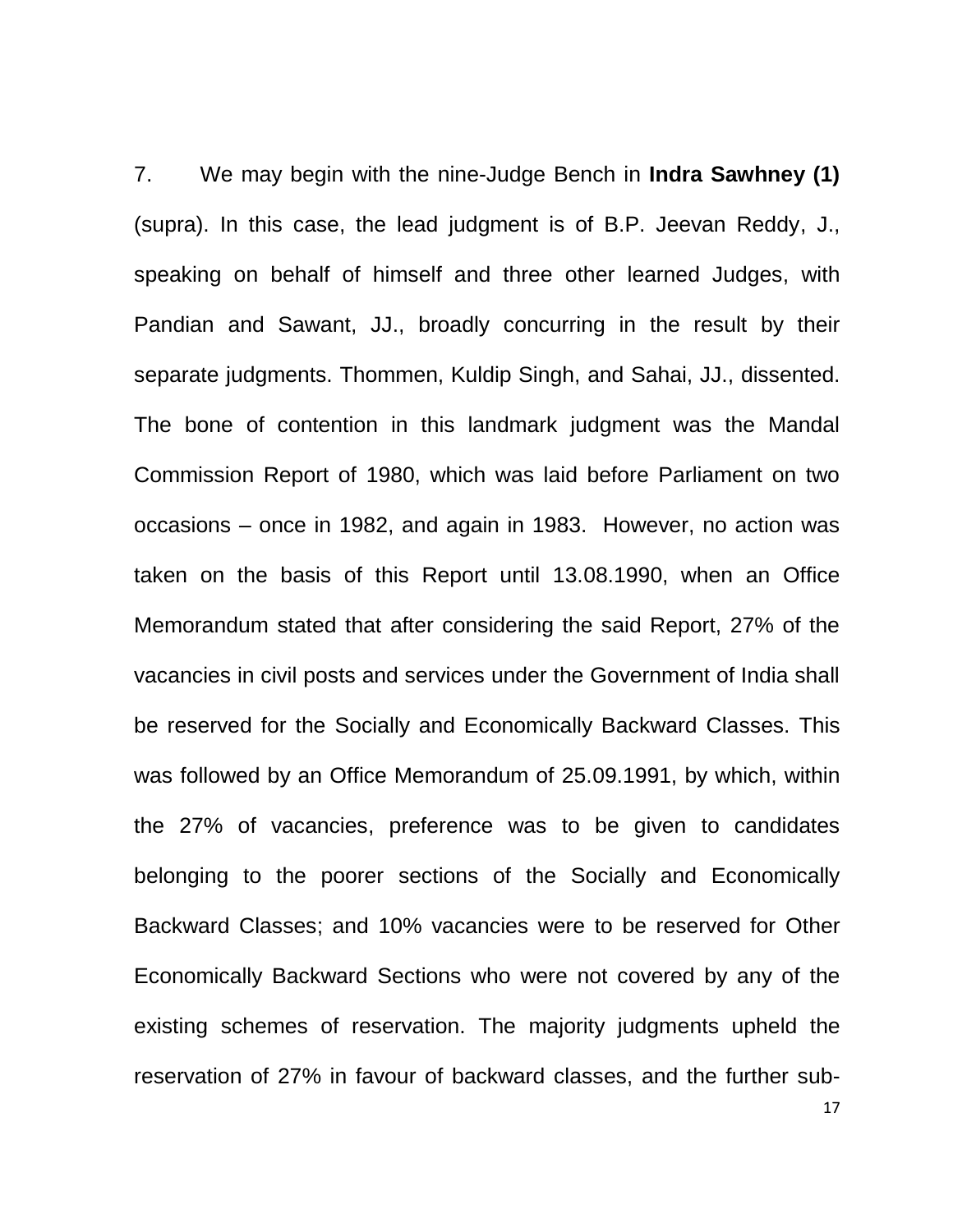7. We may begin with the nine-Judge Bench in **Indra Sawhney (1)** (supra). In this case, the lead judgment is of B.P. Jeevan Reddy, J., speaking on behalf of himself and three other learned Judges, with Pandian and Sawant, JJ., broadly concurring in the result by their separate judgments. Thommen, Kuldip Singh, and Sahai, JJ., dissented. The bone of contention in this landmark judgment was the Mandal Commission Report of 1980, which was laid before Parliament on two occasions – once in 1982, and again in 1983. However, no action was taken on the basis of this Report until 13.08.1990, when an Office Memorandum stated that after considering the said Report, 27% of the vacancies in civil posts and services under the Government of India shall be reserved for the Socially and Economically Backward Classes. This was followed by an Office Memorandum of 25.09.1991, by which, within the 27% of vacancies, preference was to be given to candidates belonging to the poorer sections of the Socially and Economically Backward Classes; and 10% vacancies were to be reserved for Other Economically Backward Sections who were not covered by any of the existing schemes of reservation. The majority judgments upheld the reservation of 27% in favour of backward classes, and the further sub-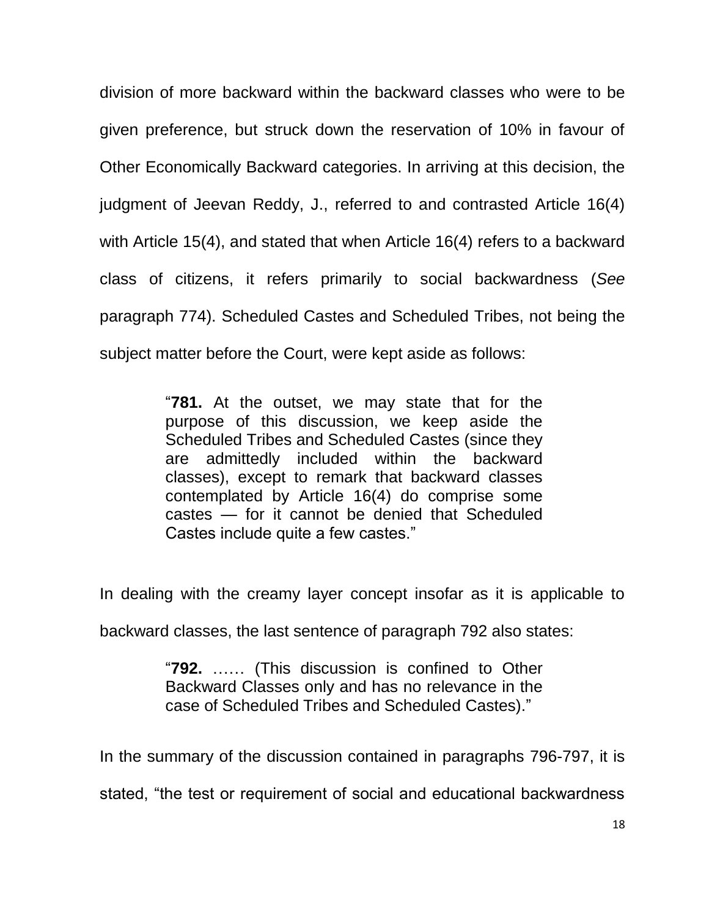division of more backward within the backward classes who were to be given preference, but struck down the reservation of 10% in favour of Other Economically Backward categories. In arriving at this decision, the judgment of Jeevan Reddy, J., referred to and contrasted Article 16(4) with Article 15(4), and stated that when Article 16(4) refers to a backward class of citizens, it refers primarily to social backwardness (*See* paragraph 774). Scheduled Castes and Scheduled Tribes, not being the subject matter before the Court, were kept aside as follows:

> "**781.** At the outset, we may state that for the purpose of this discussion, we keep aside the Scheduled Tribes and Scheduled Castes (since they are admittedly included within the backward classes), except to remark that backward classes contemplated by Article 16(4) do comprise some castes — for it cannot be denied that Scheduled Castes include quite a few castes."

In dealing with the creamy layer concept insofar as it is applicable to backward classes, the last sentence of paragraph 792 also states:

> "**792.** …… (This discussion is confined to Other Backward Classes only and has no relevance in the case of Scheduled Tribes and Scheduled Castes)."

In the summary of the discussion contained in paragraphs 796-797, it is stated, "the test or requirement of social and educational backwardness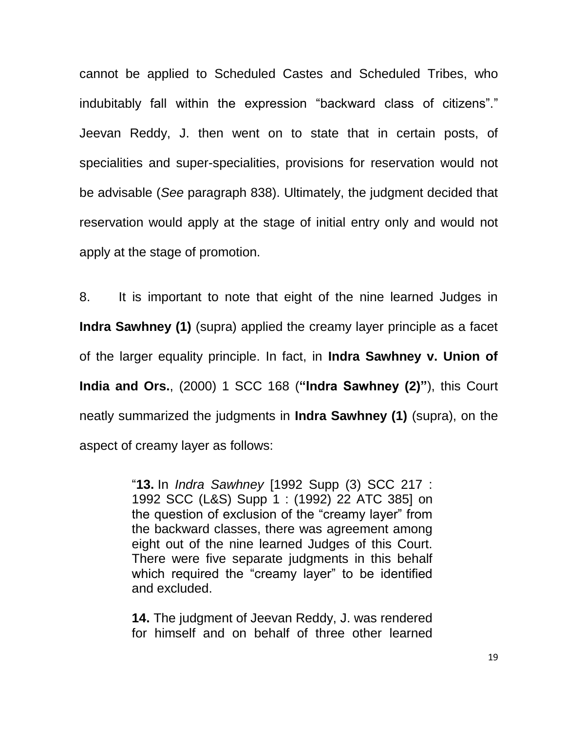cannot be applied to Scheduled Castes and Scheduled Tribes, who indubitably fall within the expression "backward class of citizens"." Jeevan Reddy, J. then went on to state that in certain posts, of specialities and super-specialities, provisions for reservation would not be advisable (*See* paragraph 838). Ultimately, the judgment decided that reservation would apply at the stage of initial entry only and would not apply at the stage of promotion.

8. It is important to note that eight of the nine learned Judges in **Indra Sawhney (1)** (supra) applied the creamy layer principle as a facet of the larger equality principle. In fact, in **Indra Sawhney v. Union of India and Ors.**, (2000) 1 SCC 168 (**"Indra Sawhney (2)"**), this Court neatly summarized the judgments in **Indra Sawhney (1)** (supra), on the aspect of creamy layer as follows:

> "**13.** In *Indra Sawhney* [1992 Supp (3) SCC 217 : 1992 SCC (L&S) Supp 1 : (1992) 22 ATC 385] on the question of exclusion of the "creamy layer" from the backward classes, there was agreement among eight out of the nine learned Judges of this Court. There were five separate judgments in this behalf which required the "creamy layer" to be identified and excluded.
>
> **14.** The judgment of Jeevan Reddy, J. was rendered for himself and on behalf of three other learned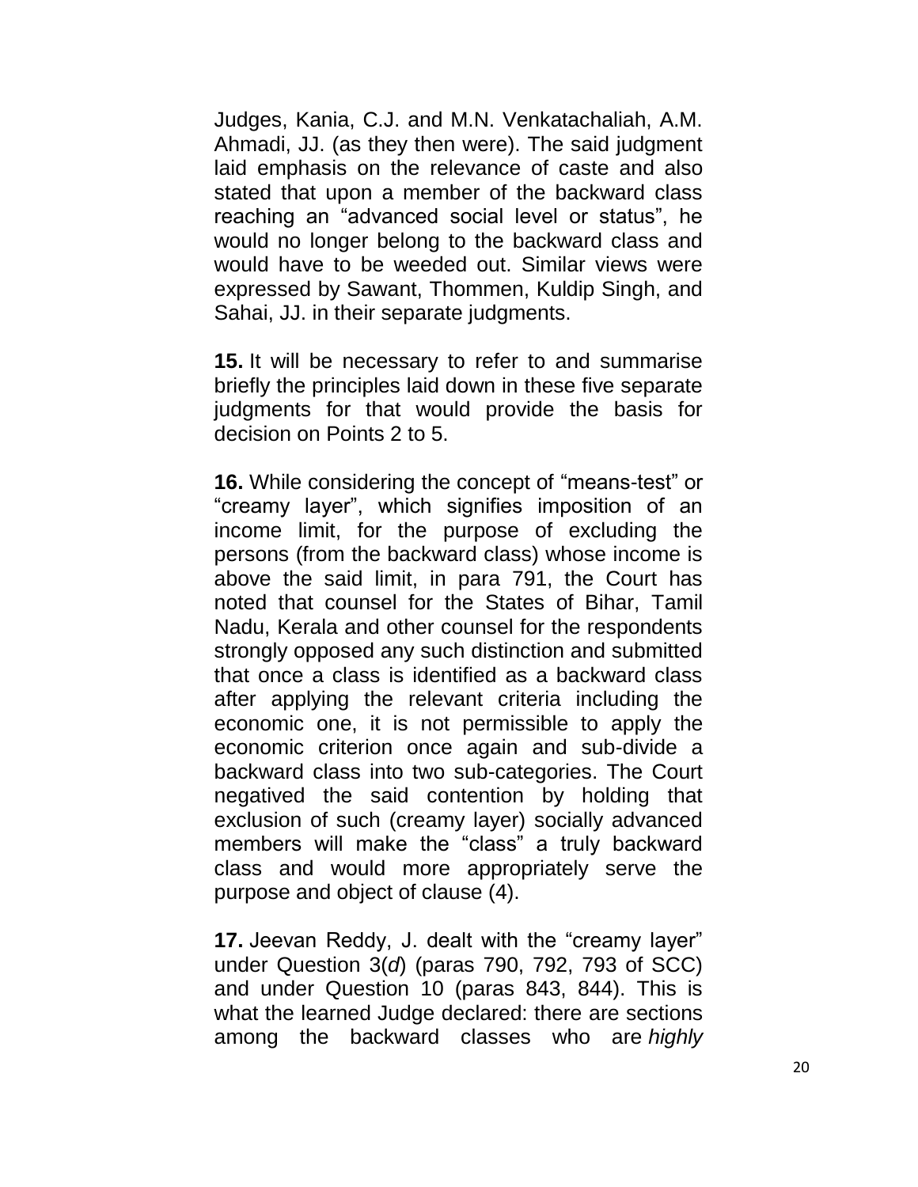Judges, Kania, C.J. and M.N. Venkatachaliah, A.M. Ahmadi, JJ. (as they then were). The said judgment laid emphasis on the relevance of caste and also stated that upon a member of the backward class reaching an "advanced social level or status", he would no longer belong to the backward class and would have to be weeded out. Similar views were expressed by Sawant, Thommen, Kuldip Singh, and Sahai, JJ. in their separate judgments.

**15.** It will be necessary to refer to and summarise briefly the principles laid down in these five separate judgments for that would provide the basis for decision on Points 2 to 5.

**16.** While considering the concept of "means-test" or "creamy layer", which signifies imposition of an income limit, for the purpose of excluding the persons (from the backward class) whose income is above the said limit, in para 791, the Court has noted that counsel for the States of Bihar, Tamil Nadu, Kerala and other counsel for the respondents strongly opposed any such distinction and submitted that once a class is identified as a backward class after applying the relevant criteria including the economic one, it is not permissible to apply the economic criterion once again and sub-divide a backward class into two sub-categories. The Court negatived the said contention by holding that exclusion of such (creamy layer) socially advanced members will make the "class" a truly backward class and would more appropriately serve the purpose and object of clause (4).

**17.** Jeevan Reddy, J. dealt with the "creamy layer" under Question 3(*d*) (paras 790, 792, 793 of SCC) and under Question 10 (paras 843, 844). This is what the learned Judge declared: there are sections among the backward classes who are *highly*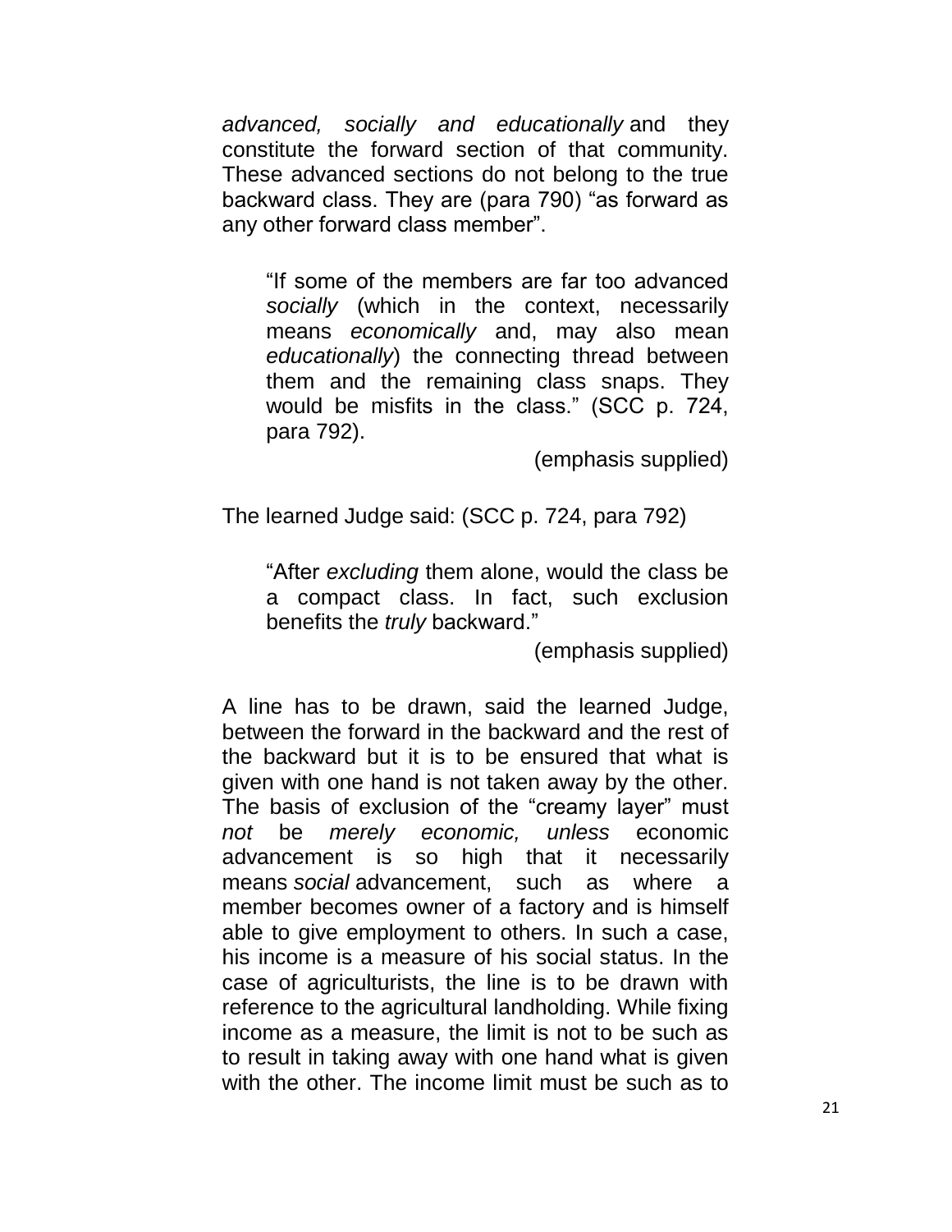*advanced, socially and educationally* and they constitute the forward section of that community. These advanced sections do not belong to the true backward class. They are (para 790) “as forward as any other forward class member”.

> “If some of the members are far too advanced *socially* (which in the context, necessarily means *economically* and, may also mean *educationally*) the connecting thread between them and the remaining class snaps. They would be misfits in the class.” (SCC p. 724, para 792).
>
> (emphasis supplied)

The learned Judge said: (SCC p. 724, para 792)

> “After *excluding* them alone, would the class be a compact class. In fact, such exclusion benefits the *truly* backward.”
>
> (emphasis supplied)

A line has to be drawn, said the learned Judge, between the forward in the backward and the rest of the backward but it is to be ensured that what is given with one hand is not taken away by the other. The basis of exclusion of the “creamy layer” must *not* be *merely economic, unless* economic advancement is so high that it necessarily means *social* advancement, such as where a member becomes owner of a factory and is himself able to give employment to others. In such a case, his income is a measure of his social status. In the case of agriculturists, the line is to be drawn with reference to the agricultural landholding. While fixing income as a measure, the limit is not to be such as to result in taking away with one hand what is given with the other. The income limit must be such as to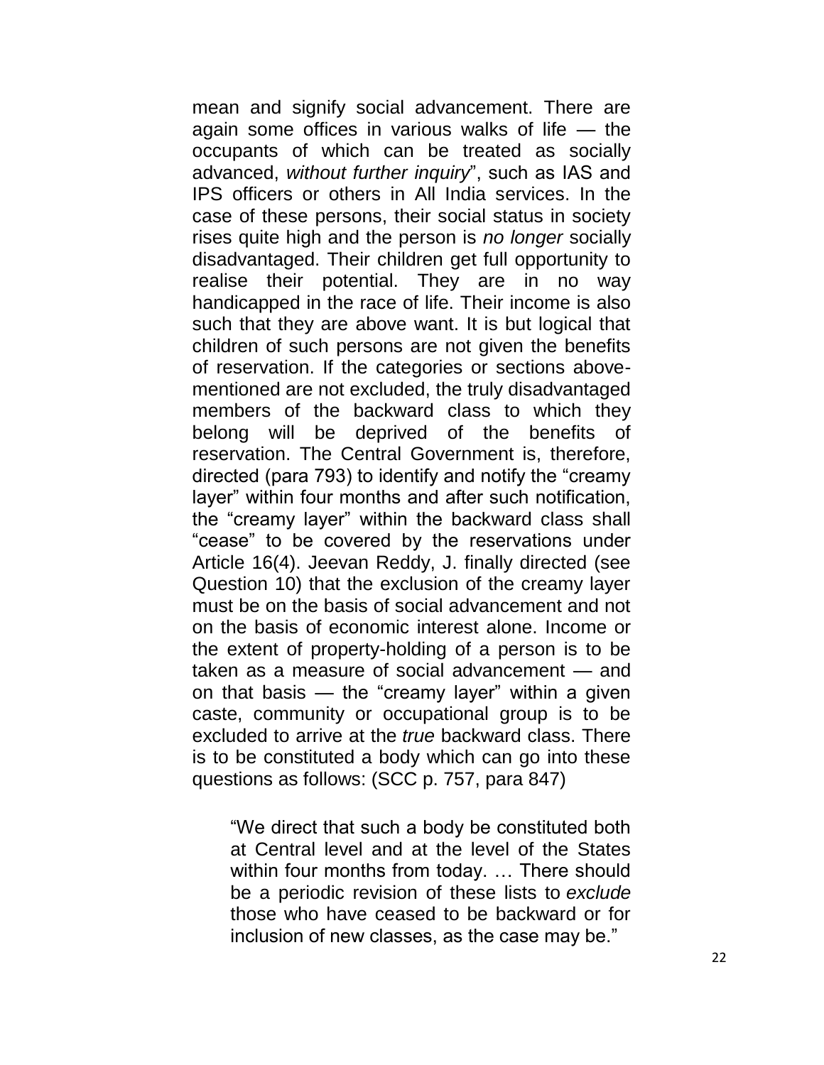mean and signify social advancement. There are again some offices in various walks of life — the occupants of which can be treated as socially advanced, *without further inquiry*", such as IAS and IPS officers or others in All India services. In the case of these persons, their social status in society rises quite high and the person is *no longer* socially disadvantaged. Their children get full opportunity to realise their potential. They are in no way handicapped in the race of life. Their income is also such that they are above want. It is but logical that children of such persons are not given the benefits of reservation. If the categories or sections above-mentioned are not excluded, the truly disadvantaged members of the backward class to which they belong will be deprived of the benefits of reservation. The Central Government is, therefore, directed (para 793) to identify and notify the "creamy layer" within four months and after such notification, the "creamy layer" within the backward class shall "cease" to be covered by the reservations under Article 16(4). Jeevan Reddy, J. finally directed (see Question 10) that the exclusion of the creamy layer must be on the basis of social advancement and not on the basis of economic interest alone. Income or the extent of property-holding of a person is to be taken as a measure of social advancement — and on that basis — the "creamy layer" within a given caste, community or occupational group is to be excluded to arrive at the *true* backward class. There is to be constituted a body which can go into these questions as follows: (SCC p. 757, para 847)

> "We direct that such a body be constituted both at Central level and at the level of the States within four months from today. … There should be a periodic revision of these lists to *exclude* those who have ceased to be backward or for inclusion of new classes, as the case may be."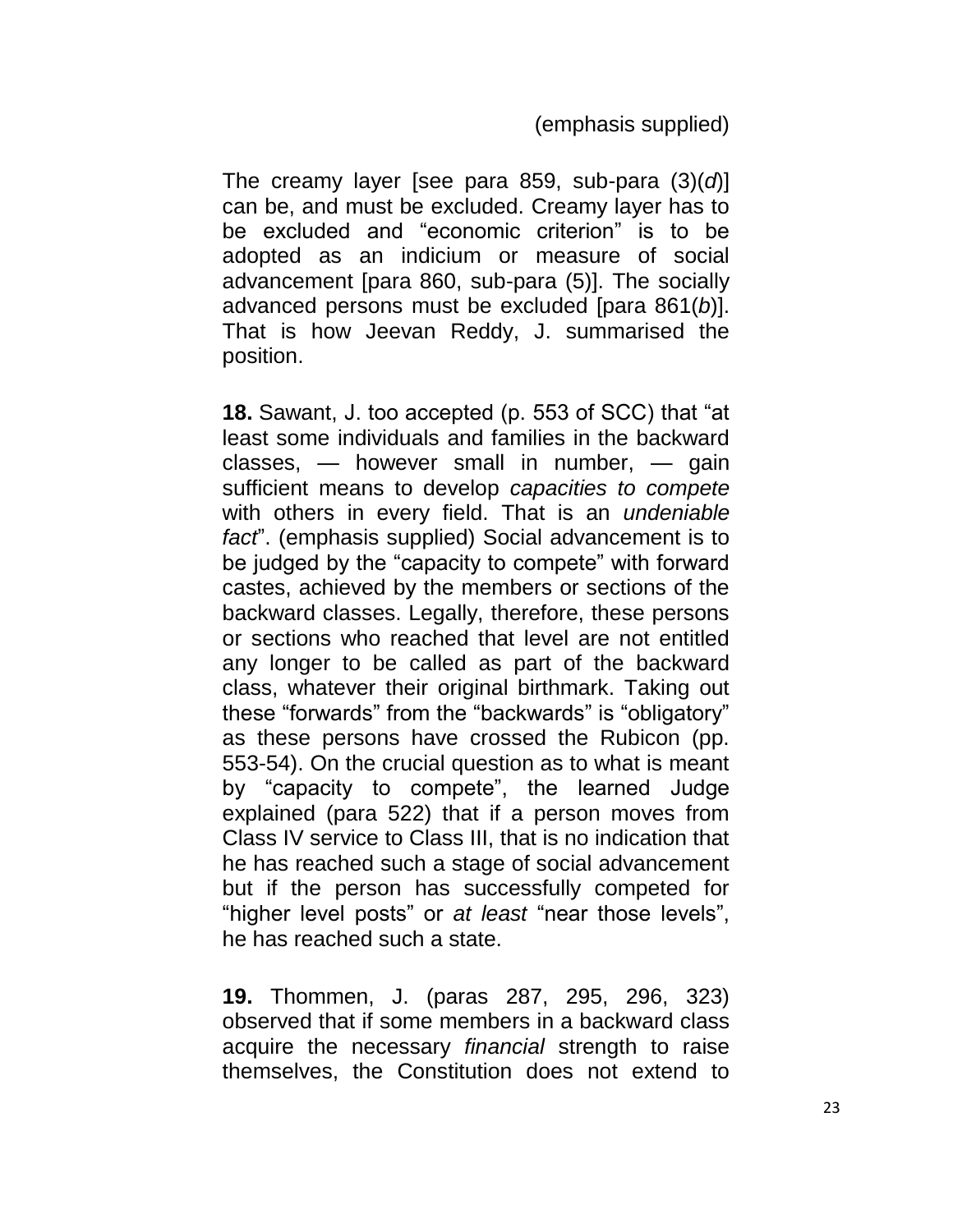(emphasis supplied)

The creamy layer [see para 859, sub-para (3)(*d*)] can be, and must be excluded. Creamy layer has to be excluded and "economic criterion" is to be adopted as an indicium or measure of social advancement [para 860, sub-para (5)]. The socially advanced persons must be excluded [para 861(*b*)]. That is how Jeevan Reddy, J. summarised the position.

**18.** Sawant, J. too accepted (p. 553 of SCC) that "at least some individuals and families in the backward classes, — however small in number, — gain sufficient means to develop *capacities to compete* with others in every field. That is an *undeniable fact*". (emphasis supplied) Social advancement is to be judged by the "capacity to compete" with forward castes, achieved by the members or sections of the backward classes. Legally, therefore, these persons or sections who reached that level are not entitled any longer to be called as part of the backward class, whatever their original birthmark. Taking out these "forwards" from the "backwards" is "obligatory" as these persons have crossed the Rubicon (pp. 553-54). On the crucial question as to what is meant by "capacity to compete", the learned Judge explained (para 522) that if a person moves from Class IV service to Class III, that is no indication that he has reached such a stage of social advancement but if the person has successfully competed for "higher level posts" or *at least* "near those levels", he has reached such a state.

**19.** Thommen, J. (paras 287, 295, 296, 323) observed that if some members in a backward class acquire the necessary *financial* strength to raise themselves, the Constitution does not extend to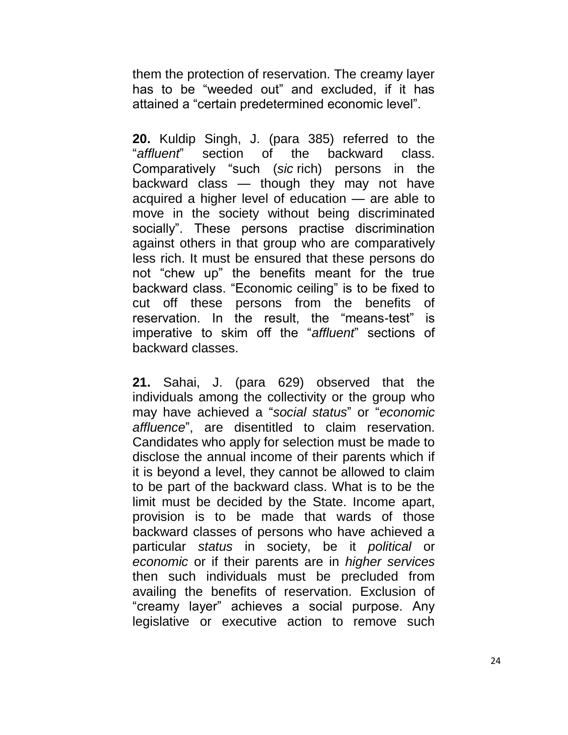them the protection of reservation. The creamy layer has to be "weeded out" and excluded, if it has attained a "certain predetermined economic level".

**20.** Kuldip Singh, J. (para 385) referred to the "*affluent*" section of the backward class. Comparatively "such (*sic* rich) persons in the backward class — though they may not have acquired a higher level of education — are able to move in the society without being discriminated socially". These persons practise discrimination against others in that group who are comparatively less rich. It must be ensured that these persons do not "chew up" the benefits meant for the true backward class. "Economic ceiling" is to be fixed to cut off these persons from the benefits of reservation. In the result, the "means-test" is imperative to skim off the "*affluent*" sections of backward classes.

**21.** Sahai, J. (para 629) observed that the individuals among the collectivity or the group who may have achieved a "*social status*" or "*economic affluence*", are disentitled to claim reservation. Candidates who apply for selection must be made to disclose the annual income of their parents which if it is beyond a level, they cannot be allowed to claim to be part of the backward class. What is to be the limit must be decided by the State. Income apart, provision is to be made that wards of those backward classes of persons who have achieved a particular *status* in society, be it *political* or *economic* or if their parents are in *higher services* then such individuals must be precluded from availing the benefits of reservation. Exclusion of "creamy layer" achieves a social purpose. Any legislative or executive action to remove such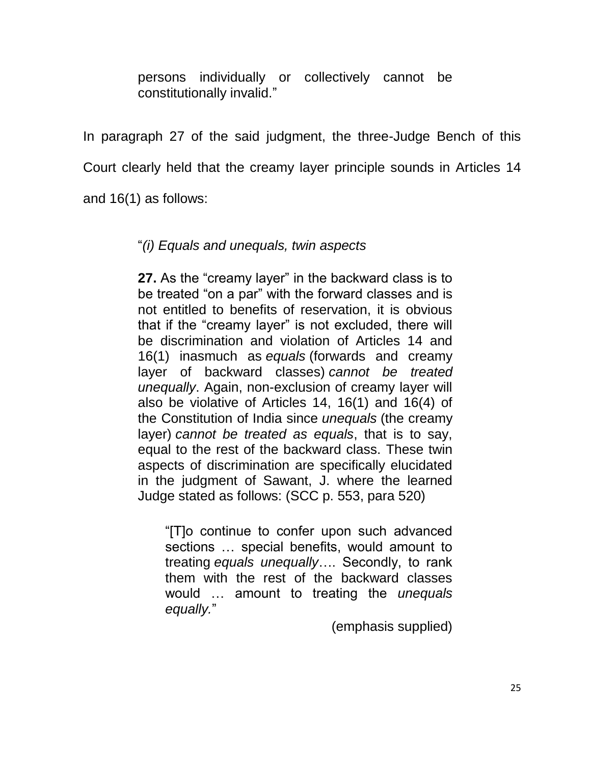> persons individually or collectively cannot be constitutionally invalid."

In paragraph 27 of the said judgment, the three-Judge Bench of this Court clearly held that the creamy layer principle sounds in Articles 14 and 16(1) as follows:

> "*(i) Equals and unequals, twin aspects*
>
> **27.** As the "creamy layer" in the backward class is to be treated "on a par" with the forward classes and is not entitled to benefits of reservation, it is obvious that if the "creamy layer" is not excluded, there will be discrimination and violation of Articles 14 and 16(1) inasmuch as *equals* (forwards and creamy layer of backward classes) *cannot be treated unequally*. Again, non-exclusion of creamy layer will also be violative of Articles 14, 16(1) and 16(4) of the Constitution of India since *unequals* (the creamy layer) *cannot be treated as equals*, that is to say, equal to the rest of the backward class. These twin aspects of discrimination are specifically elucidated in the judgment of Sawant, J. where the learned Judge stated as follows: (SCC p. 553, para 520)
>
> > "[T]o continue to confer upon such advanced sections … special benefits, would amount to treating *equals unequally*…. Secondly, to rank them with the rest of the backward classes would … amount to treating the *unequals equally.*"
> >
> > (emphasis supplied)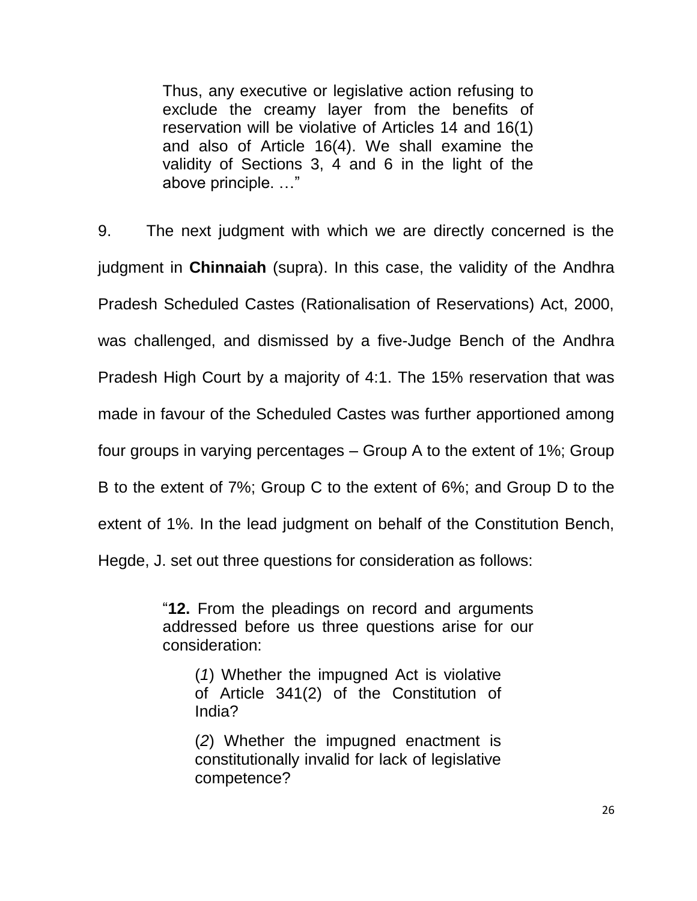> Thus, any executive or legislative action refusing to exclude the creamy layer from the benefits of reservation will be violative of Articles 14 and 16(1) and also of Article 16(4). We shall examine the validity of Sections 3, 4 and 6 in the light of the above principle. …"

9. The next judgment with which we are directly concerned is the judgment in **Chinnaiah** (supra). In this case, the validity of the Andhra Pradesh Scheduled Castes (Rationalisation of Reservations) Act, 2000, was challenged, and dismissed by a five-Judge Bench of the Andhra Pradesh High Court by a majority of 4:1. The 15% reservation that was made in favour of the Scheduled Castes was further apportioned among four groups in varying percentages – Group A to the extent of 1%; Group B to the extent of 7%; Group C to the extent of 6%; and Group D to the extent of 1%. In the lead judgment on behalf of the Constitution Bench, Hegde, J. set out three questions for consideration as follows:

> "**12.** From the pleadings on record and arguments addressed before us three questions arise for our consideration:
>
> > (*1*) Whether the impugned Act is violative of Article 341(2) of the Constitution of India?
> >
> > (*2*) Whether the impugned enactment is constitutionally invalid for lack of legislative competence?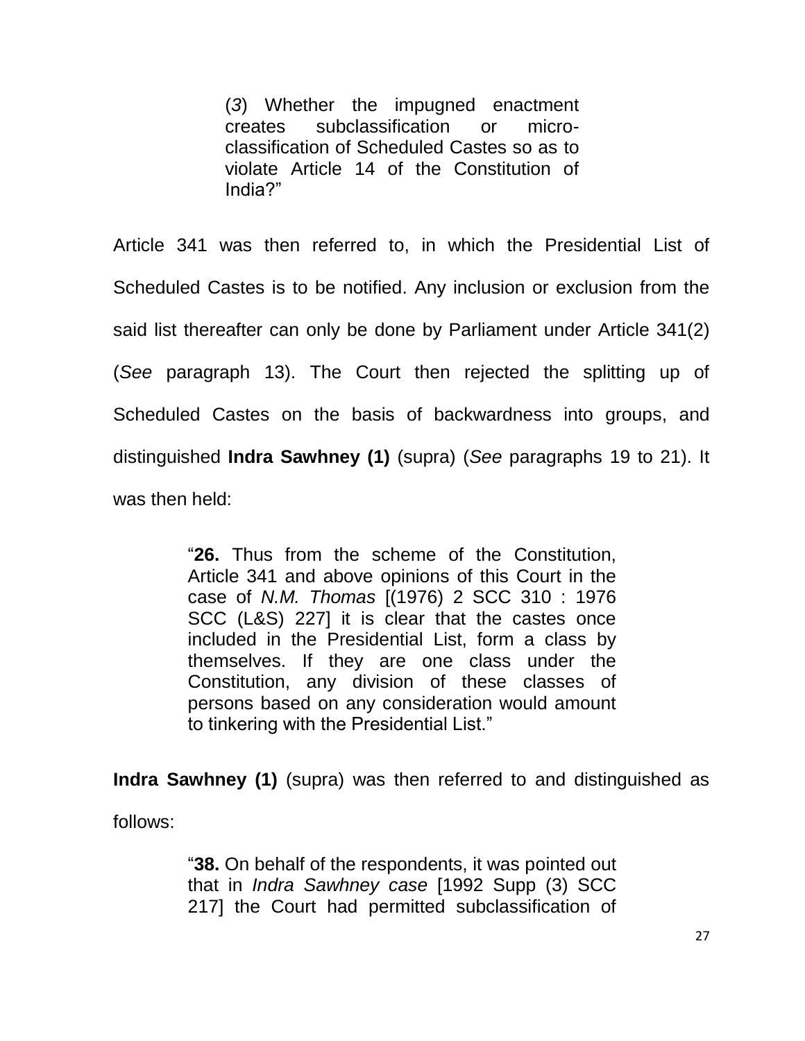> (*3*) Whether the impugned enactment creates subclassification or micro-classification of Scheduled Castes so as to violate Article 14 of the Constitution of India?"

Article 341 was then referred to, in which the Presidential List of Scheduled Castes is to be notified. Any inclusion or exclusion from the said list thereafter can only be done by Parliament under Article 341(2) (*See* paragraph 13). The Court then rejected the splitting up of Scheduled Castes on the basis of backwardness into groups, and distinguished **Indra Sawhney (1)** (supra) (*See* paragraphs 19 to 21). It was then held:

> "**26.** Thus from the scheme of the Constitution, Article 341 and above opinions of this Court in the case of *N.M. Thomas* [(1976) 2 SCC 310 : 1976 SCC (L&S) 227] it is clear that the castes once included in the Presidential List, form a class by themselves. If they are one class under the Constitution, any division of these classes of persons based on any consideration would amount to tinkering with the Presidential List."

**Indra Sawhney (1)** (supra) was then referred to and distinguished as follows:

> "**38.** On behalf of the respondents, it was pointed out that in *Indra Sawhney case* [1992 Supp (3) SCC 217] the Court had permitted subclassification of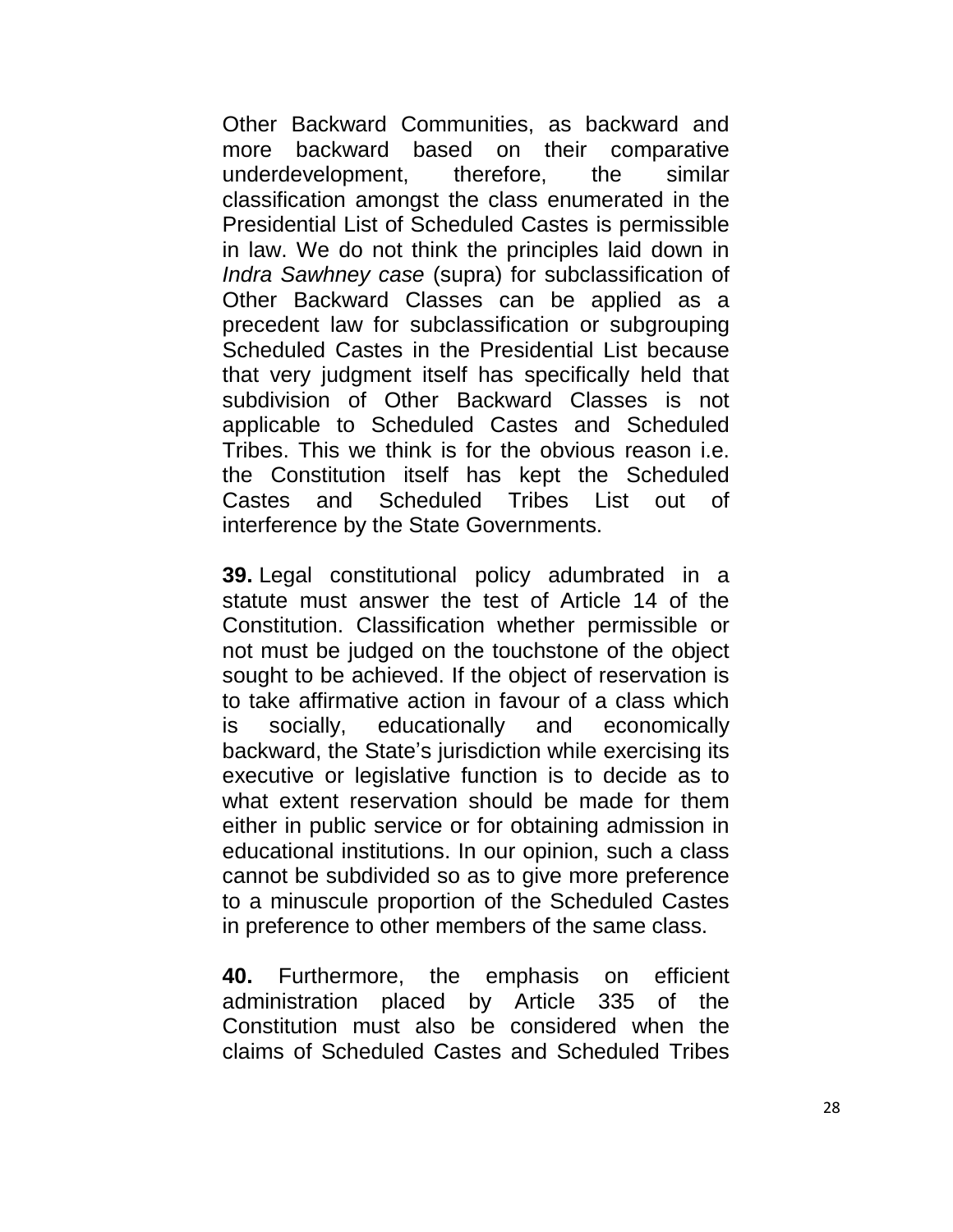Other Backward Communities, as backward and more backward based on their comparative underdevelopment, therefore, the similar classification amongst the class enumerated in the Presidential List of Scheduled Castes is permissible in law. We do not think the principles laid down in *Indra Sawhney case* (supra) for subclassification of Other Backward Classes can be applied as a precedent law for subclassification or subgrouping Scheduled Castes in the Presidential List because that very judgment itself has specifically held that subdivision of Other Backward Classes is not applicable to Scheduled Castes and Scheduled Tribes. This we think is for the obvious reason i.e. the Constitution itself has kept the Scheduled Castes and Scheduled Tribes List out of interference by the State Governments.

**39.** Legal constitutional policy adumbrated in a statute must answer the test of Article 14 of the Constitution. Classification whether permissible or not must be judged on the touchstone of the object sought to be achieved. If the object of reservation is to take affirmative action in favour of a class which is socially, educationally and economically backward, the State's jurisdiction while exercising its executive or legislative function is to decide as to what extent reservation should be made for them either in public service or for obtaining admission in educational institutions. In our opinion, such a class cannot be subdivided so as to give more preference to a minuscule proportion of the Scheduled Castes in preference to other members of the same class.

**40.** Furthermore, the emphasis on efficient administration placed by Article 335 of the Constitution must also be considered when the claims of Scheduled Castes and Scheduled Tribes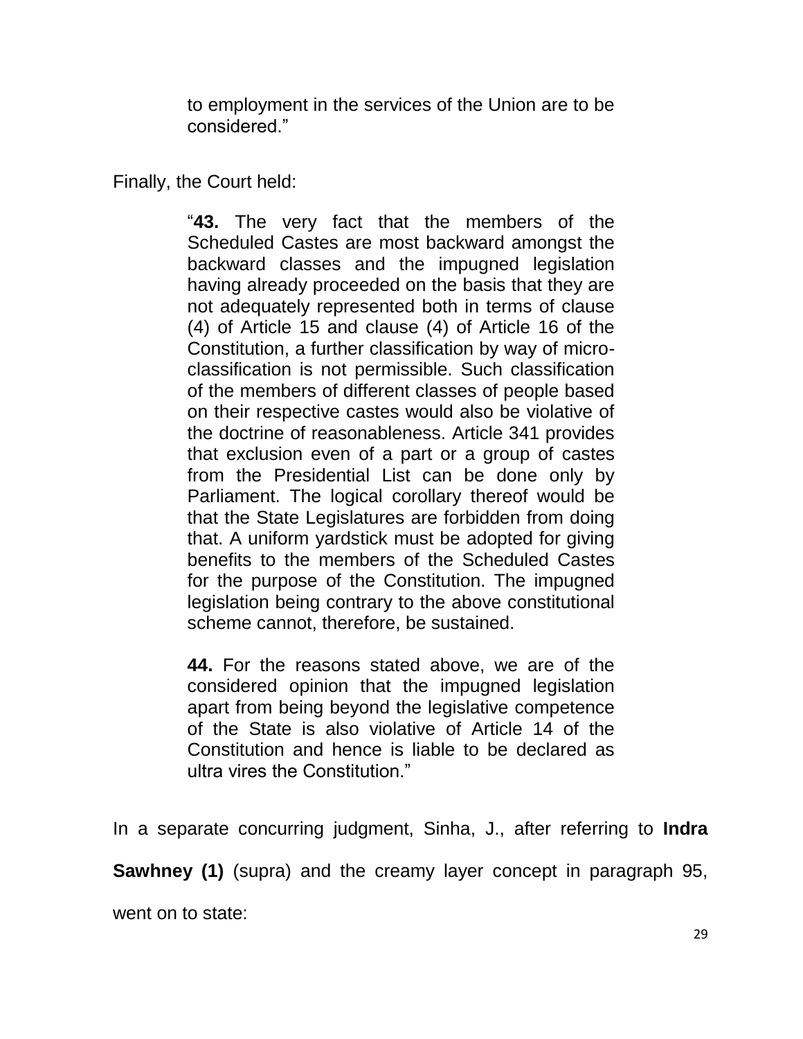> to employment in the services of the Union are to be considered."

Finally, the Court held:

> "**43.** The very fact that the members of the Scheduled Castes are most backward amongst the backward classes and the impugned legislation having already proceeded on the basis that they are not adequately represented both in terms of clause (4) of Article 15 and clause (4) of Article 16 of the Constitution, a further classification by way of micro-classification is not permissible. Such classification of the members of different classes of people based on their respective castes would also be violative of the doctrine of reasonableness. Article 341 provides that exclusion even of a part or a group of castes from the Presidential List can be done only by Parliament. The logical corollary thereof would be that the State Legislatures are forbidden from doing that. A uniform yardstick must be adopted for giving benefits to the members of the Scheduled Castes for the purpose of the Constitution. The impugned legislation being contrary to the above constitutional scheme cannot, therefore, be sustained.
>
> **44.** For the reasons stated above, we are of the considered opinion that the impugned legislation apart from being beyond the legislative competence of the State is also violative of Article 14 of the Constitution and hence is liable to be declared as ultra vires the Constitution."

In a separate concurring judgment, Sinha, J., after referring to **Indra Sawhney (1)** (supra) and the creamy layer concept in paragraph 95, went on to state: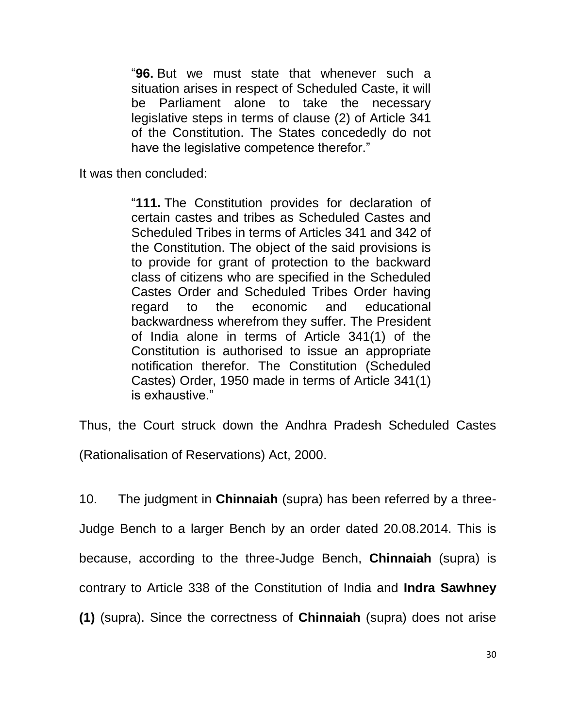> "**96.** But we must state that whenever such a situation arises in respect of Scheduled Caste, it will be Parliament alone to take the necessary legislative steps in terms of clause (2) of Article 341 of the Constitution. The States concededly do not have the legislative competence therefor."

It was then concluded:

> "**111.** The Constitution provides for declaration of certain castes and tribes as Scheduled Castes and Scheduled Tribes in terms of Articles 341 and 342 of the Constitution. The object of the said provisions is to provide for grant of protection to the backward class of citizens who are specified in the Scheduled Castes Order and Scheduled Tribes Order having regard to the economic and educational backwardness wherefrom they suffer. The President of India alone in terms of Article 341(1) of the Constitution is authorised to issue an appropriate notification therefor. The Constitution (Scheduled Castes) Order, 1950 made in terms of Article 341(1) is exhaustive."

Thus, the Court struck down the Andhra Pradesh Scheduled Castes (Rationalisation of Reservations) Act, 2000.

10. The judgment in **Chinnaiah** (supra) has been referred by a three-Judge Bench to a larger Bench by an order dated 20.08.2014. This is because, according to the three-Judge Bench, **Chinnaiah** (supra) is contrary to Article 338 of the Constitution of India and **Indra Sawhney (1)** (supra). Since the correctness of **Chinnaiah** (supra) does not arise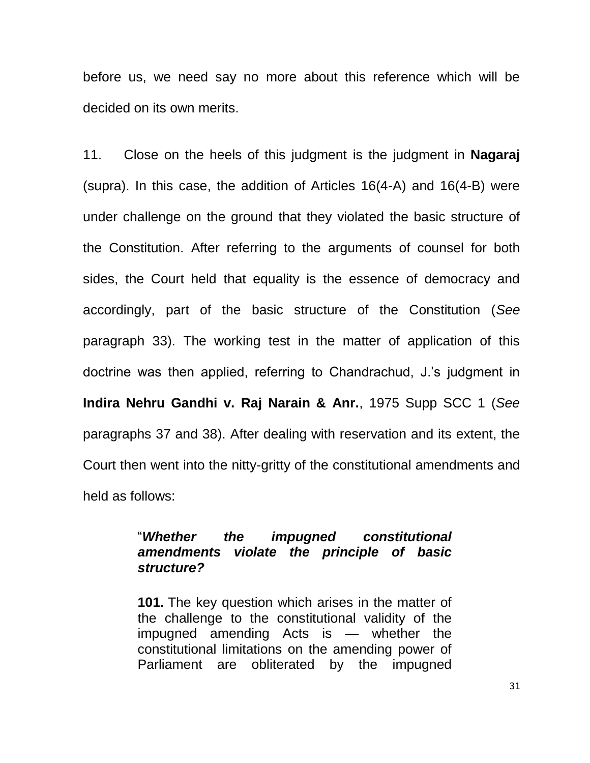before us, we need say no more about this reference which will be decided on its own merits.

11. Close on the heels of this judgment is the judgment in **Nagaraj** (supra). In this case, the addition of Articles 16(4-A) and 16(4-B) were under challenge on the ground that they violated the basic structure of the Constitution. After referring to the arguments of counsel for both sides, the Court held that equality is the essence of democracy and accordingly, part of the basic structure of the Constitution (*See* paragraph 33). The working test in the matter of application of this doctrine was then applied, referring to Chandrachud, J.'s judgment in **Indira Nehru Gandhi v. Raj Narain & Anr.**, 1975 Supp SCC 1 (*See* paragraphs 37 and 38). After dealing with reservation and its extent, the Court then went into the nitty-gritty of the constitutional amendments and held as follows:

> "***Whether the impugned constitutional amendments violate the principle of basic structure?***
>
> **101.** The key question which arises in the matter of the challenge to the constitutional validity of the impugned amending Acts is — whether the constitutional limitations on the amending power of Parliament are obliterated by the impugned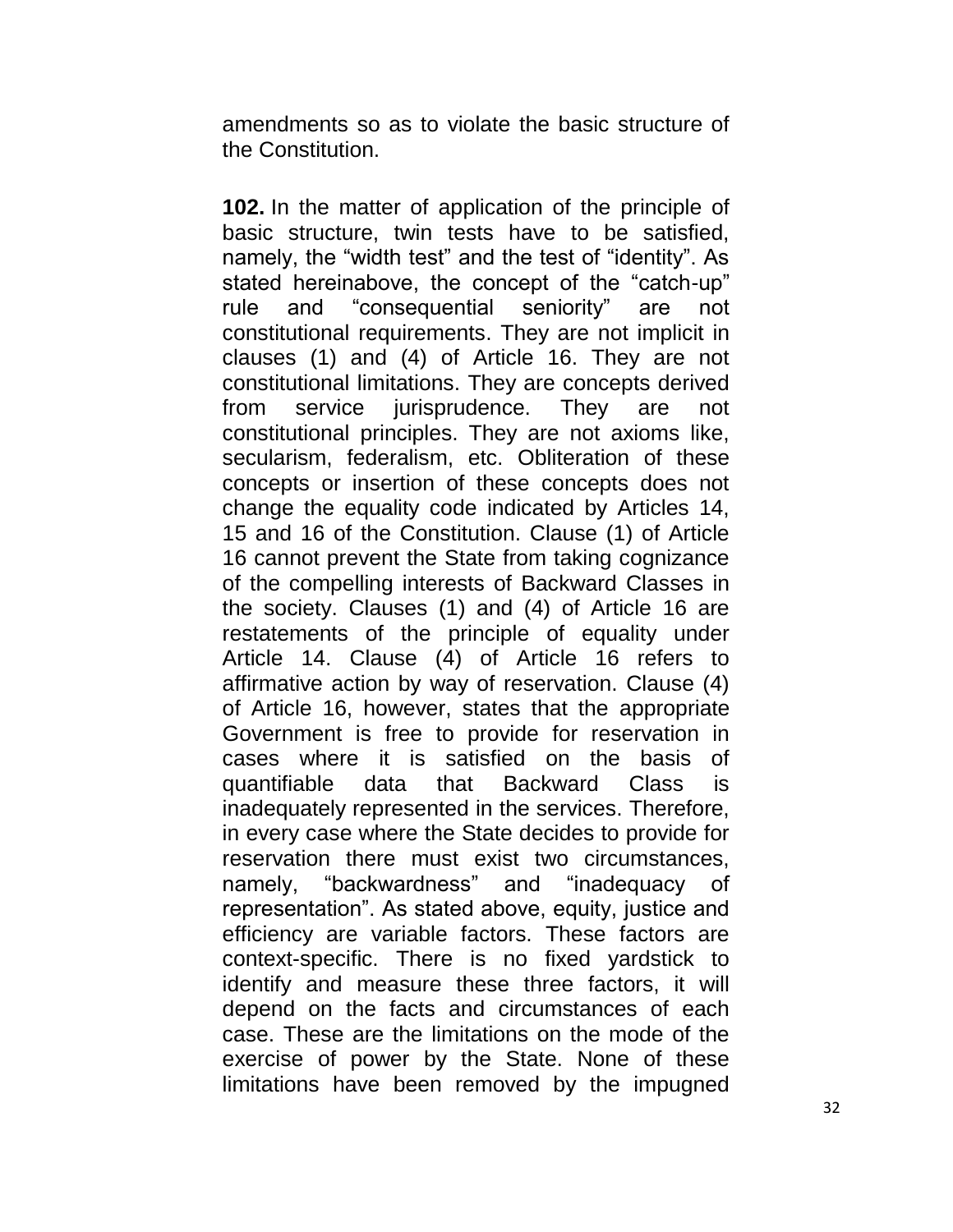amendments so as to violate the basic structure of the Constitution.

**102.** In the matter of application of the principle of basic structure, twin tests have to be satisfied, namely, the "width test" and the test of "identity". As stated hereinabove, the concept of the "catch-up" rule and "consequential seniority" are not constitutional requirements. They are not implicit in clauses (1) and (4) of Article 16. They are not constitutional limitations. They are concepts derived from service jurisprudence. They are not constitutional principles. They are not axioms like, secularism, federalism, etc. Obliteration of these concepts or insertion of these concepts does not change the equality code indicated by Articles 14, 15 and 16 of the Constitution. Clause (1) of Article 16 cannot prevent the State from taking cognizance of the compelling interests of Backward Classes in the society. Clauses (1) and (4) of Article 16 are restatements of the principle of equality under Article 14. Clause (4) of Article 16 refers to affirmative action by way of reservation. Clause (4) of Article 16, however, states that the appropriate Government is free to provide for reservation in cases where it is satisfied on the basis of quantifiable data that Backward Class is inadequately represented in the services. Therefore, in every case where the State decides to provide for reservation there must exist two circumstances, namely, "backwardness" and "inadequacy of representation". As stated above, equity, justice and efficiency are variable factors. These factors are context-specific. There is no fixed yardstick to identify and measure these three factors, it will depend on the facts and circumstances of each case. These are the limitations on the mode of the exercise of power by the State. None of these limitations have been removed by the impugned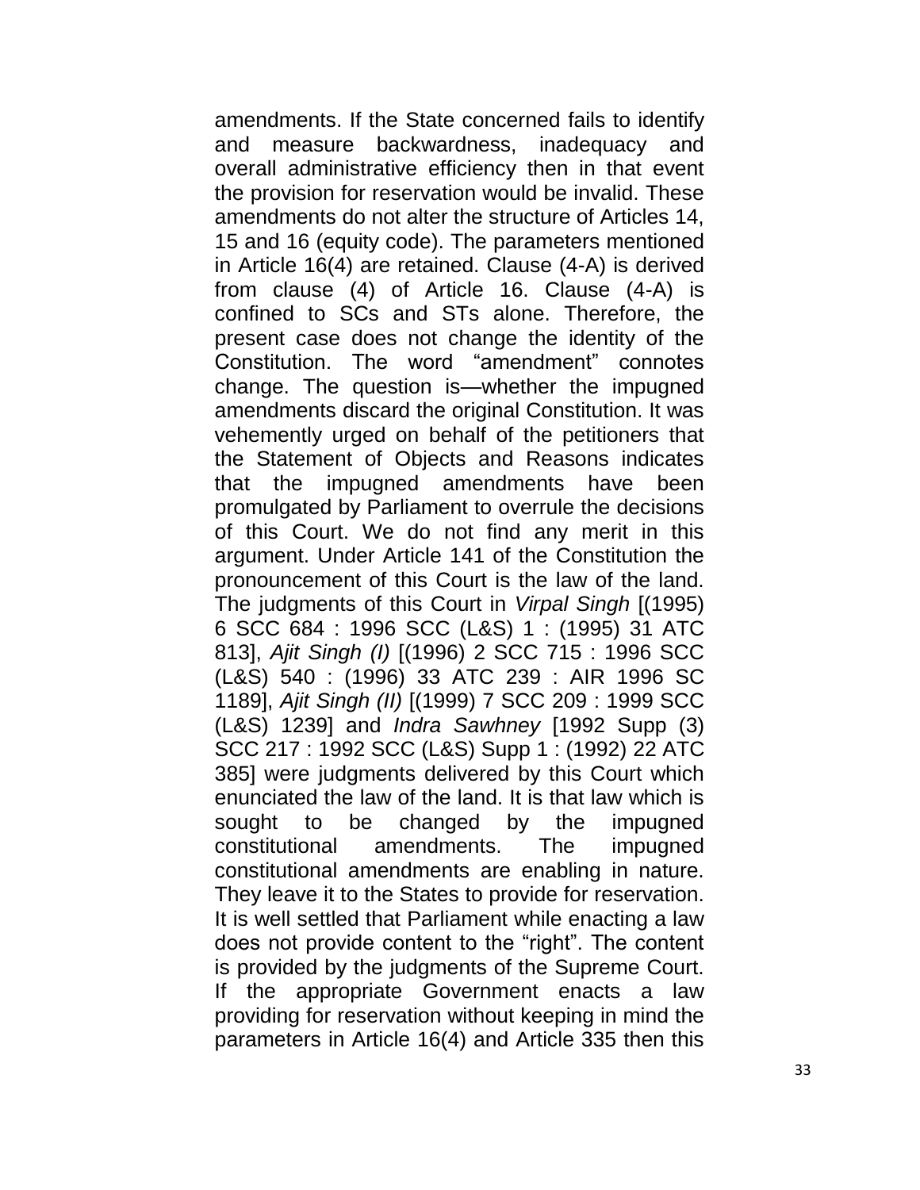amendments. If the State concerned fails to identify and measure backwardness, inadequacy and overall administrative efficiency then in that event the provision for reservation would be invalid. These amendments do not alter the structure of Articles 14, 15 and 16 (equity code). The parameters mentioned in Article 16(4) are retained. Clause (4-A) is derived from clause (4) of Article 16. Clause (4-A) is confined to SCs and STs alone. Therefore, the present case does not change the identity of the Constitution. The word "amendment" connotes change. The question is—whether the impugned amendments discard the original Constitution. It was vehemently urged on behalf of the petitioners that the Statement of Objects and Reasons indicates that the impugned amendments have been promulgated by Parliament to overrule the decisions of this Court. We do not find any merit in this argument. Under Article 141 of the Constitution the pronouncement of this Court is the law of the land. The judgments of this Court in *Virpal Singh* [(1995) 6 SCC 684 : 1996 SCC (L&S) 1 : (1995) 31 ATC 813], *Ajit Singh (I)* [(1996) 2 SCC 715 : 1996 SCC (L&S) 540 : (1996) 33 ATC 239 : AIR 1996 SC 1189], *Ajit Singh (II)* [(1999) 7 SCC 209 : 1999 SCC (L&S) 1239] and *Indra Sawhney* [1992 Supp (3) SCC 217 : 1992 SCC (L&S) Supp 1 : (1992) 22 ATC 385] were judgments delivered by this Court which enunciated the law of the land. It is that law which is sought to be changed by the impugned constitutional amendments. The impugned constitutional amendments are enabling in nature. They leave it to the States to provide for reservation. It is well settled that Parliament while enacting a law does not provide content to the "right". The content is provided by the judgments of the Supreme Court. If the appropriate Government enacts a law providing for reservation without keeping in mind the parameters in Article 16(4) and Article 335 then this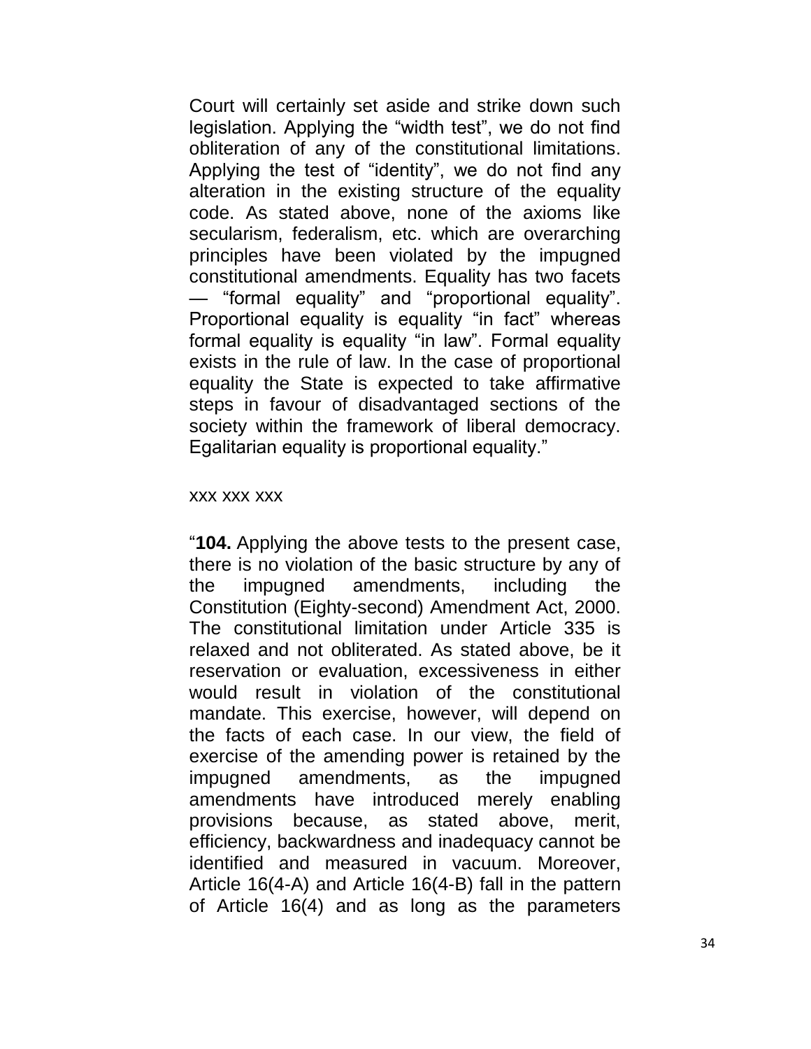Court will certainly set aside and strike down such legislation. Applying the "width test", we do not find obliteration of any of the constitutional limitations. Applying the test of "identity", we do not find any alteration in the existing structure of the equality code. As stated above, none of the axioms like secularism, federalism, etc. which are overarching principles have been violated by the impugned constitutional amendments. Equality has two facets — "formal equality" and "proportional equality". Proportional equality is equality "in fact" whereas formal equality is equality "in law". Formal equality exists in the rule of law. In the case of proportional equality the State is expected to take affirmative steps in favour of disadvantaged sections of the society within the framework of liberal democracy. Egalitarian equality is proportional equality."

xxx xxx xxx

"**104.** Applying the above tests to the present case, there is no violation of the basic structure by any of the impugned amendments, including the Constitution (Eighty-second) Amendment Act, 2000. The constitutional limitation under Article 335 is relaxed and not obliterated. As stated above, be it reservation or evaluation, excessiveness in either would result in violation of the constitutional mandate. This exercise, however, will depend on the facts of each case. In our view, the field of exercise of the amending power is retained by the impugned amendments, as the impugned amendments have introduced merely enabling provisions because, as stated above, merit, efficiency, backwardness and inadequacy cannot be identified and measured in vacuum. Moreover, Article 16(4-A) and Article 16(4-B) fall in the pattern of Article 16(4) and as long as the parameters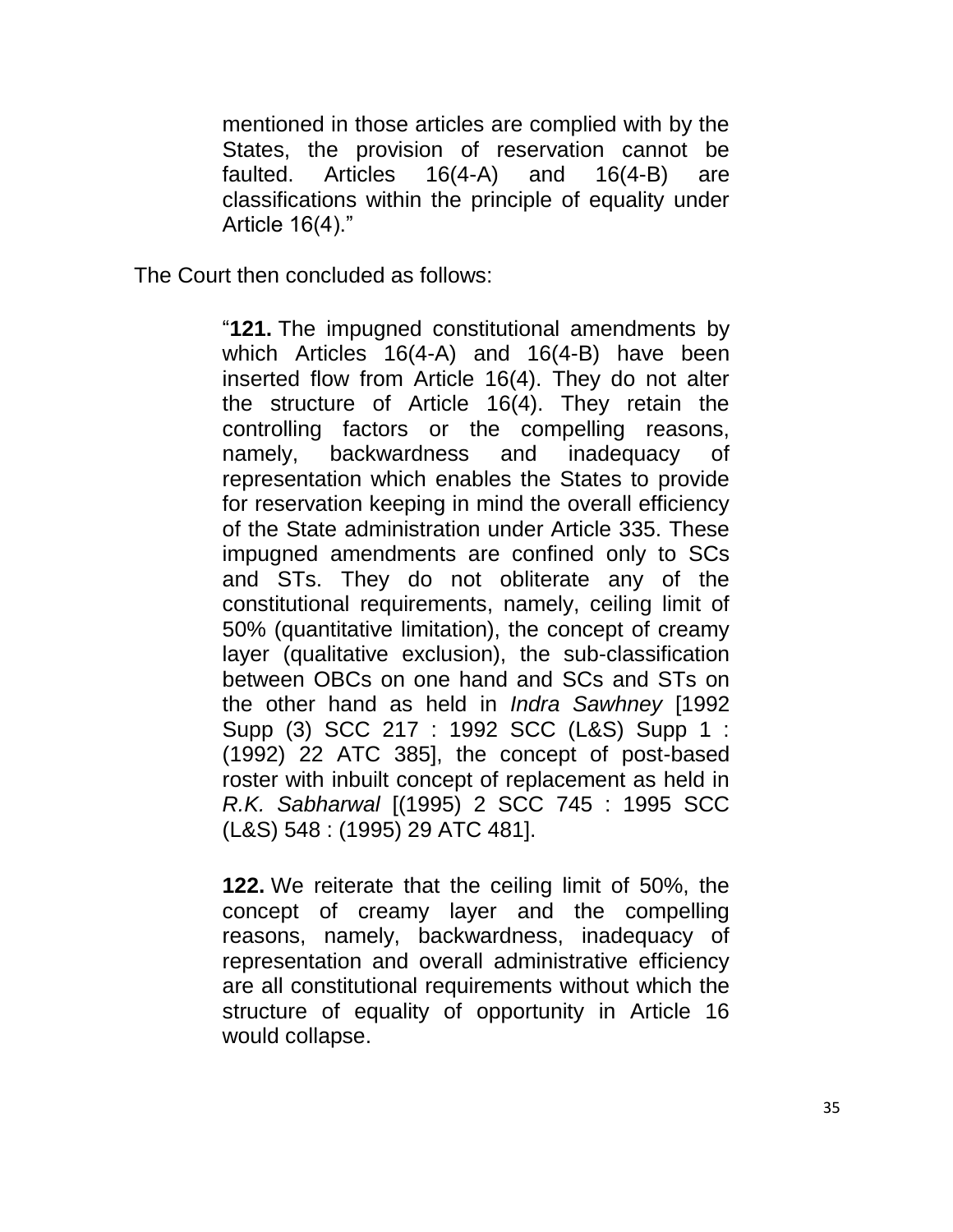> mentioned in those articles are complied with by the States, the provision of reservation cannot be faulted. Articles 16(4-A) and 16(4-B) are classifications within the principle of equality under Article 16(4)."

The Court then concluded as follows:

> "**121.** The impugned constitutional amendments by which Articles 16(4-A) and 16(4-B) have been inserted flow from Article 16(4). They do not alter the structure of Article 16(4). They retain the controlling factors or the compelling reasons, namely, backwardness and inadequacy of representation which enables the States to provide for reservation keeping in mind the overall efficiency of the State administration under Article 335. These impugned amendments are confined only to SCs and STs. They do not obliterate any of the constitutional requirements, namely, ceiling limit of 50% (quantitative limitation), the concept of creamy layer (qualitative exclusion), the sub-classification between OBCs on one hand and SCs and STs on the other hand as held in *Indra Sawhney* [1992 Supp (3) SCC 217 : 1992 SCC (L&S) Supp 1 : (1992) 22 ATC 385], the concept of post-based roster with inbuilt concept of replacement as held in *R.K. Sabharwal* [(1995) 2 SCC 745 : 1995 SCC (L&S) 548 : (1995) 29 ATC 481].
>
> **122.** We reiterate that the ceiling limit of 50%, the concept of creamy layer and the compelling reasons, namely, backwardness, inadequacy of representation and overall administrative efficiency are all constitutional requirements without which the structure of equality of opportunity in Article 16 would collapse.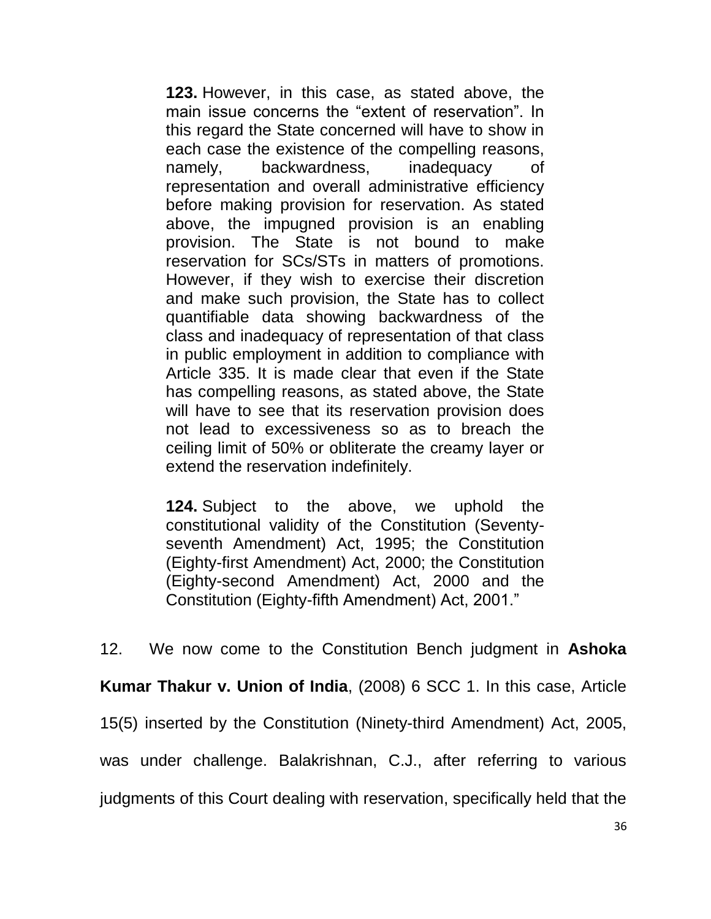> **123.** However, in this case, as stated above, the main issue concerns the "extent of reservation". In this regard the State concerned will have to show in each case the existence of the compelling reasons, namely, backwardness, inadequacy of representation and overall administrative efficiency before making provision for reservation. As stated above, the impugned provision is an enabling provision. The State is not bound to make reservation for SCs/STs in matters of promotions. However, if they wish to exercise their discretion and make such provision, the State has to collect quantifiable data showing backwardness of the class and inadequacy of representation of that class in public employment in addition to compliance with Article 335. It is made clear that even if the State has compelling reasons, as stated above, the State will have to see that its reservation provision does not lead to excessiveness so as to breach the ceiling limit of 50% or obliterate the creamy layer or extend the reservation indefinitely.
>
> **124.** Subject to the above, we uphold the constitutional validity of the Constitution (Seventy-seventh Amendment) Act, 1995; the Constitution (Eighty-first Amendment) Act, 2000; the Constitution (Eighty-second Amendment) Act, 2000 and the Constitution (Eighty-fifth Amendment) Act, 2001."

12. We now come to the Constitution Bench judgment in **Ashoka Kumar Thakur v. Union of India**, (2008) 6 SCC 1. In this case, Article 15(5) inserted by the Constitution (Ninety-third Amendment) Act, 2005, was under challenge. Balakrishnan, C.J., after referring to various judgments of this Court dealing with reservation, specifically held that the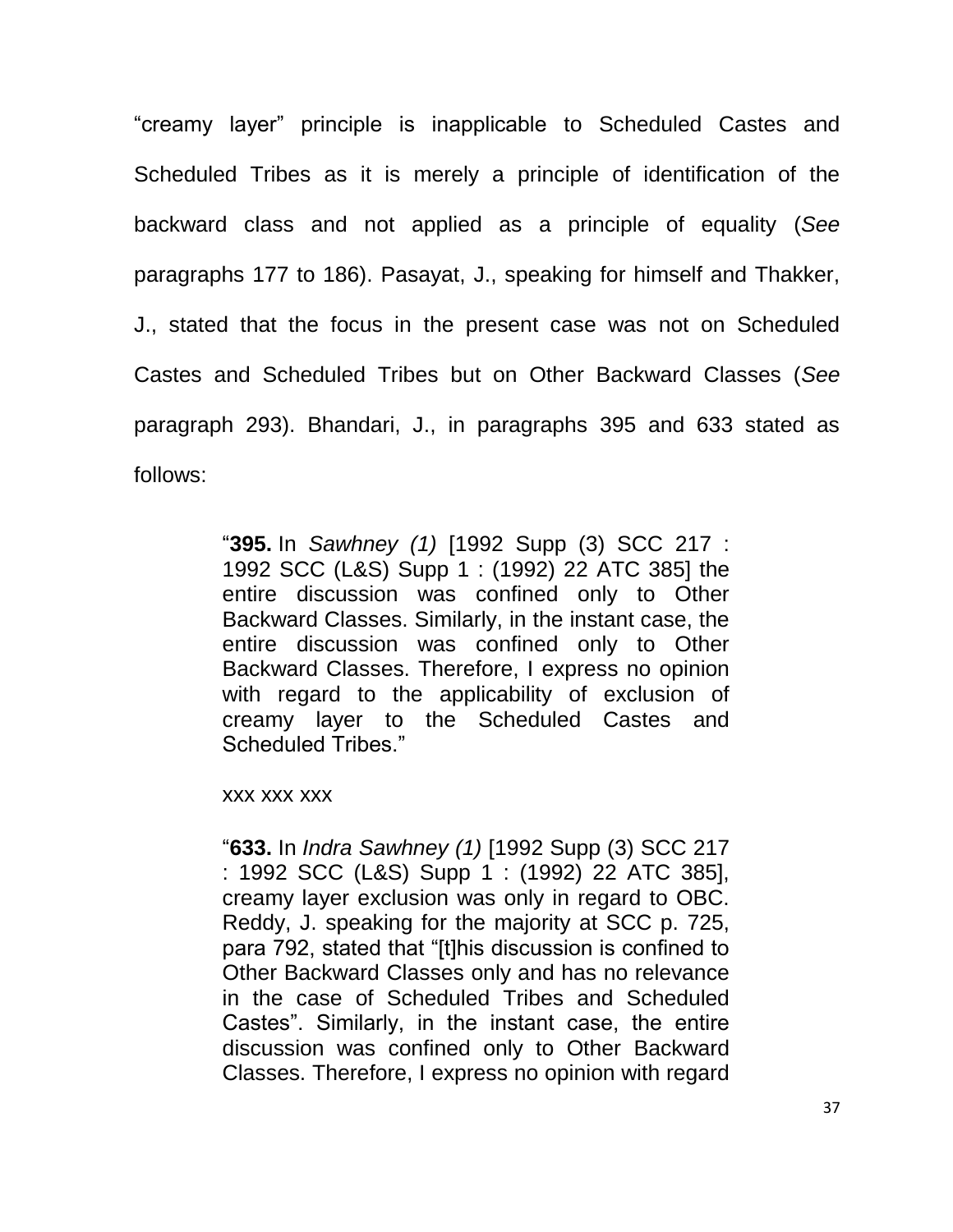"creamy layer" principle is inapplicable to Scheduled Castes and Scheduled Tribes as it is merely a principle of identification of the backward class and not applied as a principle of equality (*See* paragraphs 177 to 186). Pasayat, J., speaking for himself and Thakker, J., stated that the focus in the present case was not on Scheduled Castes and Scheduled Tribes but on Other Backward Classes (*See* paragraph 293). Bhandari, J., in paragraphs 395 and 633 stated as follows:

> "**395.** In *Sawhney (1)* [1992 Supp (3) SCC 217 : 1992 SCC (L&S) Supp 1 : (1992) 22 ATC 385] the entire discussion was confined only to Other Backward Classes. Similarly, in the instant case, the entire discussion was confined only to Other Backward Classes. Therefore, I express no opinion with regard to the applicability of exclusion of creamy layer to the Scheduled Castes and Scheduled Tribes."
>
> xxx xxx xxx
>
> "**633.** In *Indra Sawhney (1)* [1992 Supp (3) SCC 217 : 1992 SCC (L&S) Supp 1 : (1992) 22 ATC 385], creamy layer exclusion was only in regard to OBC. Reddy, J. speaking for the majority at SCC p. 725, para 792, stated that "[t]his discussion is confined to Other Backward Classes only and has no relevance in the case of Scheduled Tribes and Scheduled Castes". Similarly, in the instant case, the entire discussion was confined only to Other Backward Classes. Therefore, I express no opinion with regard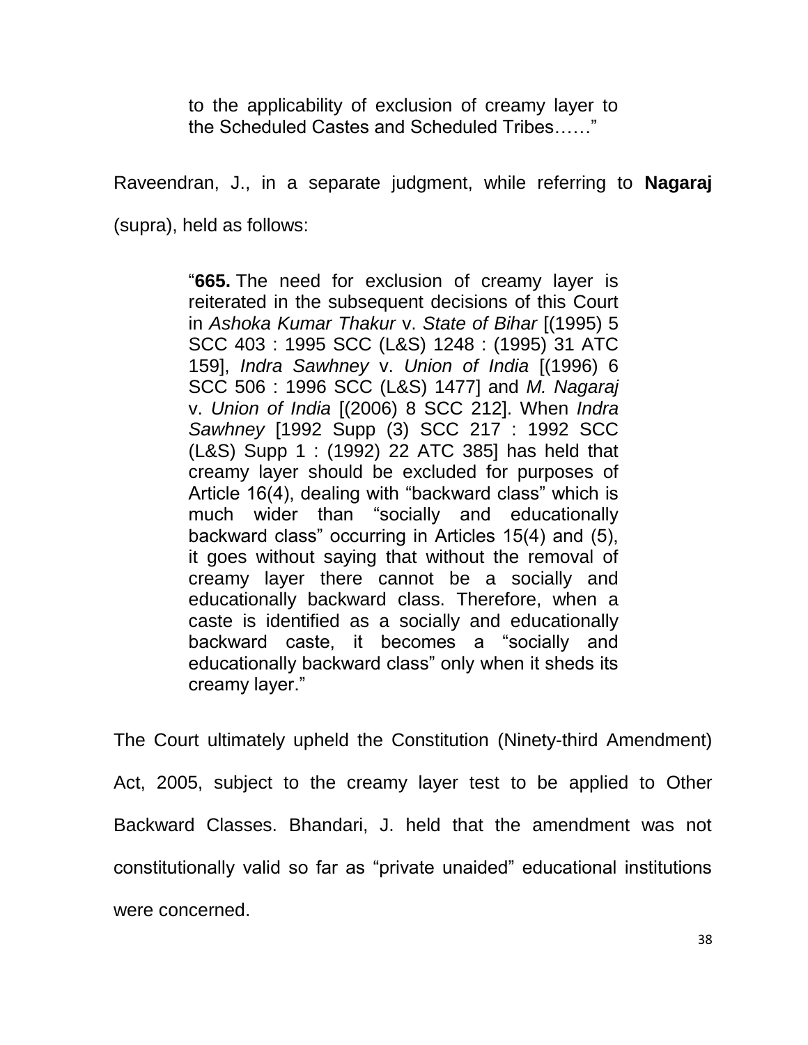> to the applicability of exclusion of creamy layer to the Scheduled Castes and Scheduled Tribes……"

Raveendran, J., in a separate judgment, while referring to **Nagaraj** (supra), held as follows:

> "**665.** The need for exclusion of creamy layer is reiterated in the subsequent decisions of this Court in *Ashoka Kumar Thakur* v. *State of Bihar* [(1995) 5 SCC 403 : 1995 SCC (L&S) 1248 : (1995) 31 ATC 159], *Indra Sawhney* v. *Union of India* [(1996) 6 SCC 506 : 1996 SCC (L&S) 1477] and *M. Nagaraj* v. *Union of India* [(2006) 8 SCC 212]. When *Indra Sawhney* [1992 Supp (3) SCC 217 : 1992 SCC (L&S) Supp 1 : (1992) 22 ATC 385] has held that creamy layer should be excluded for purposes of Article 16(4), dealing with "backward class" which is much wider than "socially and educationally backward class" occurring in Articles 15(4) and (5), it goes without saying that without the removal of creamy layer there cannot be a socially and educationally backward class. Therefore, when a caste is identified as a socially and educationally backward caste, it becomes a "socially and educationally backward class" only when it sheds its creamy layer."

The Court ultimately upheld the Constitution (Ninety-third Amendment) Act, 2005, subject to the creamy layer test to be applied to Other Backward Classes. Bhandari, J. held that the amendment was not constitutionally valid so far as "private unaided" educational institutions were concerned.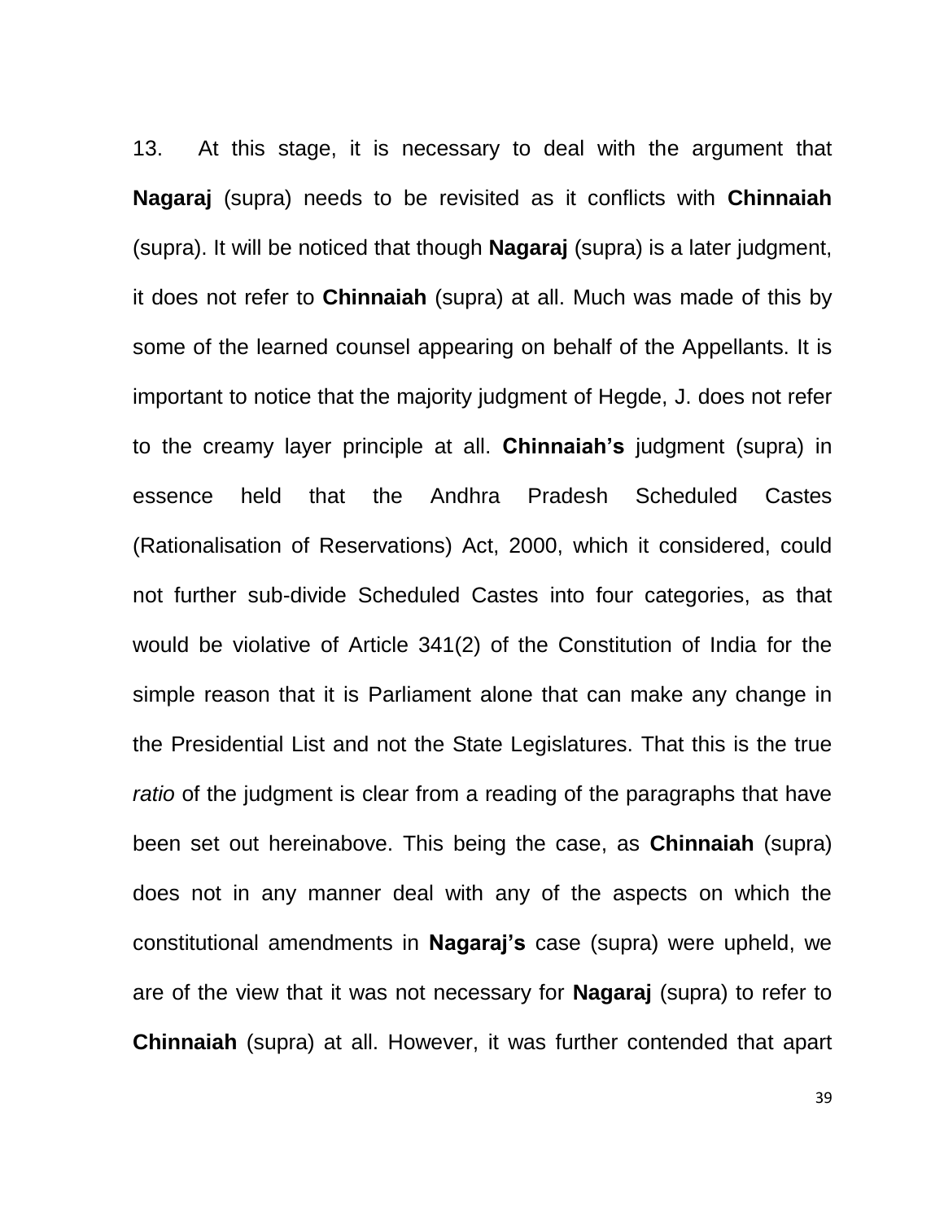13. At this stage, it is necessary to deal with the argument that **Nagaraj** (supra) needs to be revisited as it conflicts with **Chinnaiah** (supra). It will be noticed that though **Nagaraj** (supra) is a later judgment, it does not refer to **Chinnaiah** (supra) at all. Much was made of this by some of the learned counsel appearing on behalf of the Appellants. It is important to notice that the majority judgment of Hegde, J. does not refer to the creamy layer principle at all. **Chinnaiah's** judgment (supra) in essence held that the Andhra Pradesh Scheduled Castes (Rationalisation of Reservations) Act, 2000, which it considered, could not further sub-divide Scheduled Castes into four categories, as that would be violative of Article 341(2) of the Constitution of India for the simple reason that it is Parliament alone that can make any change in the Presidential List and not the State Legislatures. That this is the true *ratio* of the judgment is clear from a reading of the paragraphs that have been set out hereinabove. This being the case, as **Chinnaiah** (supra) does not in any manner deal with any of the aspects on which the constitutional amendments in **Nagaraj's** case (supra) were upheld, we are of the view that it was not necessary for **Nagaraj** (supra) to refer to **Chinnaiah** (supra) at all. However, it was further contended that apart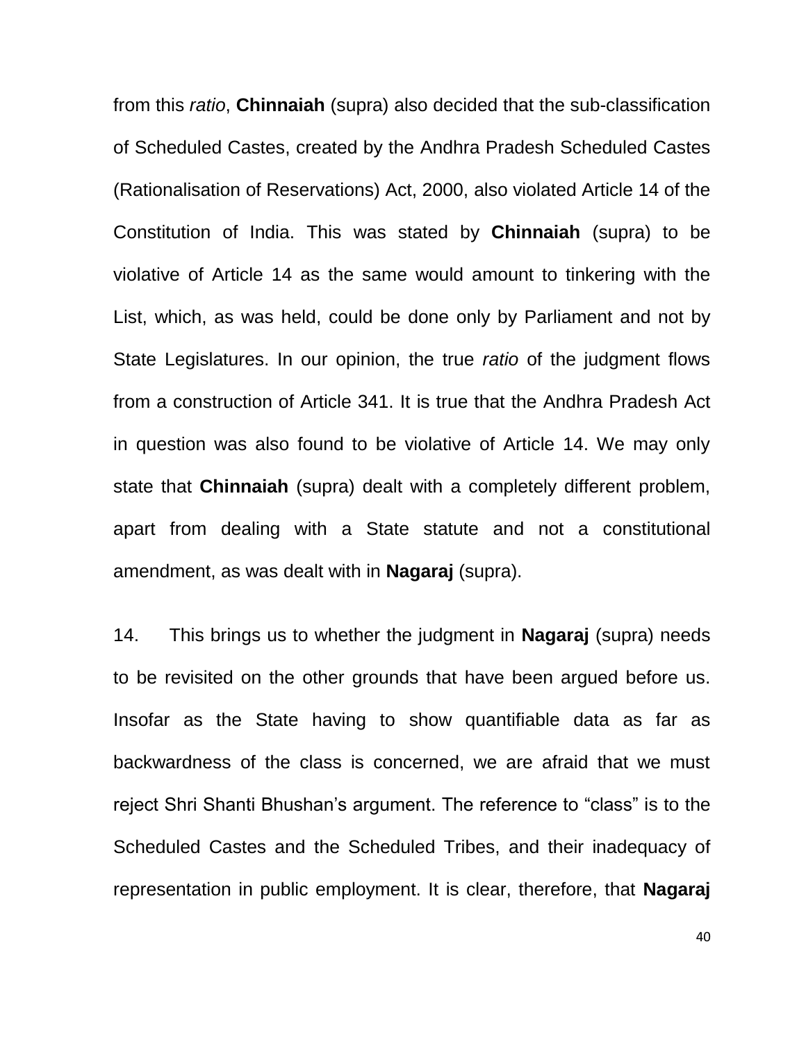from this *ratio*, **Chinnaiah** (supra) also decided that the sub-classification of Scheduled Castes, created by the Andhra Pradesh Scheduled Castes (Rationalisation of Reservations) Act, 2000, also violated Article 14 of the Constitution of India. This was stated by **Chinnaiah** (supra) to be violative of Article 14 as the same would amount to tinkering with the List, which, as was held, could be done only by Parliament and not by State Legislatures. In our opinion, the true *ratio* of the judgment flows from a construction of Article 341. It is true that the Andhra Pradesh Act in question was also found to be violative of Article 14. We may only state that **Chinnaiah** (supra) dealt with a completely different problem, apart from dealing with a State statute and not a constitutional amendment, as was dealt with in **Nagaraj** (supra).

14. This brings us to whether the judgment in **Nagaraj** (supra) needs to be revisited on the other grounds that have been argued before us. Insofar as the State having to show quantifiable data as far as backwardness of the class is concerned, we are afraid that we must reject Shri Shanti Bhushan's argument. The reference to "class" is to the Scheduled Castes and the Scheduled Tribes, and their inadequacy of representation in public employment. It is clear, therefore, that **Nagaraj**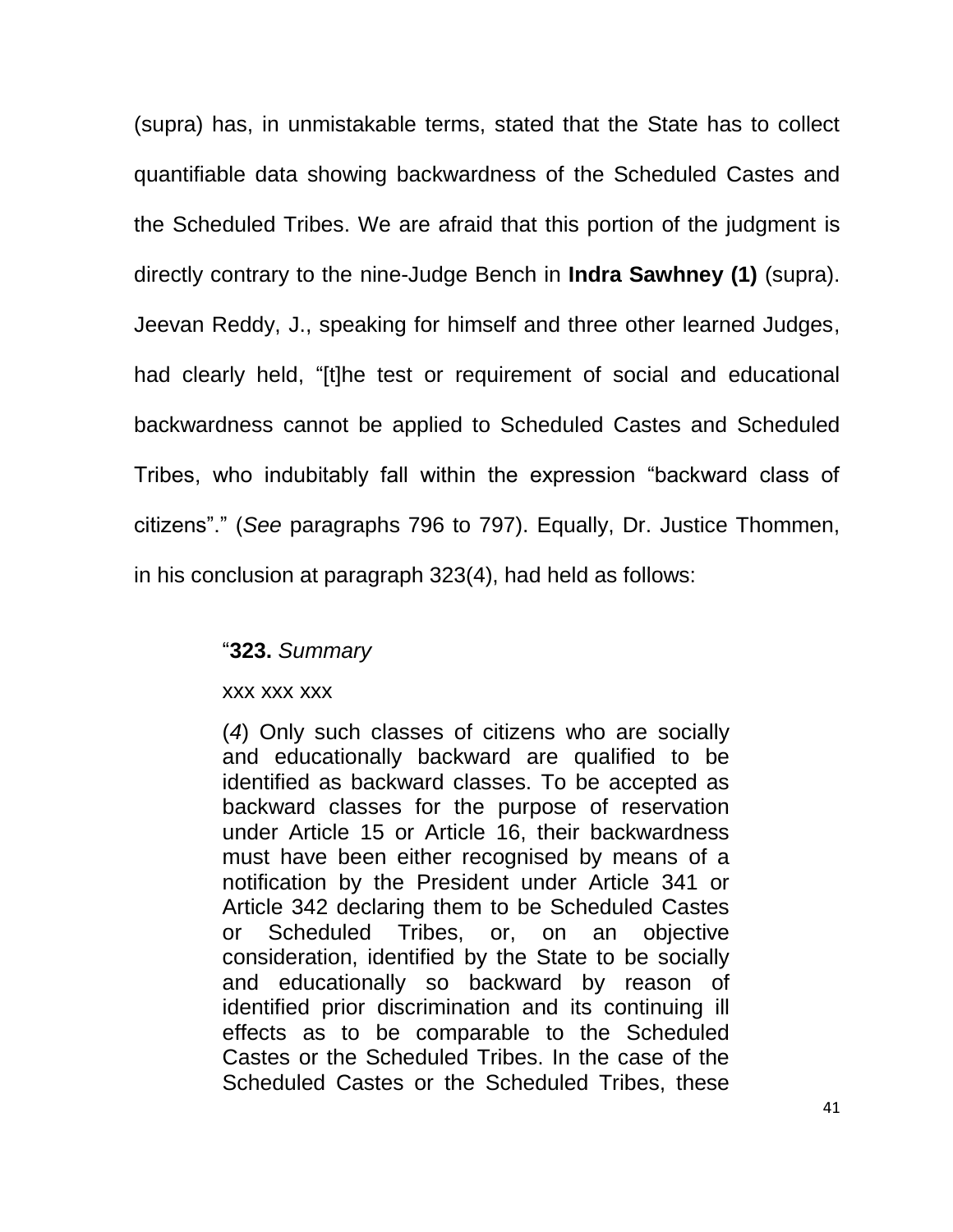(supra) has, in unmistakable terms, stated that the State has to collect quantifiable data showing backwardness of the Scheduled Castes and the Scheduled Tribes. We are afraid that this portion of the judgment is directly contrary to the nine-Judge Bench in **Indra Sawhney (1)** (supra). Jeevan Reddy, J., speaking for himself and three other learned Judges, had clearly held, "[t]he test or requirement of social and educational backwardness cannot be applied to Scheduled Castes and Scheduled Tribes, who indubitably fall within the expression "backward class of citizens"." (*See* paragraphs 796 to 797). Equally, Dr. Justice Thommen, in his conclusion at paragraph 323(4), had held as follows:

> "**323.** *Summary*
>
> xxx xxx xxx
>
> (*4*) Only such classes of citizens who are socially and educationally backward are qualified to be identified as backward classes. To be accepted as backward classes for the purpose of reservation under Article 15 or Article 16, their backwardness must have been either recognised by means of a notification by the President under Article 341 or Article 342 declaring them to be Scheduled Castes or Scheduled Tribes, or, on an objective consideration, identified by the State to be socially and educationally so backward by reason of identified prior discrimination and its continuing ill effects as to be comparable to the Scheduled Castes or the Scheduled Tribes. In the case of the Scheduled Castes or the Scheduled Tribes, these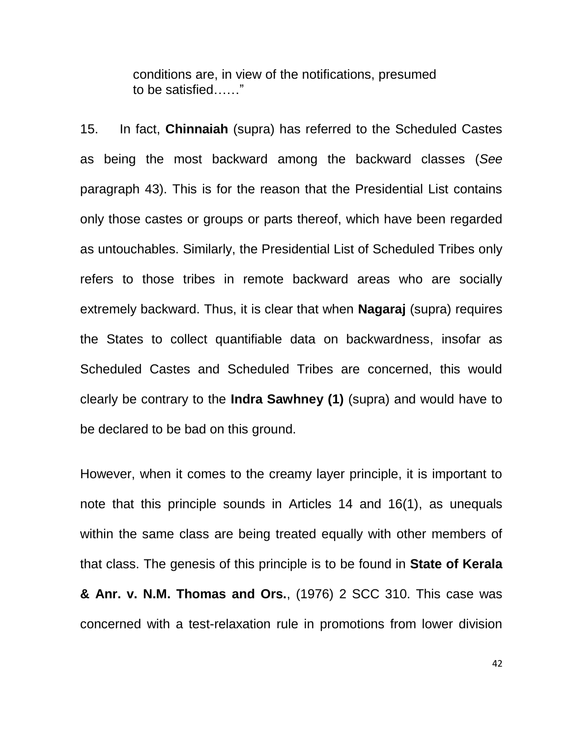> conditions are, in view of the notifications, presumed to be satisfied……"

15. In fact, **Chinnaiah** (supra) has referred to the Scheduled Castes as being the most backward among the backward classes (*See* paragraph 43). This is for the reason that the Presidential List contains only those castes or groups or parts thereof, which have been regarded as untouchables. Similarly, the Presidential List of Scheduled Tribes only refers to those tribes in remote backward areas who are socially extremely backward. Thus, it is clear that when **Nagaraj** (supra) requires the States to collect quantifiable data on backwardness, insofar as Scheduled Castes and Scheduled Tribes are concerned, this would clearly be contrary to the **Indra Sawhney (1)** (supra) and would have to be declared to be bad on this ground.

However, when it comes to the creamy layer principle, it is important to note that this principle sounds in Articles 14 and 16(1), as unequals within the same class are being treated equally with other members of that class. The genesis of this principle is to be found in **State of Kerala & Anr. v. N.M. Thomas and Ors.**, (1976) 2 SCC 310. This case was concerned with a test-relaxation rule in promotions from lower division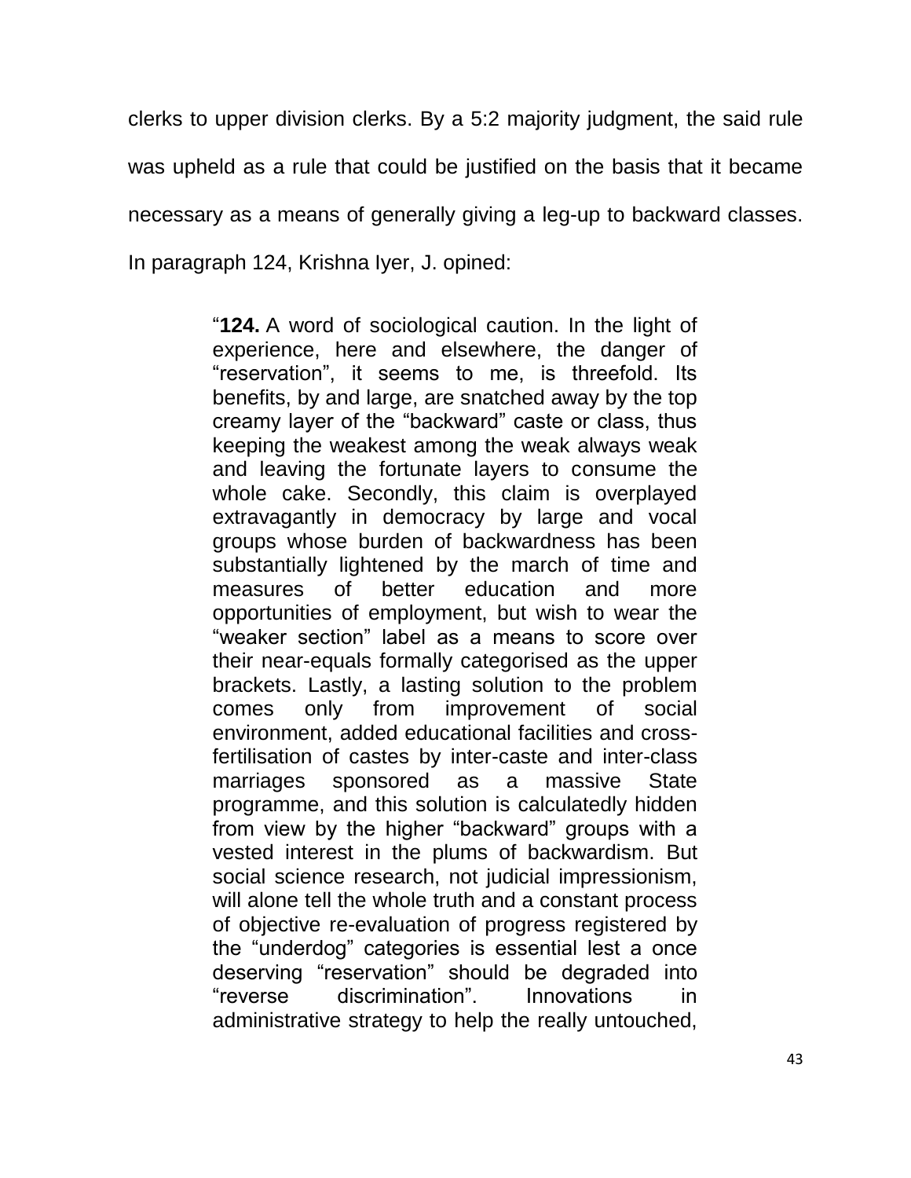clerks to upper division clerks. By a 5:2 majority judgment, the said rule was upheld as a rule that could be justified on the basis that it became necessary as a means of generally giving a leg-up to backward classes. In paragraph 124, Krishna Iyer, J. opined:

> "**124.** A word of sociological caution. In the light of experience, here and elsewhere, the danger of "reservation", it seems to me, is threefold. Its benefits, by and large, are snatched away by the top creamy layer of the "backward" caste or class, thus keeping the weakest among the weak always weak and leaving the fortunate layers to consume the whole cake. Secondly, this claim is overplayed extravagantly in democracy by large and vocal groups whose burden of backwardness has been substantially lightened by the march of time and measures of better education and more opportunities of employment, but wish to wear the "weaker section" label as a means to score over their near-equals formally categorised as the upper brackets. Lastly, a lasting solution to the problem comes only from improvement of social environment, added educational facilities and cross-fertilisation of castes by inter-caste and inter-class marriages sponsored as a massive State programme, and this solution is calculatedly hidden from view by the higher "backward" groups with a vested interest in the plums of backwardism. But social science research, not judicial impressionism, will alone tell the whole truth and a constant process of objective re-evaluation of progress registered by the "underdog" categories is essential lest a once deserving "reservation" should be degraded into "reverse discrimination". Innovations in administrative strategy to help the really untouched,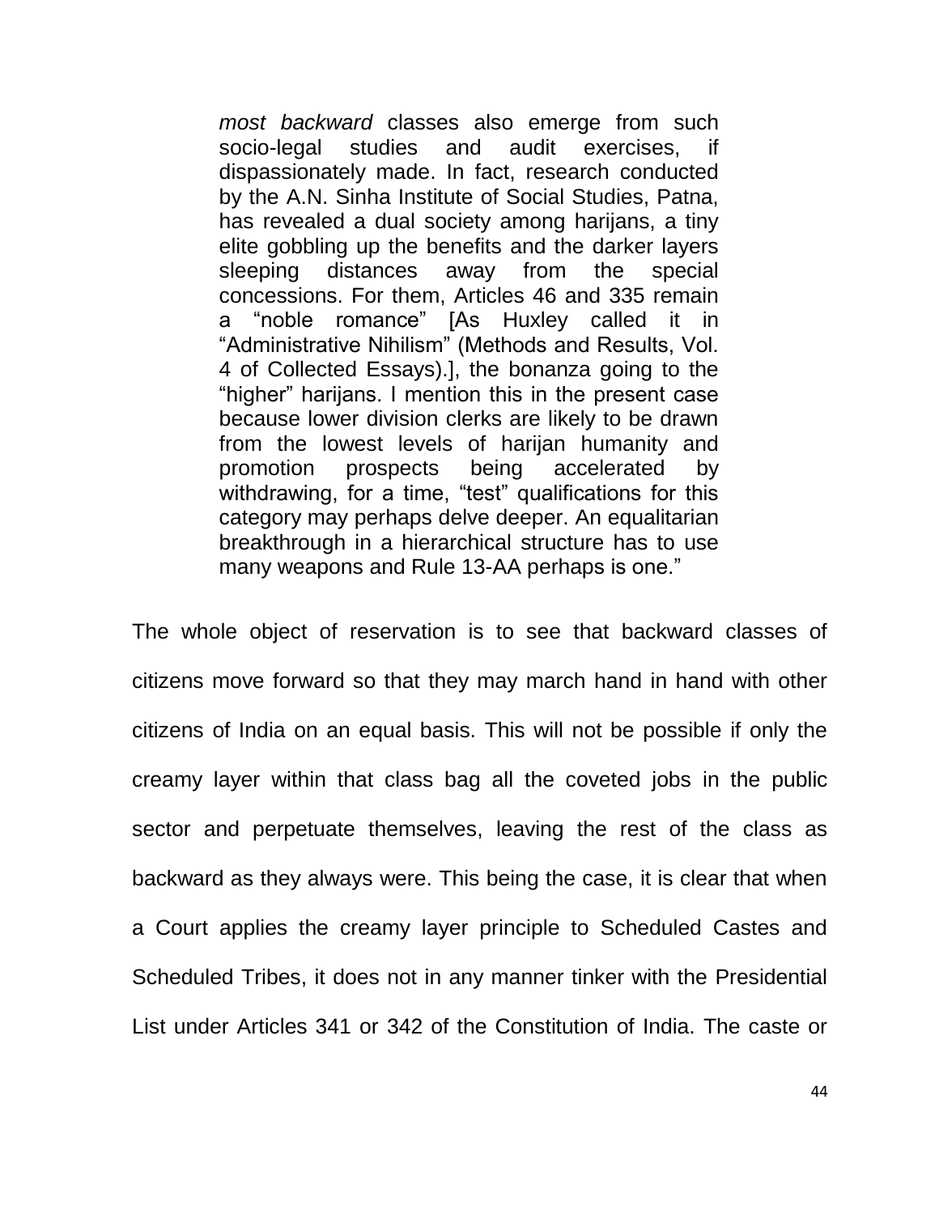> *most backward* classes also emerge from such socio-legal studies and audit exercises, if dispassionately made. In fact, research conducted by the A.N. Sinha Institute of Social Studies, Patna, has revealed a dual society among harijans, a tiny elite gobbling up the benefits and the darker layers sleeping distances away from the special concessions. For them, Articles 46 and 335 remain a "noble romance" [As Huxley called it in "Administrative Nihilism" (Methods and Results, Vol. 4 of Collected Essays).], the bonanza going to the "higher" harijans. I mention this in the present case because lower division clerks are likely to be drawn from the lowest levels of harijan humanity and promotion prospects being accelerated by withdrawing, for a time, "test" qualifications for this category may perhaps delve deeper. An equalitarian breakthrough in a hierarchical structure has to use many weapons and Rule 13-AA perhaps is one."

The whole object of reservation is to see that backward classes of citizens move forward so that they may march hand in hand with other citizens of India on an equal basis. This will not be possible if only the creamy layer within that class bag all the coveted jobs in the public sector and perpetuate themselves, leaving the rest of the class as backward as they always were. This being the case, it is clear that when a Court applies the creamy layer principle to Scheduled Castes and Scheduled Tribes, it does not in any manner tinker with the Presidential List under Articles 341 or 342 of the Constitution of India. The caste or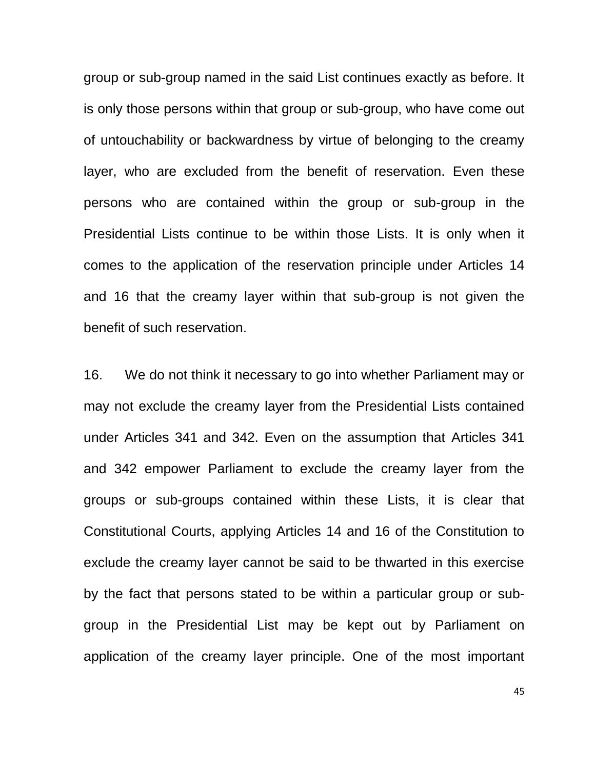group or sub-group named in the said List continues exactly as before. It is only those persons within that group or sub-group, who have come out of untouchability or backwardness by virtue of belonging to the creamy layer, who are excluded from the benefit of reservation. Even these persons who are contained within the group or sub-group in the Presidential Lists continue to be within those Lists. It is only when it comes to the application of the reservation principle under Articles 14 and 16 that the creamy layer within that sub-group is not given the benefit of such reservation.

16. We do not think it necessary to go into whether Parliament may or may not exclude the creamy layer from the Presidential Lists contained under Articles 341 and 342. Even on the assumption that Articles 341 and 342 empower Parliament to exclude the creamy layer from the groups or sub-groups contained within these Lists, it is clear that Constitutional Courts, applying Articles 14 and 16 of the Constitution to exclude the creamy layer cannot be said to be thwarted in this exercise by the fact that persons stated to be within a particular group or sub-group in the Presidential List may be kept out by Parliament on application of the creamy layer principle. One of the most important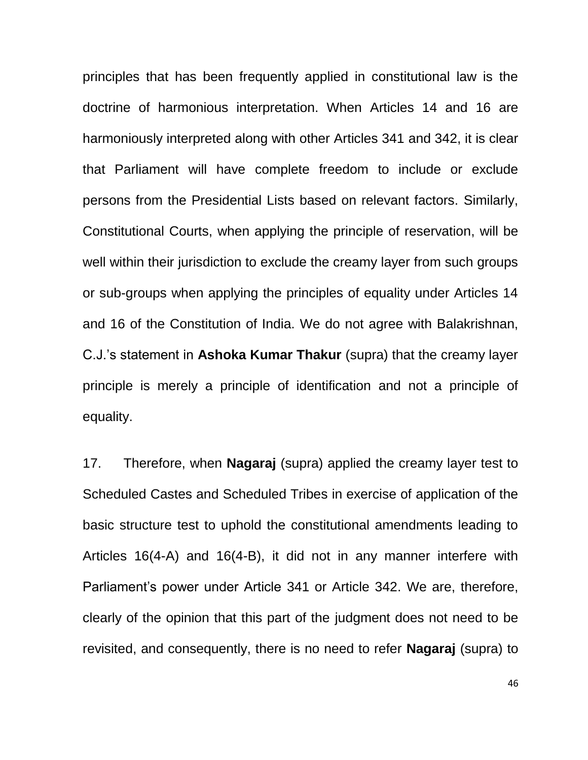principles that has been frequently applied in constitutional law is the doctrine of harmonious interpretation. When Articles 14 and 16 are harmoniously interpreted along with other Articles 341 and 342, it is clear that Parliament will have complete freedom to include or exclude persons from the Presidential Lists based on relevant factors. Similarly, Constitutional Courts, when applying the principle of reservation, will be well within their jurisdiction to exclude the creamy layer from such groups or sub-groups when applying the principles of equality under Articles 14 and 16 of the Constitution of India. We do not agree with Balakrishnan, C.J.'s statement in **Ashoka Kumar Thakur** (supra) that the creamy layer principle is merely a principle of identification and not a principle of equality.

17. Therefore, when **Nagaraj** (supra) applied the creamy layer test to Scheduled Castes and Scheduled Tribes in exercise of application of the basic structure test to uphold the constitutional amendments leading to Articles 16(4-A) and 16(4-B), it did not in any manner interfere with Parliament's power under Article 341 or Article 342. We are, therefore, clearly of the opinion that this part of the judgment does not need to be revisited, and consequently, there is no need to refer **Nagaraj** (supra) to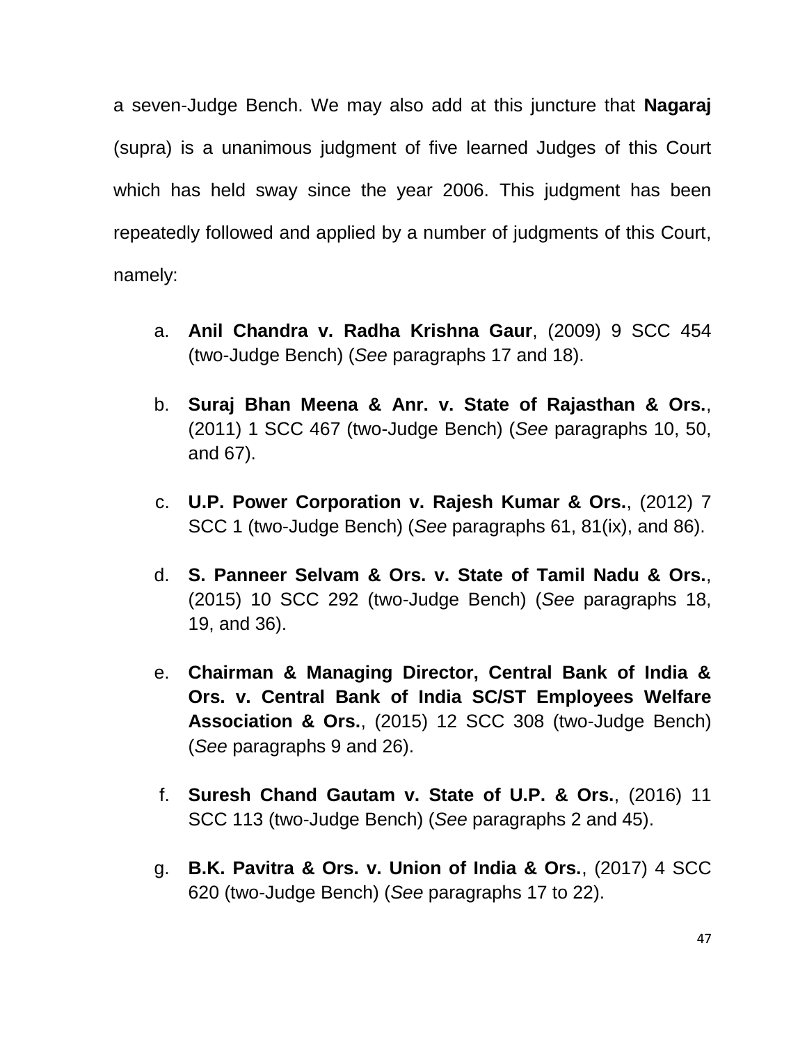a seven-Judge Bench. We may also add at this juncture that **Nagaraj** (supra) is a unanimous judgment of five learned Judges of this Court which has held sway since the year 2006. This judgment has been repeatedly followed and applied by a number of judgments of this Court, namely:

a. **Anil Chandra v. Radha Krishna Gaur**, (2009) 9 SCC 454 (two-Judge Bench) (*See* paragraphs 17 and 18).

b. **Suraj Bhan Meena & Anr. v. State of Rajasthan & Ors.**, (2011) 1 SCC 467 (two-Judge Bench) (*See* paragraphs 10, 50, and 67).

c. **U.P. Power Corporation v. Rajesh Kumar & Ors.**, (2012) 7 SCC 1 (two-Judge Bench) (*See* paragraphs 61, 81(ix), and 86).

d. **S. Panneer Selvam & Ors. v. State of Tamil Nadu & Ors.**, (2015) 10 SCC 292 (two-Judge Bench) (*See* paragraphs 18, 19, and 36).

e. **Chairman & Managing Director, Central Bank of India & Ors. v. Central Bank of India SC/ST Employees Welfare Association & Ors.**, (2015) 12 SCC 308 (two-Judge Bench) (*See* paragraphs 9 and 26).

f. **Suresh Chand Gautam v. State of U.P. & Ors.**, (2016) 11 SCC 113 (two-Judge Bench) (*See* paragraphs 2 and 45).

g. **B.K. Pavitra & Ors. v. Union of India & Ors.**, (2017) 4 SCC 620 (two-Judge Bench) (*See* paragraphs 17 to 22).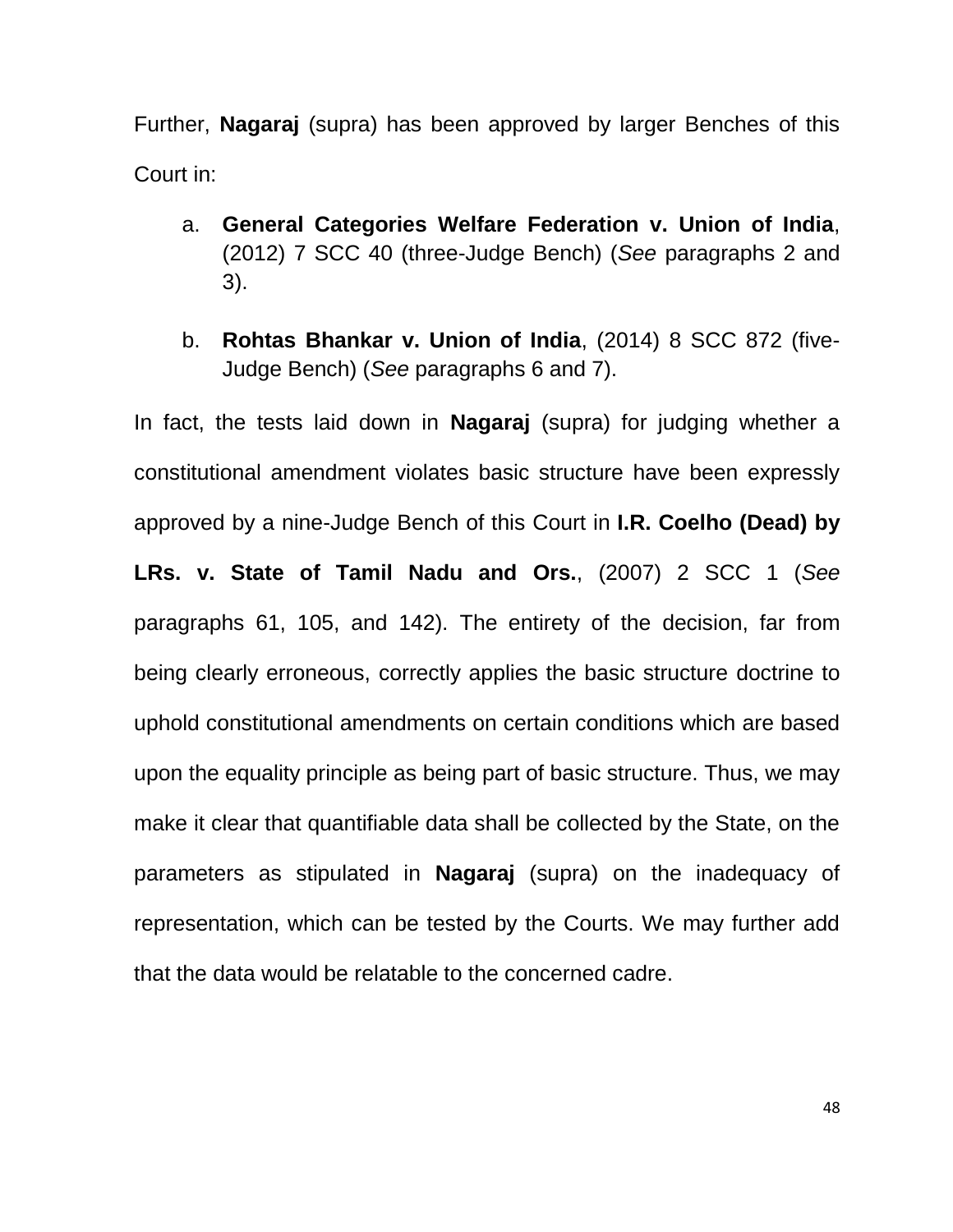Further, **Nagaraj** (supra) has been approved by larger Benches of this Court in:

a. **General Categories Welfare Federation v. Union of India**, (2012) 7 SCC 40 (three-Judge Bench) (*See* paragraphs 2 and 3).

b. **Rohtas Bhankar v. Union of India**, (2014) 8 SCC 872 (five-Judge Bench) (*See* paragraphs 6 and 7).

In fact, the tests laid down in **Nagaraj** (supra) for judging whether a constitutional amendment violates basic structure have been expressly approved by a nine-Judge Bench of this Court in **I.R. Coelho (Dead) by LRs. v. State of Tamil Nadu and Ors.**, (2007) 2 SCC 1 (*See* paragraphs 61, 105, and 142). The entirety of the decision, far from being clearly erroneous, correctly applies the basic structure doctrine to uphold constitutional amendments on certain conditions which are based upon the equality principle as being part of basic structure. Thus, we may make it clear that quantifiable data shall be collected by the State, on the parameters as stipulated in **Nagaraj** (supra) on the inadequacy of representation, which can be tested by the Courts. We may further add that the data would be relatable to the concerned cadre.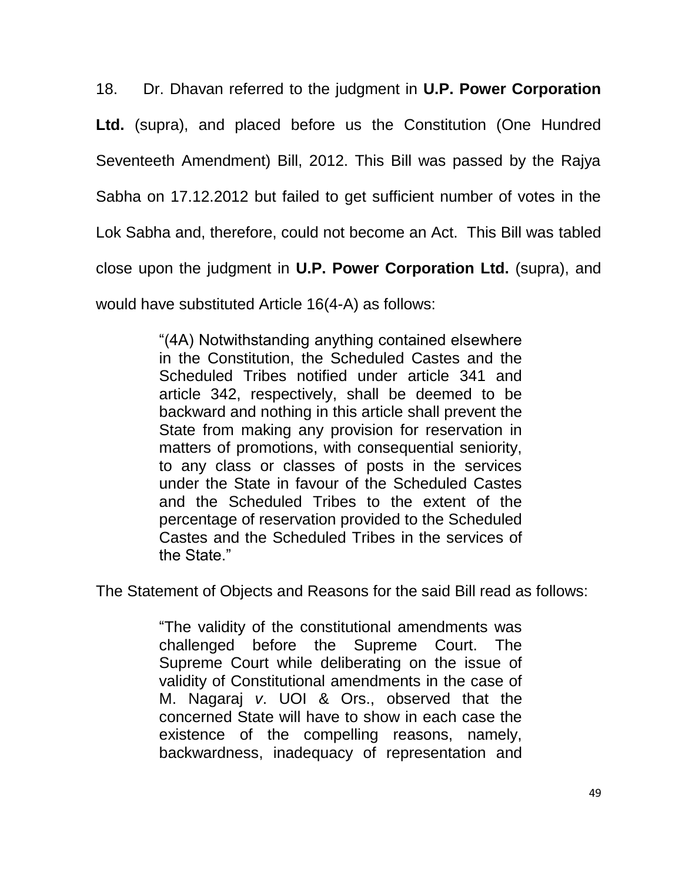18. Dr. Dhavan referred to the judgment in **U.P. Power Corporation Ltd.** (supra), and placed before us the Constitution (One Hundred Seventeeth Amendment) Bill, 2012. This Bill was passed by the Rajya Sabha on 17.12.2012 but failed to get sufficient number of votes in the Lok Sabha and, therefore, could not become an Act. This Bill was tabled close upon the judgment in **U.P. Power Corporation Ltd.** (supra), and would have substituted Article 16(4-A) as follows:

> "(4A) Notwithstanding anything contained elsewhere in the Constitution, the Scheduled Castes and the Scheduled Tribes notified under article 341 and article 342, respectively, shall be deemed to be backward and nothing in this article shall prevent the State from making any provision for reservation in matters of promotions, with consequential seniority, to any class or classes of posts in the services under the State in favour of the Scheduled Castes and the Scheduled Tribes to the extent of the percentage of reservation provided to the Scheduled Castes and the Scheduled Tribes in the services of the State."

The Statement of Objects and Reasons for the said Bill read as follows:

> "The validity of the constitutional amendments was challenged before the Supreme Court. The Supreme Court while deliberating on the issue of validity of Constitutional amendments in the case of M. Nagaraj *v*. UOI & Ors., observed that the concerned State will have to show in each case the existence of the compelling reasons, namely, backwardness, inadequacy of representation and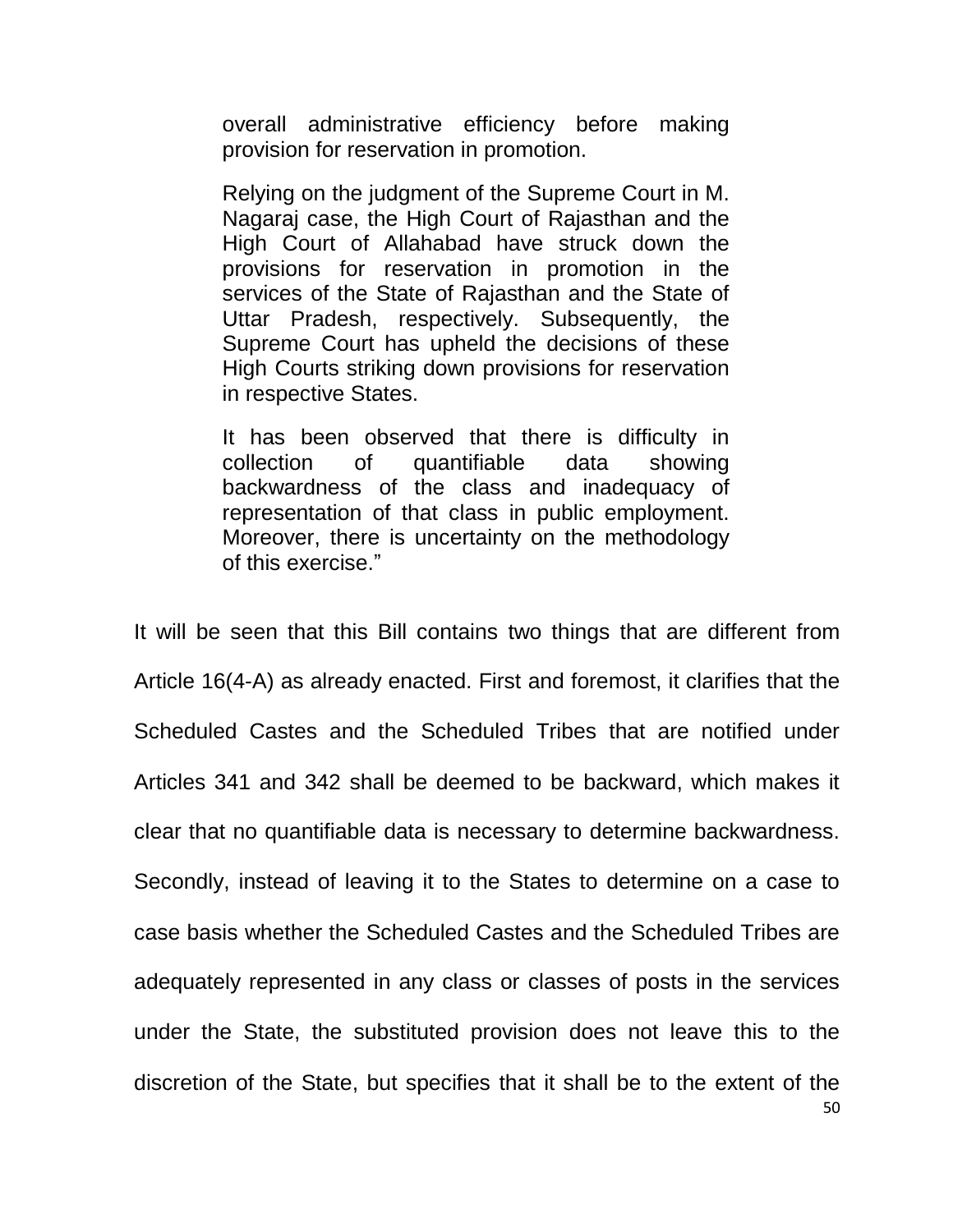> overall administrative efficiency before making provision for reservation in promotion.
>
> Relying on the judgment of the Supreme Court in M. Nagaraj case, the High Court of Rajasthan and the High Court of Allahabad have struck down the provisions for reservation in promotion in the services of the State of Rajasthan and the State of Uttar Pradesh, respectively. Subsequently, the Supreme Court has upheld the decisions of these High Courts striking down provisions for reservation in respective States.
>
> It has been observed that there is difficulty in collection of quantifiable data showing backwardness of the class and inadequacy of representation of that class in public employment. Moreover, there is uncertainty on the methodology of this exercise."

It will be seen that this Bill contains two things that are different from Article 16(4-A) as already enacted. First and foremost, it clarifies that the Scheduled Castes and the Scheduled Tribes that are notified under Articles 341 and 342 shall be deemed to be backward, which makes it clear that no quantifiable data is necessary to determine backwardness. Secondly, instead of leaving it to the States to determine on a case to case basis whether the Scheduled Castes and the Scheduled Tribes are adequately represented in any class or classes of posts in the services under the State, the substituted provision does not leave this to the discretion of the State, but specifies that it shall be to the extent of the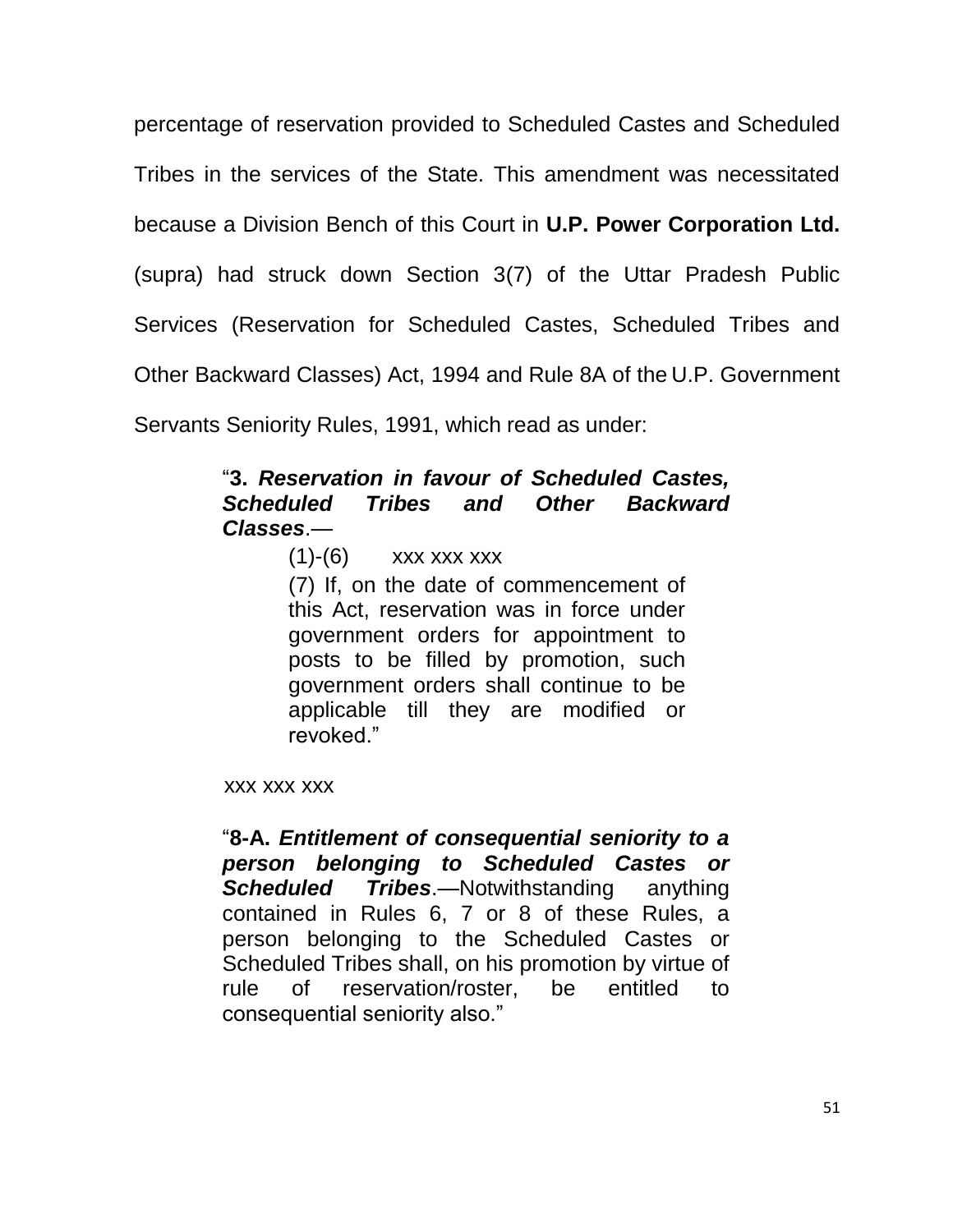percentage of reservation provided to Scheduled Castes and Scheduled Tribes in the services of the State. This amendment was necessitated because a Division Bench of this Court in **U.P. Power Corporation Ltd.** (supra) had struck down Section 3(7) of the Uttar Pradesh Public Services (Reservation for Scheduled Castes, Scheduled Tribes and Other Backward Classes) Act, 1994 and Rule 8A of the U.P. Government Servants Seniority Rules, 1991, which read as under:

> "**3.** ***Reservation in favour of Scheduled Castes, Scheduled Tribes and Other Backward Classes***.—
>
> (1)-(6) xxx xxx xxx
>
> (7) If, on the date of commencement of this Act, reservation was in force under government orders for appointment to posts to be filled by promotion, such government orders shall continue to be applicable till they are modified or revoked."

xxx xxx xxx

> "**8-A.** ***Entitlement of consequential seniority to a person belonging to Scheduled Castes or Scheduled Tribes***.—Notwithstanding anything contained in Rules 6, 7 or 8 of these Rules, a person belonging to the Scheduled Castes or Scheduled Tribes shall, on his promotion by virtue of rule of reservation/roster, be entitled to consequential seniority also."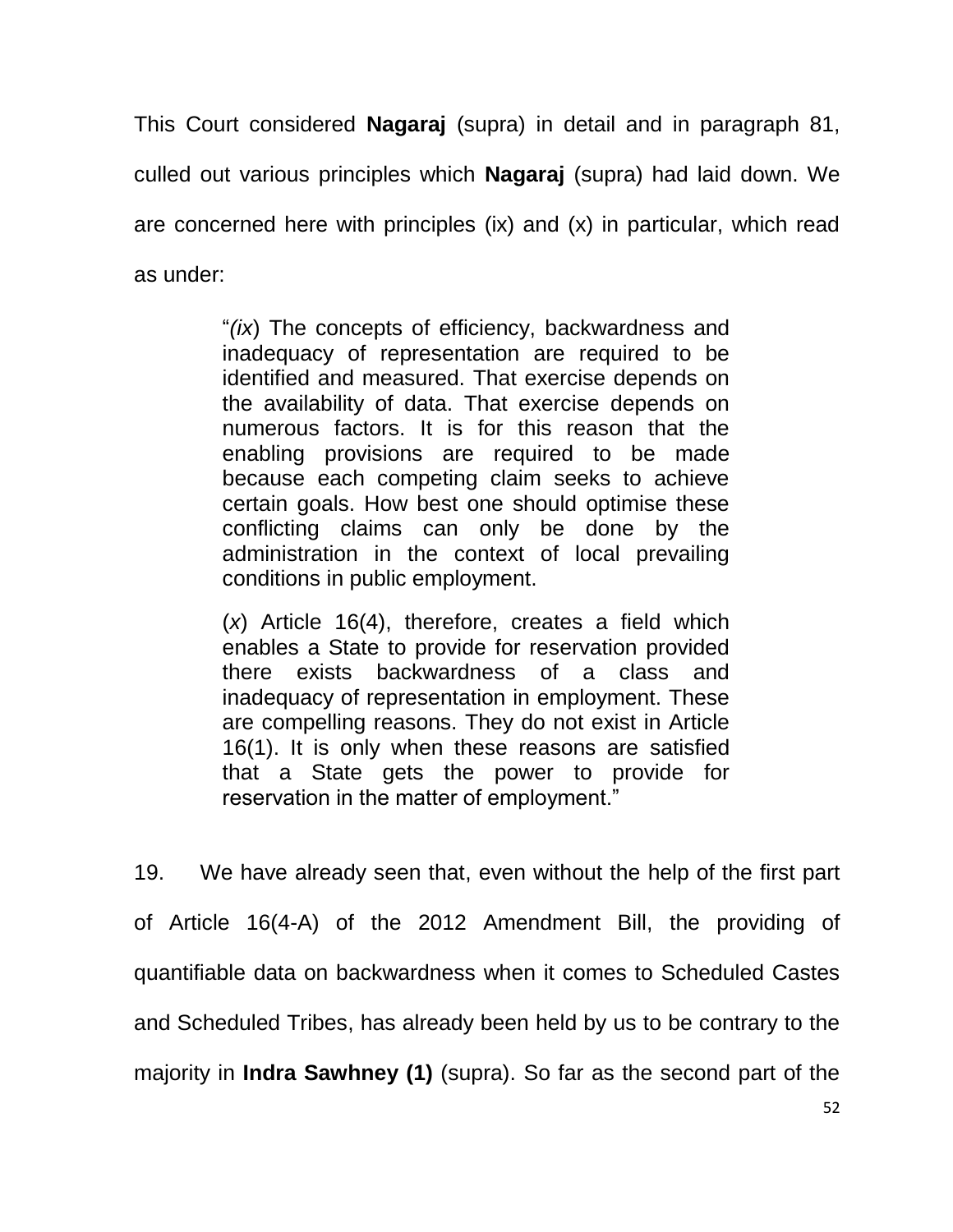This Court considered **Nagaraj** (supra) in detail and in paragraph 81, culled out various principles which **Nagaraj** (supra) had laid down. We are concerned here with principles (ix) and (x) in particular, which read as under:

> "*(ix)* The concepts of efficiency, backwardness and inadequacy of representation are required to be identified and measured. That exercise depends on the availability of data. That exercise depends on numerous factors. It is for this reason that the enabling provisions are required to be made because each competing claim seeks to achieve certain goals. How best one should optimise these conflicting claims can only be done by the administration in the context of local prevailing conditions in public employment.
>
> (*x*) Article 16(4), therefore, creates a field which enables a State to provide for reservation provided there exists backwardness of a class and inadequacy of representation in employment. These are compelling reasons. They do not exist in Article 16(1). It is only when these reasons are satisfied that a State gets the power to provide for reservation in the matter of employment."

19. We have already seen that, even without the help of the first part of Article 16(4-A) of the 2012 Amendment Bill, the providing of quantifiable data on backwardness when it comes to Scheduled Castes and Scheduled Tribes, has already been held by us to be contrary to the majority in **Indra Sawhney (1)** (supra). So far as the second part of the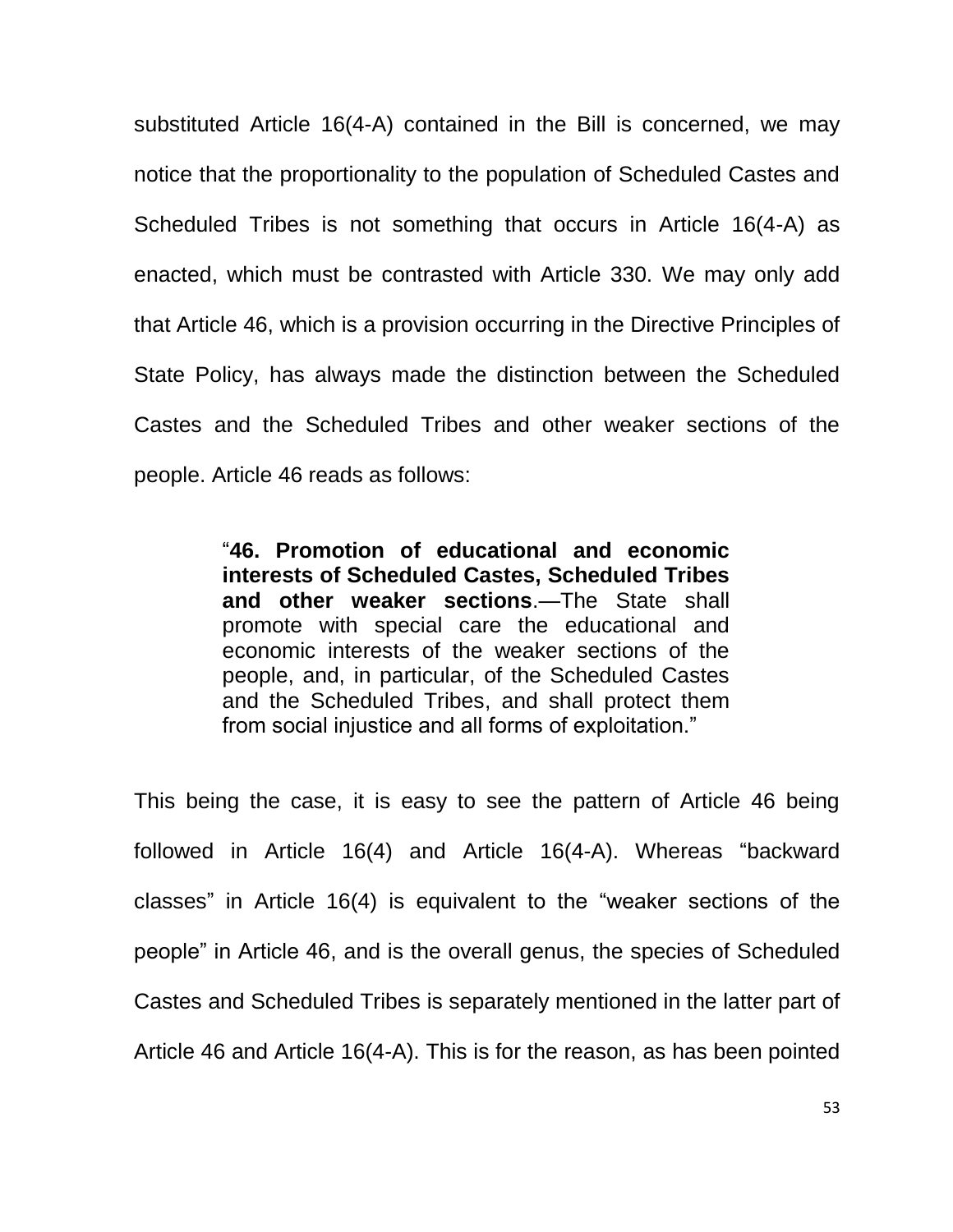substituted Article 16(4-A) contained in the Bill is concerned, we may notice that the proportionality to the population of Scheduled Castes and Scheduled Tribes is not something that occurs in Article 16(4-A) as enacted, which must be contrasted with Article 330. We may only add that Article 46, which is a provision occurring in the Directive Principles of State Policy, has always made the distinction between the Scheduled Castes and the Scheduled Tribes and other weaker sections of the people. Article 46 reads as follows:

> "**46. Promotion of educational and economic interests of Scheduled Castes, Scheduled Tribes and other weaker sections**.—The State shall promote with special care the educational and economic interests of the weaker sections of the people, and, in particular, of the Scheduled Castes and the Scheduled Tribes, and shall protect them from social injustice and all forms of exploitation."

This being the case, it is easy to see the pattern of Article 46 being followed in Article 16(4) and Article 16(4-A). Whereas "backward classes" in Article 16(4) is equivalent to the "weaker sections of the people" in Article 46, and is the overall genus, the species of Scheduled Castes and Scheduled Tribes is separately mentioned in the latter part of Article 46 and Article 16(4-A). This is for the reason, as has been pointed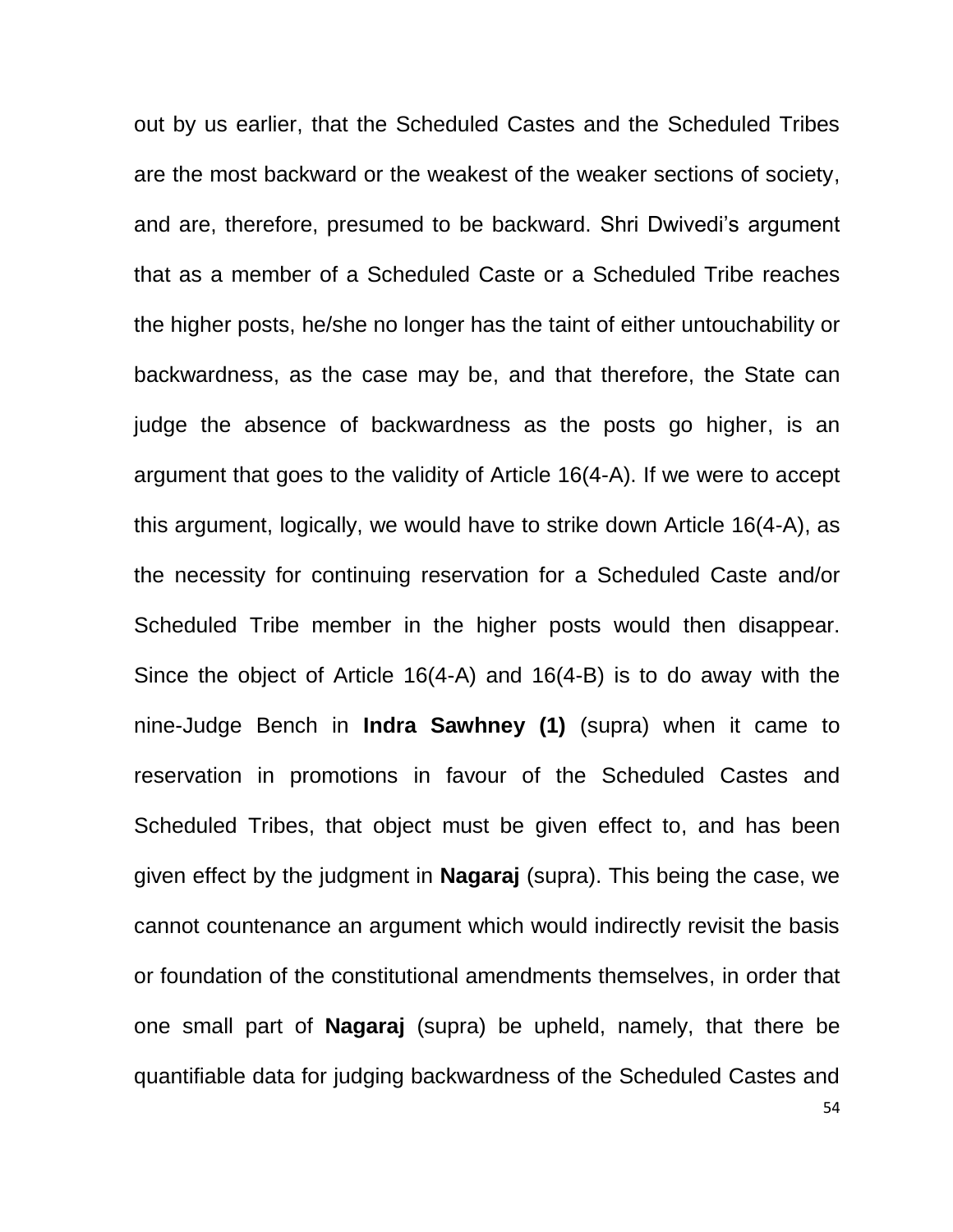out by us earlier, that the Scheduled Castes and the Scheduled Tribes are the most backward or the weakest of the weaker sections of society, and are, therefore, presumed to be backward. Shri Dwivedi's argument that as a member of a Scheduled Caste or a Scheduled Tribe reaches the higher posts, he/she no longer has the taint of either untouchability or backwardness, as the case may be, and that therefore, the State can judge the absence of backwardness as the posts go higher, is an argument that goes to the validity of Article 16(4-A). If we were to accept this argument, logically, we would have to strike down Article 16(4-A), as the necessity for continuing reservation for a Scheduled Caste and/or Scheduled Tribe member in the higher posts would then disappear. Since the object of Article 16(4-A) and 16(4-B) is to do away with the nine-Judge Bench in **Indra Sawhney (1)** (supra) when it came to reservation in promotions in favour of the Scheduled Castes and Scheduled Tribes, that object must be given effect to, and has been given effect by the judgment in **Nagaraj** (supra). This being the case, we cannot countenance an argument which would indirectly revisit the basis or foundation of the constitutional amendments themselves, in order that one small part of **Nagaraj** (supra) be upheld, namely, that there be quantifiable data for judging backwardness of the Scheduled Castes and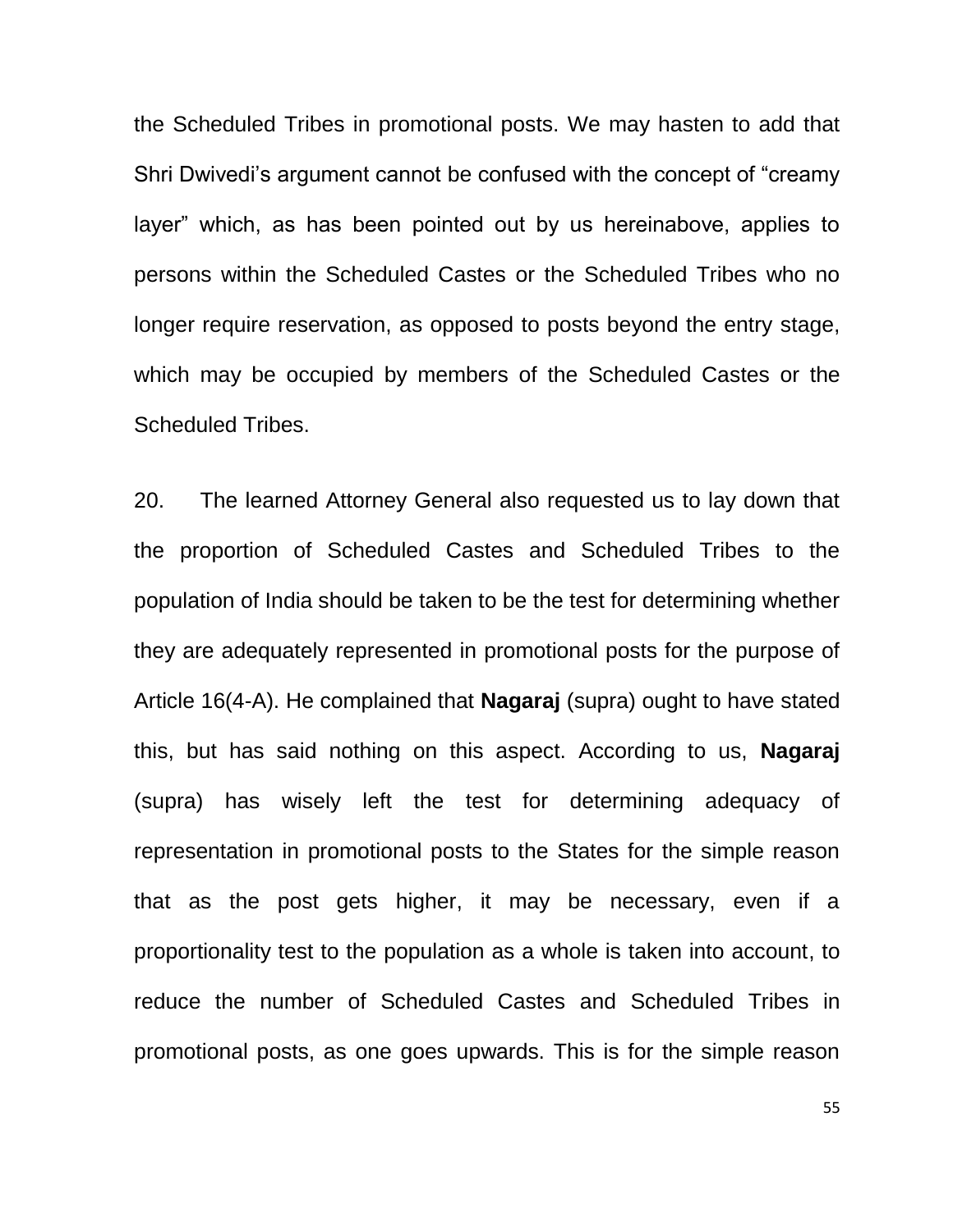the Scheduled Tribes in promotional posts. We may hasten to add that Shri Dwivedi's argument cannot be confused with the concept of "creamy layer" which, as has been pointed out by us hereinabove, applies to persons within the Scheduled Castes or the Scheduled Tribes who no longer require reservation, as opposed to posts beyond the entry stage, which may be occupied by members of the Scheduled Castes or the Scheduled Tribes.

20. The learned Attorney General also requested us to lay down that the proportion of Scheduled Castes and Scheduled Tribes to the population of India should be taken to be the test for determining whether they are adequately represented in promotional posts for the purpose of Article 16(4-A). He complained that **Nagaraj** (supra) ought to have stated this, but has said nothing on this aspect. According to us, **Nagaraj** (supra) has wisely left the test for determining adequacy of representation in promotional posts to the States for the simple reason that as the post gets higher, it may be necessary, even if a proportionality test to the population as a whole is taken into account, to reduce the number of Scheduled Castes and Scheduled Tribes in promotional posts, as one goes upwards. This is for the simple reason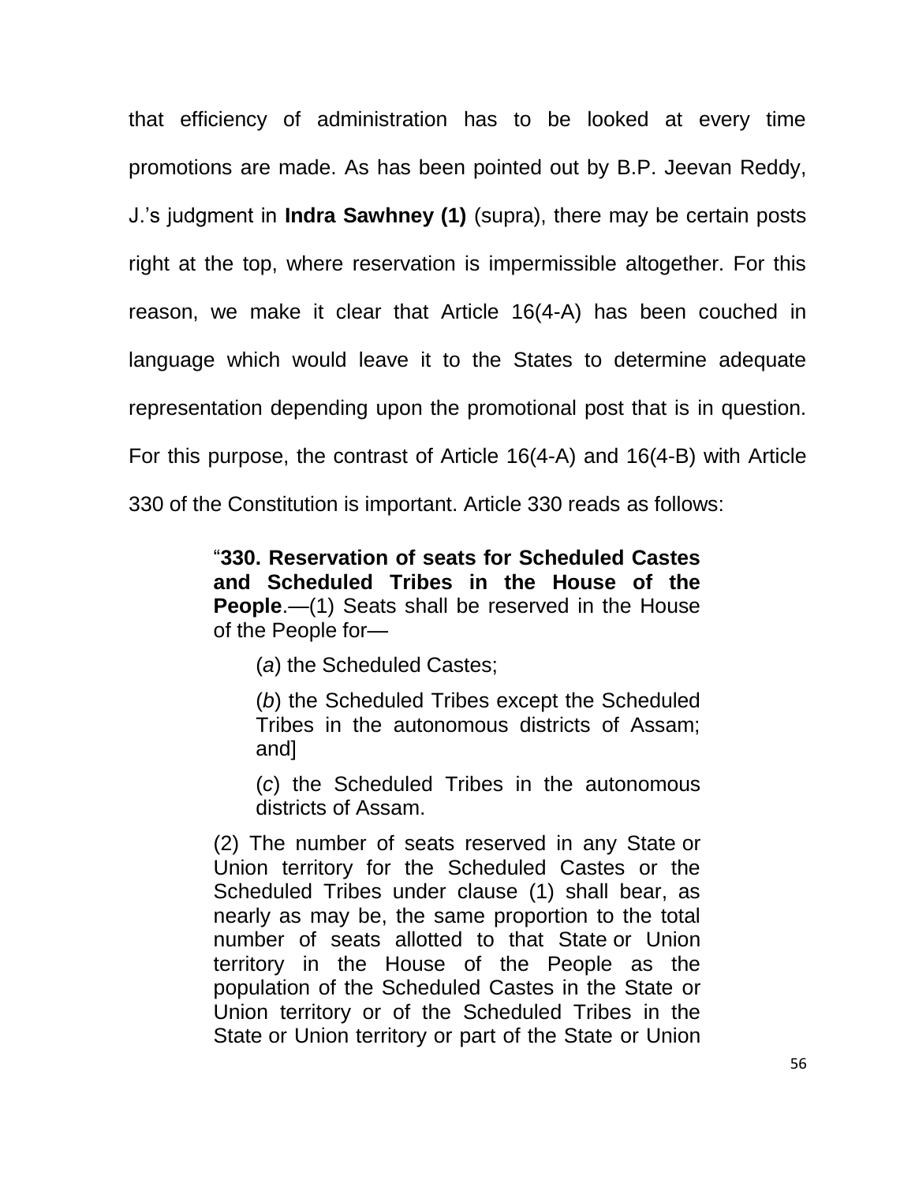that efficiency of administration has to be looked at every time promotions are made. As has been pointed out by B.P. Jeevan Reddy, J.'s judgment in **Indra Sawhney (1)** (supra), there may be certain posts right at the top, where reservation is impermissible altogether. For this reason, we make it clear that Article 16(4-A) has been couched in language which would leave it to the States to determine adequate representation depending upon the promotional post that is in question. For this purpose, the contrast of Article 16(4-A) and 16(4-B) with Article 330 of the Constitution is important. Article 330 reads as follows:

> "**330. Reservation of seats for Scheduled Castes and Scheduled Tribes in the House of the People**.—(1) Seats shall be reserved in the House of the People for—
>
> (*a*) the Scheduled Castes;
>
> (*b*) the Scheduled Tribes except the Scheduled Tribes in the autonomous districts of Assam; and]
>
> (*c*) the Scheduled Tribes in the autonomous districts of Assam.
>
> (2) The number of seats reserved in any State or Union territory for the Scheduled Castes or the Scheduled Tribes under clause (1) shall bear, as nearly as may be, the same proportion to the total number of seats allotted to that State or Union territory in the House of the People as the population of the Scheduled Castes in the State or Union territory or of the Scheduled Tribes in the State or Union territory or part of the State or Union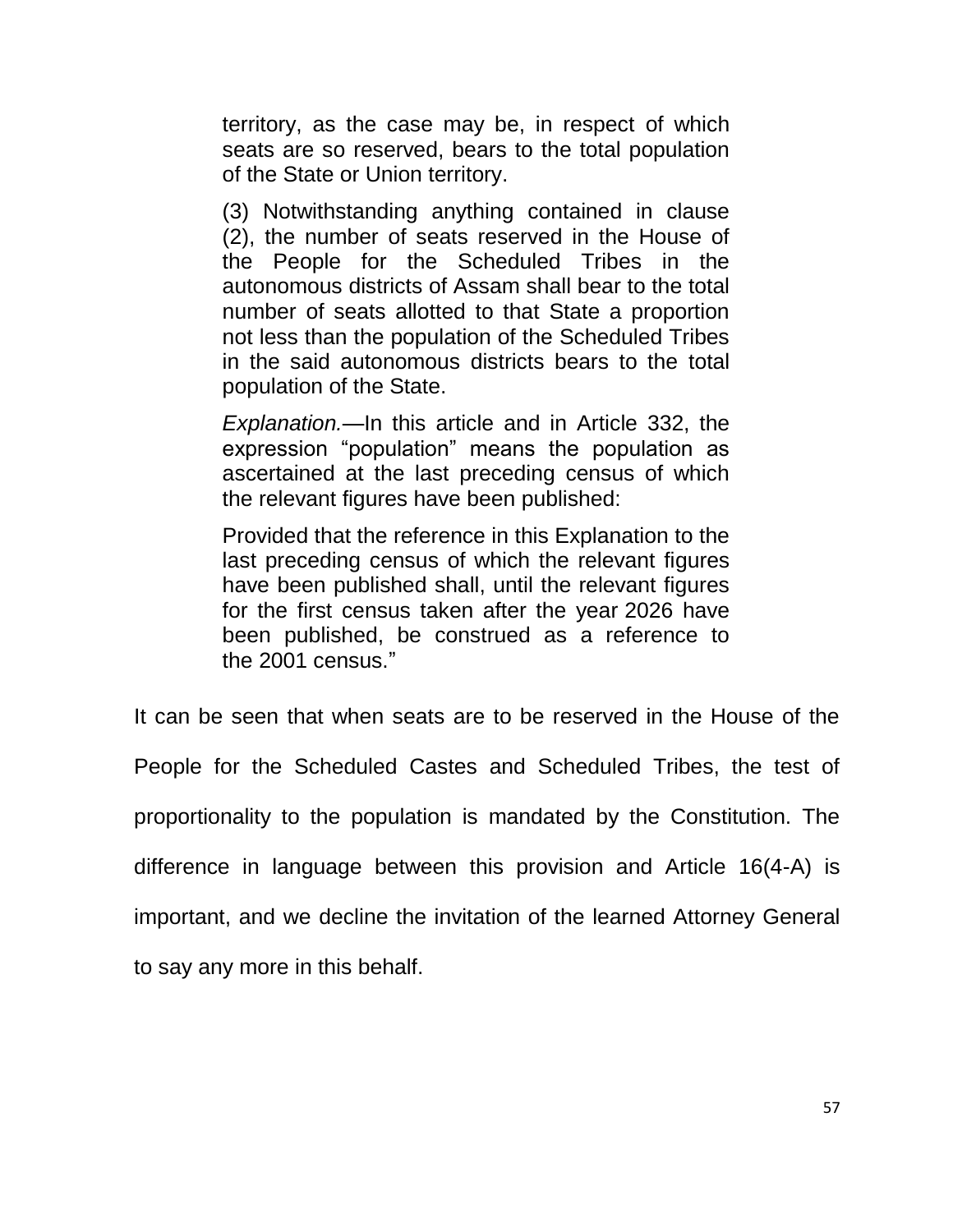> territory, as the case may be, in respect of which seats are so reserved, bears to the total population of the State or Union territory.
>
> (3) Notwithstanding anything contained in clause (2), the number of seats reserved in the House of the People for the Scheduled Tribes in the autonomous districts of Assam shall bear to the total number of seats allotted to that State a proportion not less than the population of the Scheduled Tribes in the said autonomous districts bears to the total population of the State.
>
> *Explanation.*—In this article and in Article 332, the expression "population" means the population as ascertained at the last preceding census of which the relevant figures have been published:
>
> Provided that the reference in this Explanation to the last preceding census of which the relevant figures have been published shall, until the relevant figures for the first census taken after the year 2026 have been published, be construed as a reference to the 2001 census."

It can be seen that when seats are to be reserved in the House of the People for the Scheduled Castes and Scheduled Tribes, the test of proportionality to the population is mandated by the Constitution. The difference in language between this provision and Article 16(4-A) is important, and we decline the invitation of the learned Attorney General to say any more in this behalf.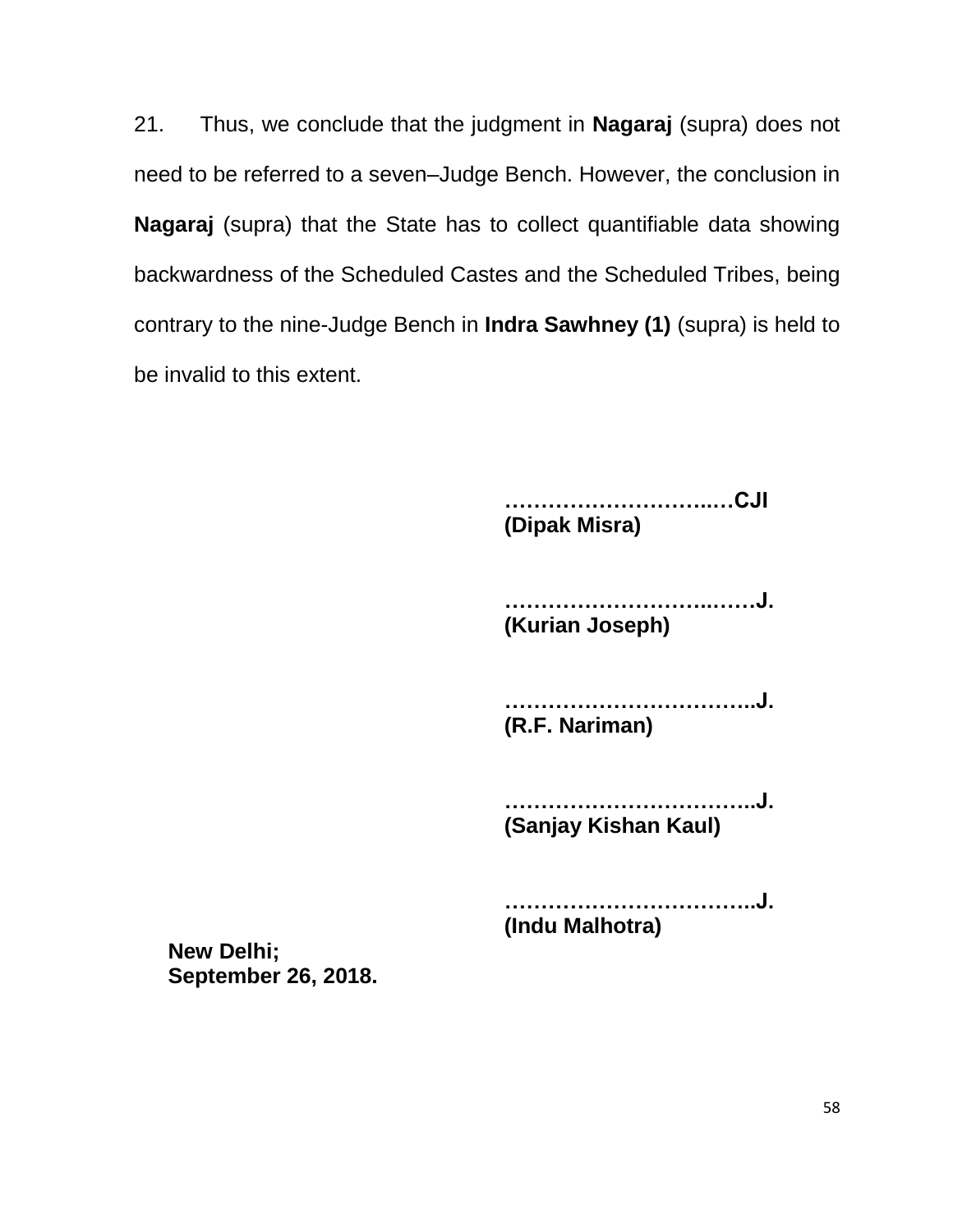21. Thus, we conclude that the judgment in **Nagaraj** (supra) does not need to be referred to a seven–Judge Bench. However, the conclusion in **Nagaraj** (supra) that the State has to collect quantifiable data showing backwardness of the Scheduled Castes and the Scheduled Tribes, being contrary to the nine-Judge Bench in **Indra Sawhney (1)** (supra) is held to be invalid to this extent.

**………………………..…CJI**
**(Dipak Misra)**

**……………………..……J.**
**(Kurian Joseph)**

**……………………………..J.**
**(R.F. Nariman)**

**……………………………..J.**
**(Sanjay Kishan Kaul)**

**……………………………..J.**
**(Indu Malhotra)**

**New Delhi;**
**September 26, 2018.**